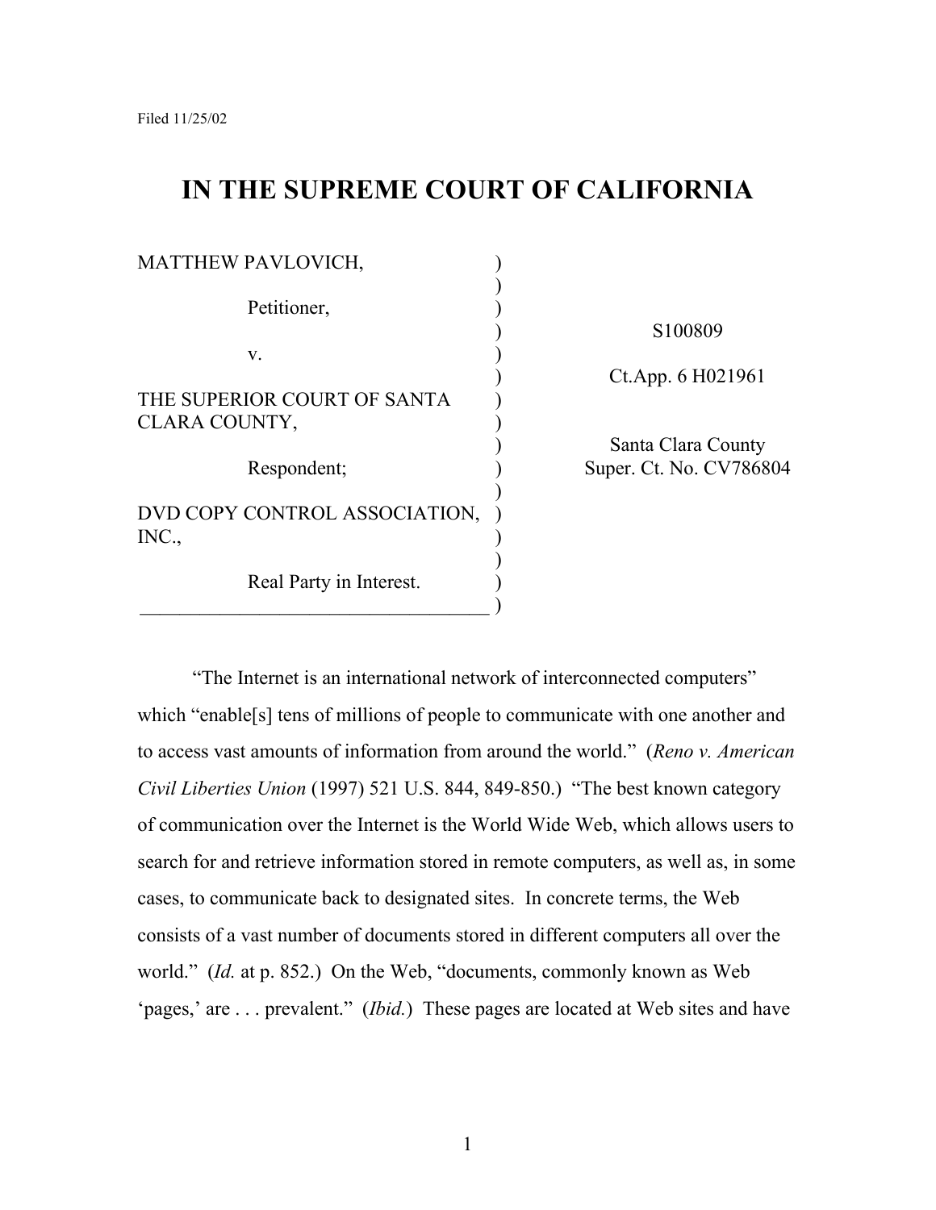Filed 11/25/02

# IN THE SUPREME COURT OF CALIFORNIA

| | |
|---|---|
| MATTHEW PAVLOVICH,<br><br>Petitioner,<br><br>v.<br><br>THE SUPERIOR COURT OF SANTA CLARA COUNTY,<br><br>Respondent;<br><br>DVD COPY CONTROL ASSOCIATION, INC.,<br><br>Real Party in Interest. | S100809<br><br>Ct.App. 6 H021961<br><br>Santa Clara County<br>Super. Ct. No. CV786804 |

"The Internet is an international network of interconnected computers" which "enable[s] tens of millions of people to communicate with one another and to access vast amounts of information from around the world." (*Reno v. American Civil Liberties Union* (1997) 521 U.S. 844, 849-850.) "The best known category of communication over the Internet is the World Wide Web, which allows users to search for and retrieve information stored in remote computers, as well as, in some cases, to communicate back to designated sites. In concrete terms, the Web consists of a vast number of documents stored in different computers all over the world." (*Id.* at p. 852.) On the Web, "documents, commonly known as Web 'pages,' are . . . prevalent." (*Ibid.*) These pages are located at Web sites and have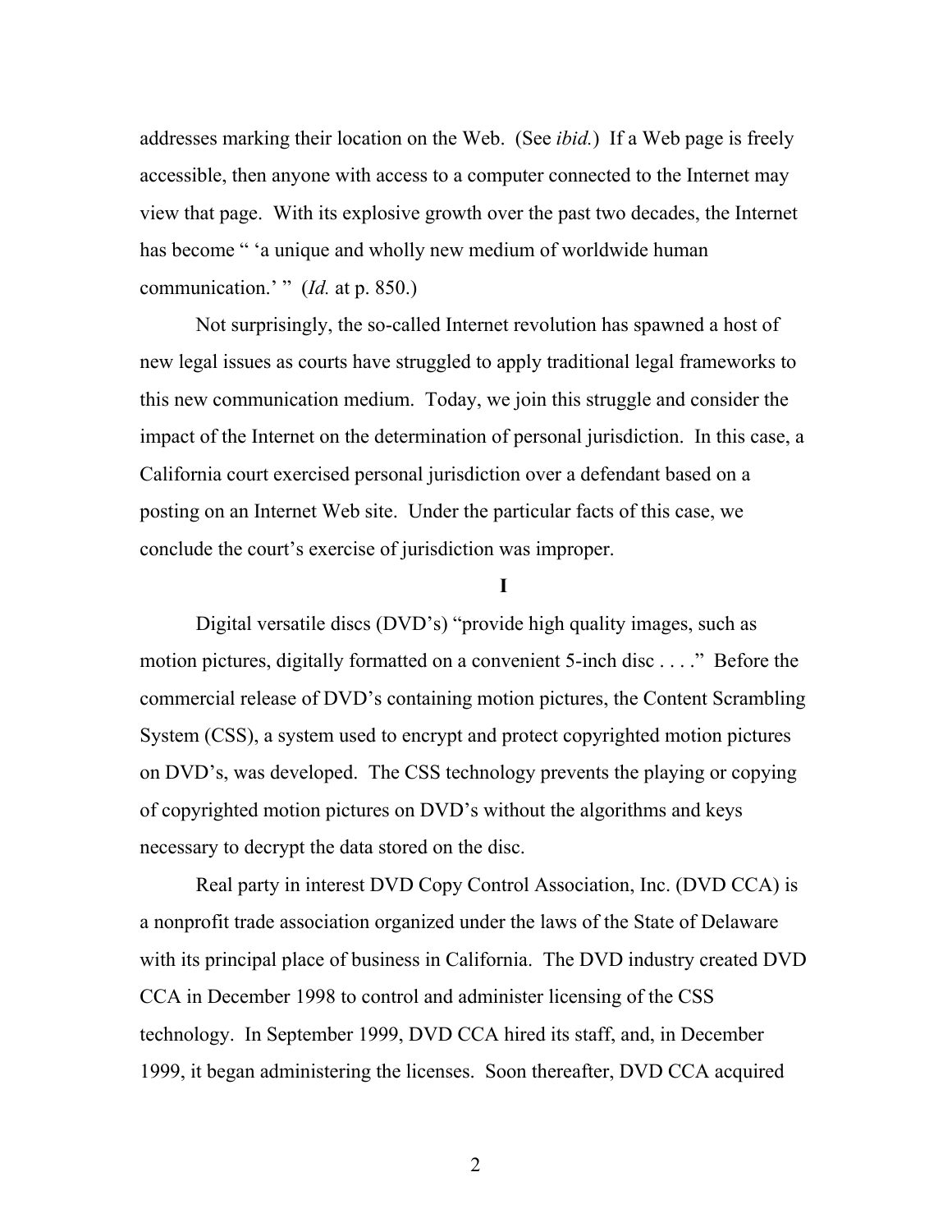addresses marking their location on the Web. (See *ibid.*) If a Web page is freely accessible, then anyone with access to a computer connected to the Internet may view that page. With its explosive growth over the past two decades, the Internet has become " 'a unique and wholly new medium of worldwide human communication.' " (*Id.* at p. 850.)

Not surprisingly, the so-called Internet revolution has spawned a host of new legal issues as courts have struggled to apply traditional legal frameworks to this new communication medium. Today, we join this struggle and consider the impact of the Internet on the determination of personal jurisdiction. In this case, a California court exercised personal jurisdiction over a defendant based on a posting on an Internet Web site. Under the particular facts of this case, we conclude the court's exercise of jurisdiction was improper.

**I**

Digital versatile discs (DVD's) "provide high quality images, such as motion pictures, digitally formatted on a convenient 5-inch disc . . . ." Before the commercial release of DVD's containing motion pictures, the Content Scrambling System (CSS), a system used to encrypt and protect copyrighted motion pictures on DVD's, was developed. The CSS technology prevents the playing or copying of copyrighted motion pictures on DVD's without the algorithms and keys necessary to decrypt the data stored on the disc.

Real party in interest DVD Copy Control Association, Inc. (DVD CCA) is a nonprofit trade association organized under the laws of the State of Delaware with its principal place of business in California. The DVD industry created DVD CCA in December 1998 to control and administer licensing of the CSS technology. In September 1999, DVD CCA hired its staff, and, in December 1999, it began administering the licenses. Soon thereafter, DVD CCA acquired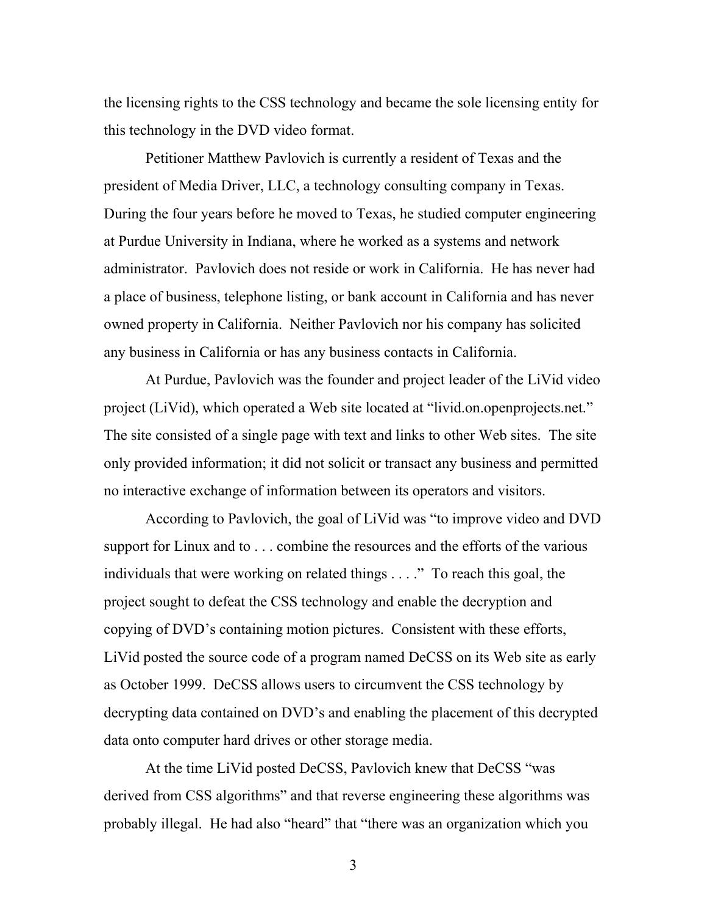the licensing rights to the CSS technology and became the sole licensing entity for this technology in the DVD video format.

Petitioner Matthew Pavlovich is currently a resident of Texas and the president of Media Driver, LLC, a technology consulting company in Texas. During the four years before he moved to Texas, he studied computer engineering at Purdue University in Indiana, where he worked as a systems and network administrator. Pavlovich does not reside or work in California. He has never had a place of business, telephone listing, or bank account in California and has never owned property in California. Neither Pavlovich nor his company has solicited any business in California or has any business contacts in California.

At Purdue, Pavlovich was the founder and project leader of the LiVid video project (LiVid), which operated a Web site located at "livid.on.openprojects.net." The site consisted of a single page with text and links to other Web sites. The site only provided information; it did not solicit or transact any business and permitted no interactive exchange of information between its operators and visitors.

According to Pavlovich, the goal of LiVid was "to improve video and DVD support for Linux and to . . . combine the resources and the efforts of the various individuals that were working on related things . . . ." To reach this goal, the project sought to defeat the CSS technology and enable the decryption and copying of DVD's containing motion pictures. Consistent with these efforts, LiVid posted the source code of a program named DeCSS on its Web site as early as October 1999. DeCSS allows users to circumvent the CSS technology by decrypting data contained on DVD's and enabling the placement of this decrypted data onto computer hard drives or other storage media.

At the time LiVid posted DeCSS, Pavlovich knew that DeCSS "was derived from CSS algorithms" and that reverse engineering these algorithms was probably illegal. He had also "heard" that "there was an organization which you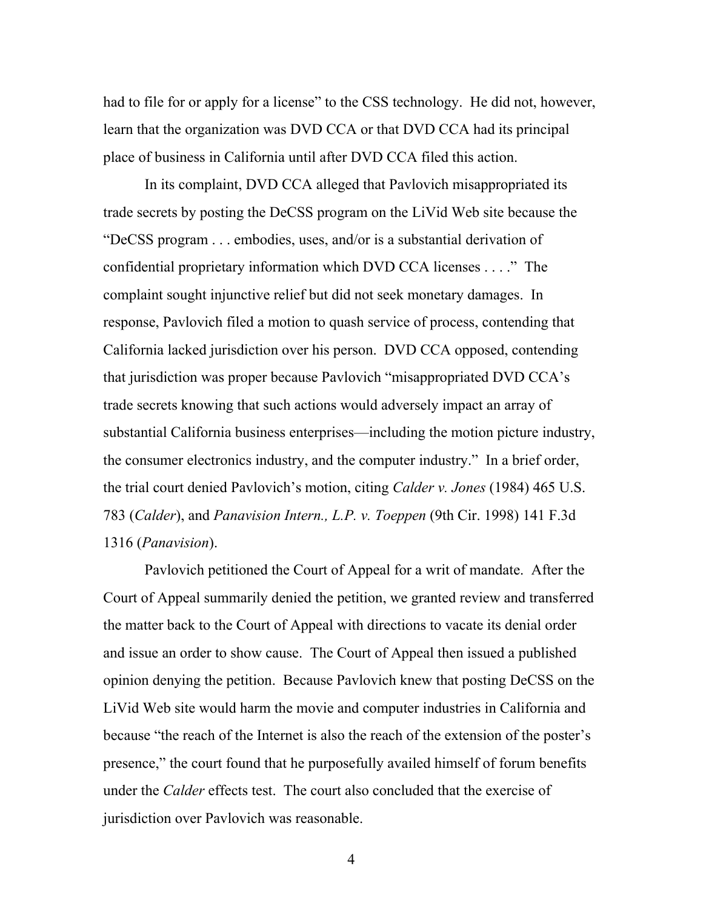had to file for or apply for a license" to the CSS technology. He did not, however, learn that the organization was DVD CCA or that DVD CCA had its principal place of business in California until after DVD CCA filed this action.

In its complaint, DVD CCA alleged that Pavlovich misappropriated its trade secrets by posting the DeCSS program on the LiVid Web site because the "DeCSS program . . . embodies, uses, and/or is a substantial derivation of confidential proprietary information which DVD CCA licenses . . . ." The complaint sought injunctive relief but did not seek monetary damages. In response, Pavlovich filed a motion to quash service of process, contending that California lacked jurisdiction over his person. DVD CCA opposed, contending that jurisdiction was proper because Pavlovich "misappropriated DVD CCA's trade secrets knowing that such actions would adversely impact an array of substantial California business enterprises—including the motion picture industry, the consumer electronics industry, and the computer industry." In a brief order, the trial court denied Pavlovich's motion, citing *Calder v. Jones* (1984) 465 U.S. 783 (*Calder*), and *Panavision Intern., L.P. v. Toeppen* (9th Cir. 1998) 141 F.3d 1316 (*Panavision*).

Pavlovich petitioned the Court of Appeal for a writ of mandate. After the Court of Appeal summarily denied the petition, we granted review and transferred the matter back to the Court of Appeal with directions to vacate its denial order and issue an order to show cause. The Court of Appeal then issued a published opinion denying the petition. Because Pavlovich knew that posting DeCSS on the LiVid Web site would harm the movie and computer industries in California and because "the reach of the Internet is also the reach of the extension of the poster's presence," the court found that he purposefully availed himself of forum benefits under the *Calder* effects test. The court also concluded that the exercise of jurisdiction over Pavlovich was reasonable.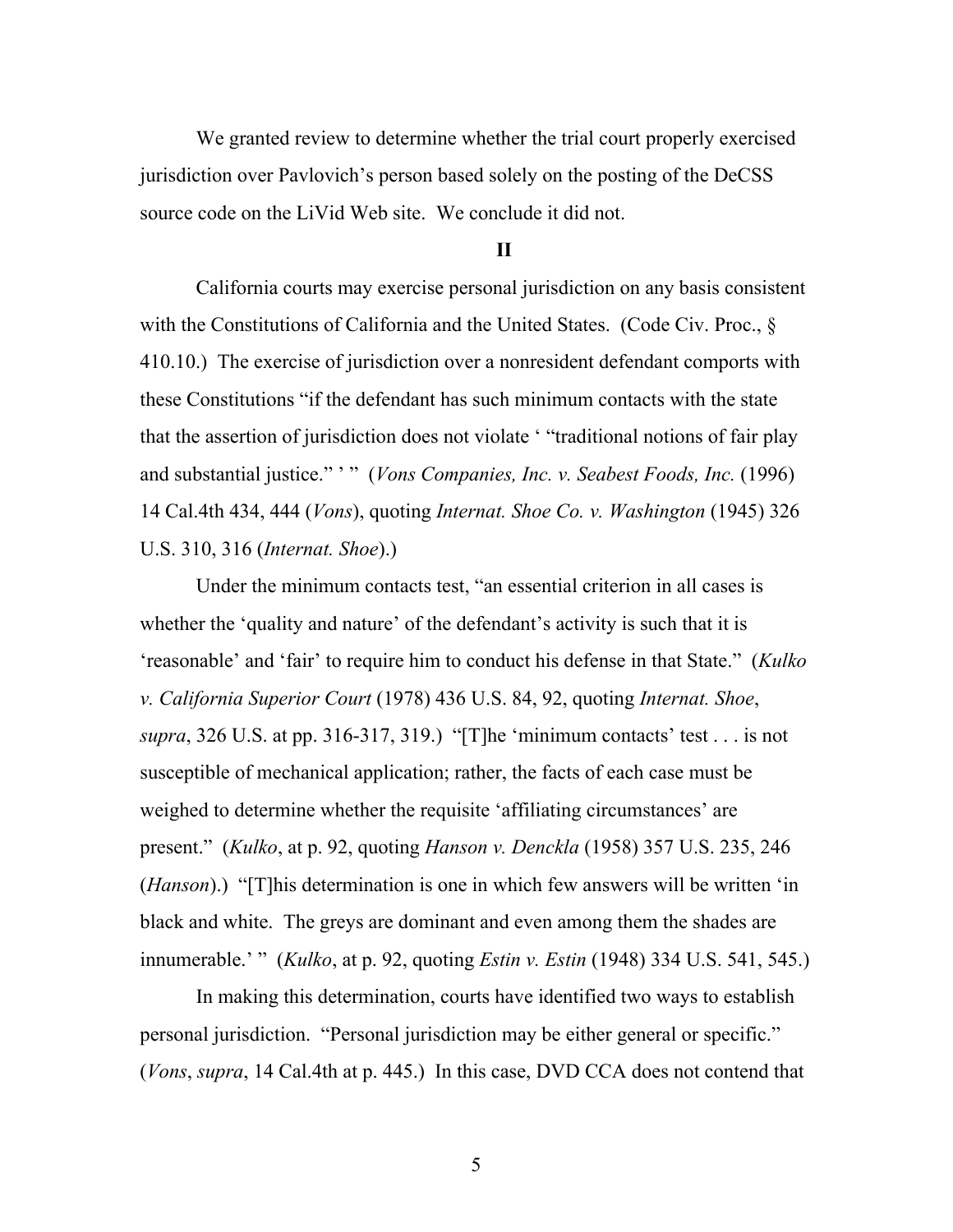We granted review to determine whether the trial court properly exercised jurisdiction over Pavlovich's person based solely on the posting of the DeCSS source code on the LiVid Web site. We conclude it did not.

## II

California courts may exercise personal jurisdiction on any basis consistent with the Constitutions of California and the United States. (Code Civ. Proc., § 410.10.) The exercise of jurisdiction over a nonresident defendant comports with these Constitutions "if the defendant has such minimum contacts with the state that the assertion of jurisdiction does not violate ' "traditional notions of fair play and substantial justice." ' " (*Vons Companies, Inc. v. Seabest Foods, Inc.* (1996) 14 Cal.4th 434, 444 (*Vons*), quoting *Internat. Shoe Co. v. Washington* (1945) 326 U.S. 310, 316 (*Internat. Shoe*).)

Under the minimum contacts test, "an essential criterion in all cases is whether the 'quality and nature' of the defendant's activity is such that it is 'reasonable' and 'fair' to require him to conduct his defense in that State." (*Kulko v. California Superior Court* (1978) 436 U.S. 84, 92, quoting *Internat. Shoe*, *supra*, 326 U.S. at pp. 316-317, 319.) "[T]he 'minimum contacts' test . . . is not susceptible of mechanical application; rather, the facts of each case must be weighed to determine whether the requisite 'affiliating circumstances' are present." (*Kulko*, at p. 92, quoting *Hanson v. Denckla* (1958) 357 U.S. 235, 246 (*Hanson*).) "[T]his determination is one in which few answers will be written 'in black and white. The greys are dominant and even among them the shades are innumerable.' " (*Kulko*, at p. 92, quoting *Estin v. Estin* (1948) 334 U.S. 541, 545.)

In making this determination, courts have identified two ways to establish personal jurisdiction. "Personal jurisdiction may be either general or specific." (*Vons*, *supra*, 14 Cal.4th at p. 445.) In this case, DVD CCA does not contend that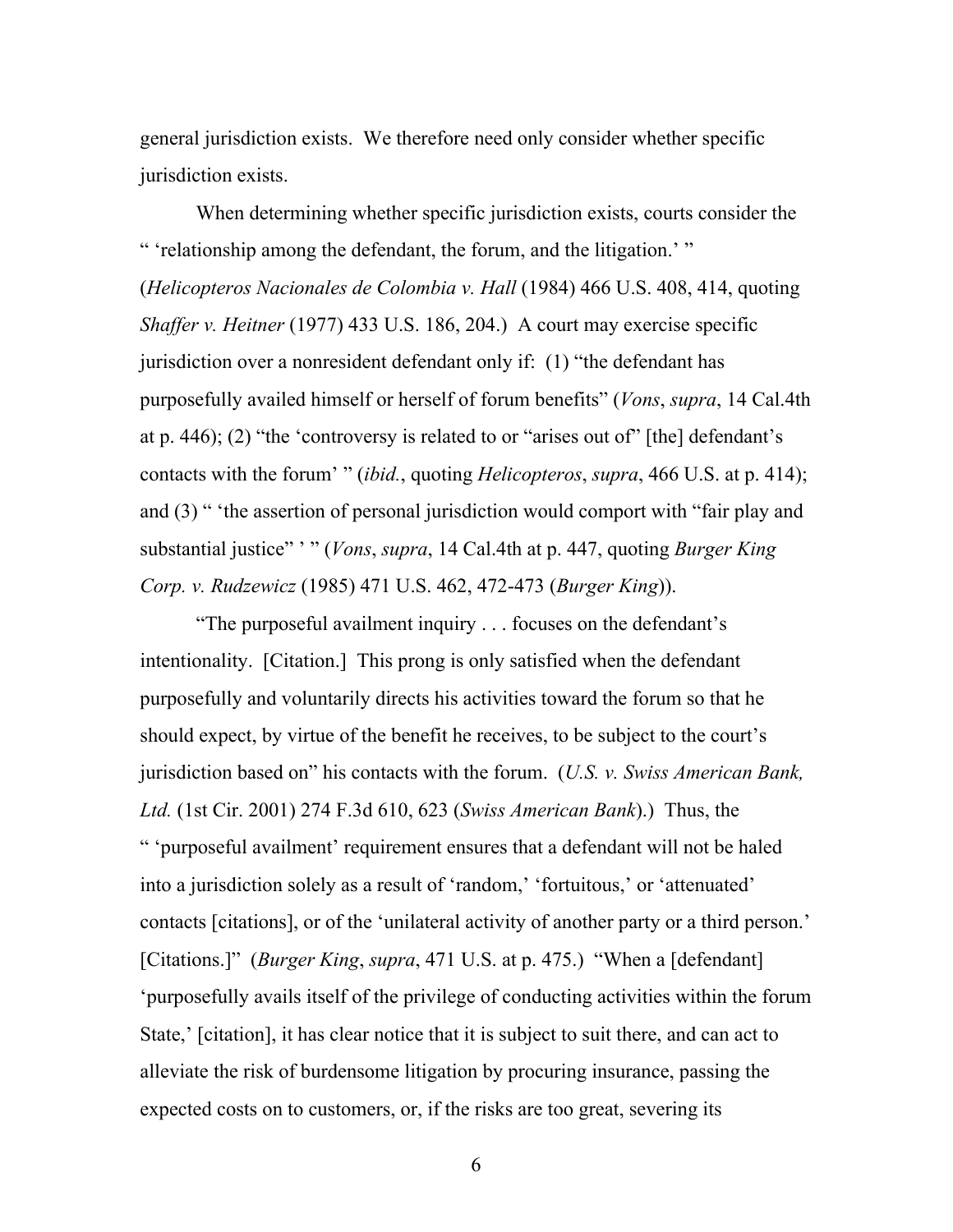general jurisdiction exists. We therefore need only consider whether specific jurisdiction exists.

When determining whether specific jurisdiction exists, courts consider the " 'relationship among the defendant, the forum, and the litigation.' " (*Helicopteros Nacionales de Colombia v. Hall* (1984) 466 U.S. 408, 414, quoting *Shaffer v. Heitner* (1977) 433 U.S. 186, 204.) A court may exercise specific jurisdiction over a nonresident defendant only if: (1) "the defendant has purposefully availed himself or herself of forum benefits" (*Vons*, *supra*, 14 Cal.4th at p. 446); (2) "the 'controversy is related to or "arises out of" [the] defendant's contacts with the forum' " (*ibid.*, quoting *Helicopteros*, *supra*, 466 U.S. at p. 414); and (3) " 'the assertion of personal jurisdiction would comport with "fair play and substantial justice" ' " (*Vons*, *supra*, 14 Cal.4th at p. 447, quoting *Burger King Corp. v. Rudzewicz* (1985) 471 U.S. 462, 472-473 (*Burger King*)).

"The purposeful availment inquiry . . . focuses on the defendant's intentionality. [Citation.] This prong is only satisfied when the defendant purposefully and voluntarily directs his activities toward the forum so that he should expect, by virtue of the benefit he receives, to be subject to the court's jurisdiction based on" his contacts with the forum. (*U.S. v. Swiss American Bank, Ltd.* (1st Cir. 2001) 274 F.3d 610, 623 (*Swiss American Bank*).) Thus, the " 'purposeful availment' requirement ensures that a defendant will not be haled into a jurisdiction solely as a result of 'random,' 'fortuitous,' or 'attenuated' contacts [citations], or of the 'unilateral activity of another party or a third person.' [Citations.]" (*Burger King*, *supra*, 471 U.S. at p. 475.) "When a [defendant] 'purposefully avails itself of the privilege of conducting activities within the forum State,' [citation], it has clear notice that it is subject to suit there, and can act to alleviate the risk of burdensome litigation by procuring insurance, passing the expected costs on to customers, or, if the risks are too great, severing its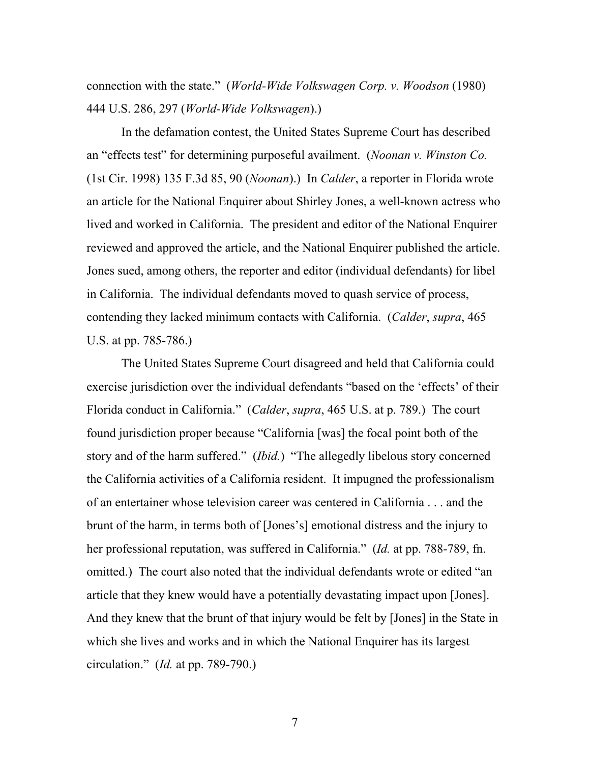connection with the state." (*World-Wide Volkswagen Corp. v. Woodson* (1980) 444 U.S. 286, 297 (*World-Wide Volkswagen*).)

In the defamation contest, the United States Supreme Court has described an "effects test" for determining purposeful availment. (*Noonan v. Winston Co.* (1st Cir. 1998) 135 F.3d 85, 90 (*Noonan*).) In *Calder*, a reporter in Florida wrote an article for the National Enquirer about Shirley Jones, a well-known actress who lived and worked in California. The president and editor of the National Enquirer reviewed and approved the article, and the National Enquirer published the article. Jones sued, among others, the reporter and editor (individual defendants) for libel in California. The individual defendants moved to quash service of process, contending they lacked minimum contacts with California. (*Calder*, *supra*, 465 U.S. at pp. 785-786.)

The United States Supreme Court disagreed and held that California could exercise jurisdiction over the individual defendants "based on the 'effects' of their Florida conduct in California." (*Calder*, *supra*, 465 U.S. at p. 789.) The court found jurisdiction proper because "California [was] the focal point both of the story and of the harm suffered." (*Ibid.*) "The allegedly libelous story concerned the California activities of a California resident. It impugned the professionalism of an entertainer whose television career was centered in California . . . and the brunt of the harm, in terms both of [Jones's] emotional distress and the injury to her professional reputation, was suffered in California." (*Id.* at pp. 788-789, fn. omitted.) The court also noted that the individual defendants wrote or edited "an article that they knew would have a potentially devastating impact upon [Jones]. And they knew that the brunt of that injury would be felt by [Jones] in the State in which she lives and works and in which the National Enquirer has its largest circulation." (*Id.* at pp. 789-790.)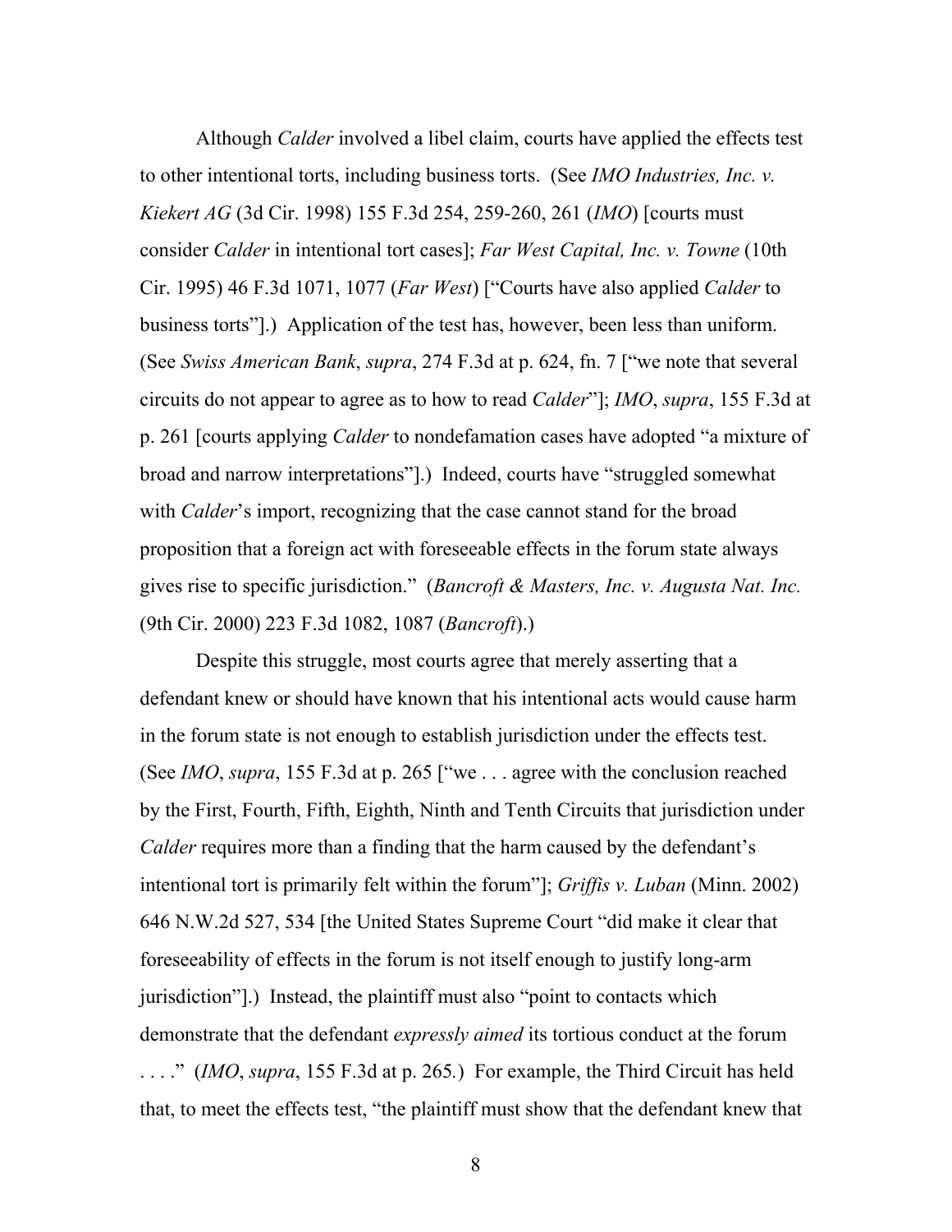Although *Calder* involved a libel claim, courts have applied the effects test to other intentional torts, including business torts. (See *IMO Industries, Inc. v. Kiekert AG* (3d Cir. 1998) 155 F.3d 254, 259-260, 261 (*IMO*) [courts must consider *Calder* in intentional tort cases]; *Far West Capital, Inc. v. Towne* (10th Cir. 1995) 46 F.3d 1071, 1077 (*Far West*) ["Courts have also applied *Calder* to business torts"].) Application of the test has, however, been less than uniform. (See *Swiss American Bank*, *supra*, 274 F.3d at p. 624, fn. 7 ["we note that several circuits do not appear to agree as to how to read *Calder*"]; *IMO*, *supra*, 155 F.3d at p. 261 [courts applying *Calder* to nondefamation cases have adopted "a mixture of broad and narrow interpretations"].) Indeed, courts have "struggled somewhat with *Calder*'s import, recognizing that the case cannot stand for the broad proposition that a foreign act with foreseeable effects in the forum state always gives rise to specific jurisdiction." (*Bancroft & Masters, Inc. v. Augusta Nat. Inc.* (9th Cir. 2000) 223 F.3d 1082, 1087 (*Bancroft*).)

Despite this struggle, most courts agree that merely asserting that a defendant knew or should have known that his intentional acts would cause harm in the forum state is not enough to establish jurisdiction under the effects test. (See *IMO*, *supra*, 155 F.3d at p. 265 ["we . . . agree with the conclusion reached by the First, Fourth, Fifth, Eighth, Ninth and Tenth Circuits that jurisdiction under *Calder* requires more than a finding that the harm caused by the defendant's intentional tort is primarily felt within the forum"]; *Griffis v. Luban* (Minn. 2002) 646 N.W.2d 527, 534 [the United States Supreme Court "did make it clear that foreseeability of effects in the forum is not itself enough to justify long-arm jurisdiction"].) Instead, the plaintiff must also "point to contacts which demonstrate that the defendant *expressly aimed* its tortious conduct at the forum . . . ." (*IMO*, *supra*, 155 F.3d at p. 265.) For example, the Third Circuit has held that, to meet the effects test, "the plaintiff must show that the defendant knew that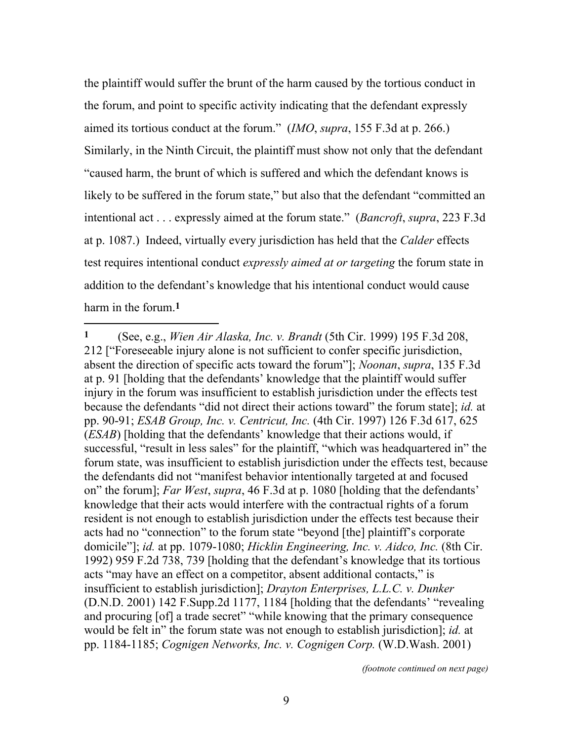the plaintiff would suffer the brunt of the harm caused by the tortious conduct in the forum, and point to specific activity indicating that the defendant expressly aimed its tortious conduct at the forum." (*IMO*, *supra*, 155 F.3d at p. 266.) Similarly, in the Ninth Circuit, the plaintiff must show not only that the defendant "caused harm, the brunt of which is suffered and which the defendant knows is likely to be suffered in the forum state," but also that the defendant "committed an intentional act . . . expressly aimed at the forum state." (*Bancroft*, *supra*, 223 F.3d at p. 1087.) Indeed, virtually every jurisdiction has held that the *Calder* effects test requires intentional conduct *expressly aimed at or targeting* the forum state in addition to the defendant's knowledge that his intentional conduct would cause harm in the forum.[1]

---

[1] (See, e.g., *Wien Air Alaska, Inc. v. Brandt* (5th Cir. 1999) 195 F.3d 208, 212 ["Foreseeable injury alone is not sufficient to confer specific jurisdiction, absent the direction of specific acts toward the forum"]; *Noonan*, *supra*, 135 F.3d at p. 91 [holding that the defendants' knowledge that the plaintiff would suffer injury in the forum was insufficient to establish jurisdiction under the effects test because the defendants "did not direct their actions toward" the forum state]; *id.* at pp. 90-91; *ESAB Group, Inc. v. Centricut, Inc.* (4th Cir. 1997) 126 F.3d 617, 625 (*ESAB*) [holding that the defendants' knowledge that their actions would, if successful, "result in less sales" for the plaintiff, "which was headquartered in" the forum state, was insufficient to establish jurisdiction under the effects test, because the defendants did not "manifest behavior intentionally targeted at and focused on" the forum]; *Far West*, *supra*, 46 F.3d at p. 1080 [holding that the defendants' knowledge that their acts would interfere with the contractual rights of a forum resident is not enough to establish jurisdiction under the effects test because their acts had no "connection" to the forum state "beyond [the] plaintiff's corporate domicile"]; *id.* at pp. 1079-1080; *Hicklin Engineering, Inc. v. Aidco, Inc.* (8th Cir. 1992) 959 F.2d 738, 739 [holding that the defendant's knowledge that its tortious acts "may have an effect on a competitor, absent additional contacts," is insufficient to establish jurisdiction]; *Drayton Enterprises, L.L.C. v. Dunker* (D.N.D. 2001) 142 F.Supp.2d 1177, 1184 [holding that the defendants' "revealing and procuring [of] a trade secret" "while knowing that the primary consequence would be felt in" the forum state was not enough to establish jurisdiction]; *id.* at pp. 1184-1185; *Cognigen Networks, Inc. v. Cognigen Corp.* (W.D.Wash. 2001)

*(footnote continued on next page)*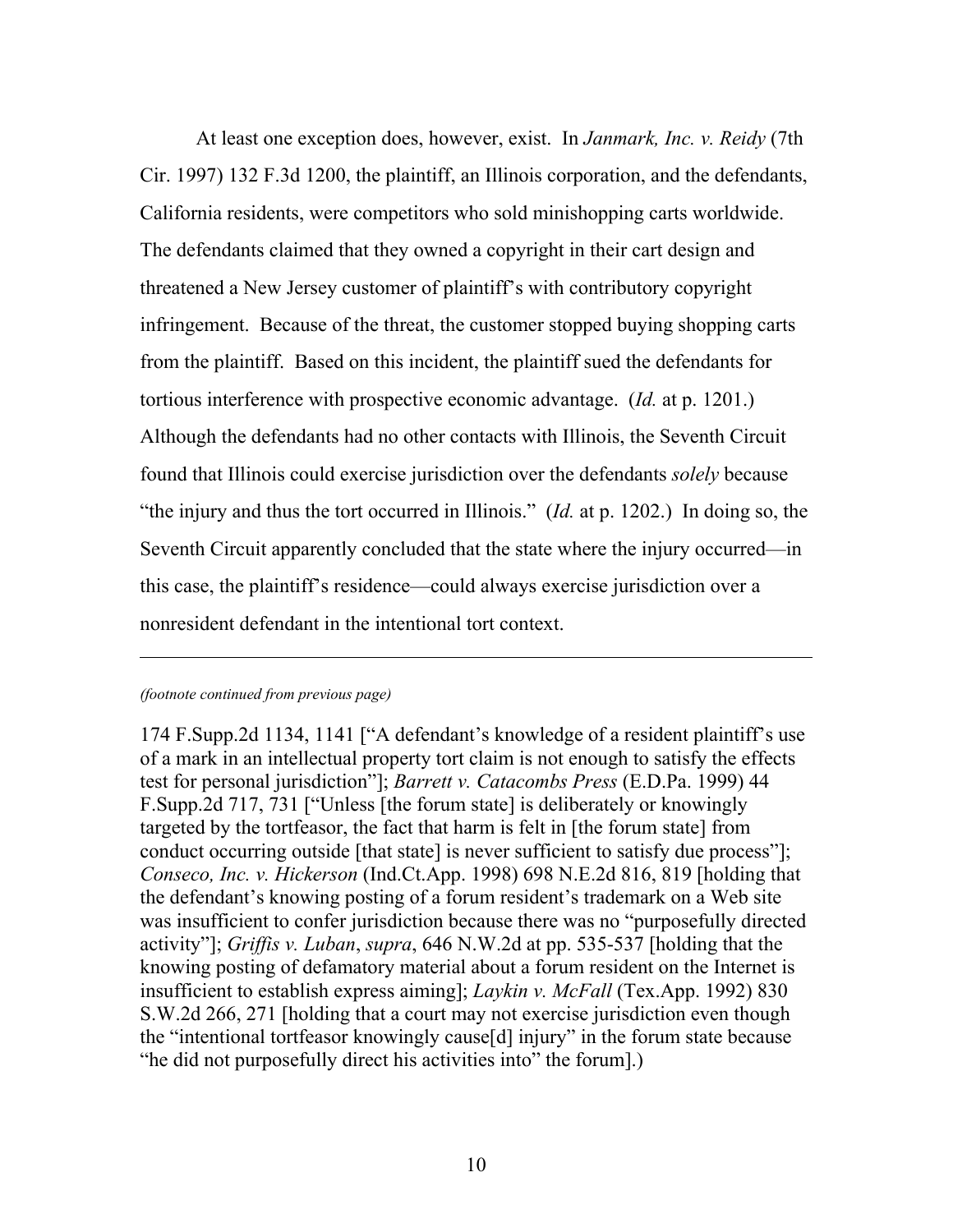At least one exception does, however, exist. In *Janmark, Inc. v. Reidy* (7th Cir. 1997) 132 F.3d 1200, the plaintiff, an Illinois corporation, and the defendants, California residents, were competitors who sold minishopping carts worldwide. The defendants claimed that they owned a copyright in their cart design and threatened a New Jersey customer of plaintiff's with contributory copyright infringement. Because of the threat, the customer stopped buying shopping carts from the plaintiff. Based on this incident, the plaintiff sued the defendants for tortious interference with prospective economic advantage. (*Id.* at p. 1201.) Although the defendants had no other contacts with Illinois, the Seventh Circuit found that Illinois could exercise jurisdiction over the defendants *solely* because "the injury and thus the tort occurred in Illinois." (*Id.* at p. 1202.) In doing so, the Seventh Circuit apparently concluded that the state where the injury occurred—in this case, the plaintiff's residence—could always exercise jurisdiction over a nonresident defendant in the intentional tort context.

---

*(footnote continued from previous page)*

174 F.Supp.2d 1134, 1141 ["A defendant's knowledge of a resident plaintiff's use of a mark in an intellectual property tort claim is not enough to satisfy the effects test for personal jurisdiction"]; *Barrett v. Catacombs Press* (E.D.Pa. 1999) 44 F.Supp.2d 717, 731 ["Unless [the forum state] is deliberately or knowingly targeted by the tortfeasor, the fact that harm is felt in [the forum state] from conduct occurring outside [that state] is never sufficient to satisfy due process"]; *Conseco, Inc. v. Hickerson* (Ind.Ct.App. 1998) 698 N.E.2d 816, 819 [holding that the defendant's knowing posting of a forum resident's trademark on a Web site was insufficient to confer jurisdiction because there was no "purposefully directed activity"]; *Griffis v. Luban*, *supra*, 646 N.W.2d at pp. 535-537 [holding that the knowing posting of defamatory material about a forum resident on the Internet is insufficient to establish express aiming]; *Laykin v. McFall* (Tex.App. 1992) 830 S.W.2d 266, 271 [holding that a court may not exercise jurisdiction even though the "intentional tortfeasor knowingly cause[d] injury" in the forum state because "he did not purposefully direct his activities into" the forum].)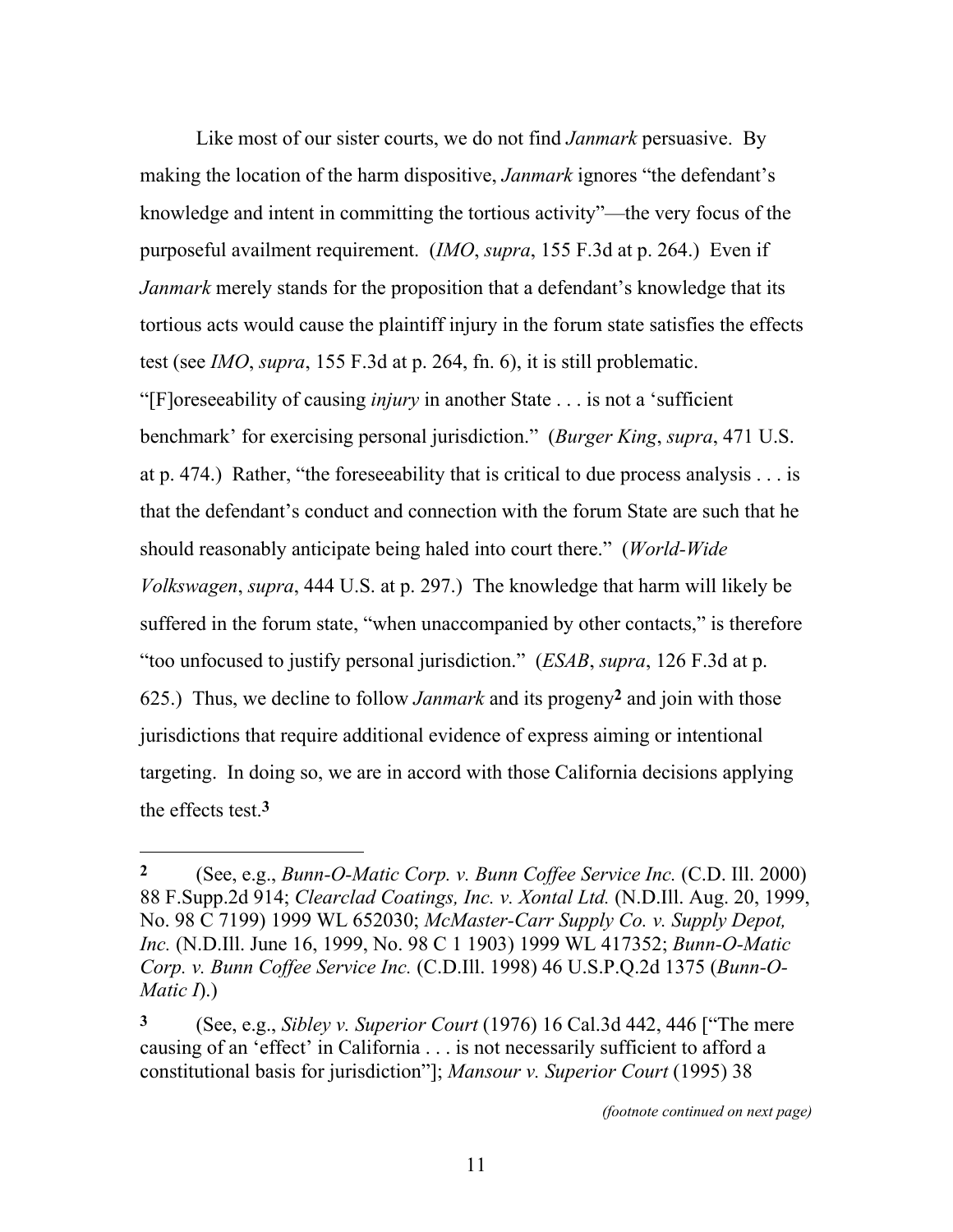Like most of our sister courts, we do not find *Janmark* persuasive. By making the location of the harm dispositive, *Janmark* ignores "the defendant's knowledge and intent in committing the tortious activity"—the very focus of the purposeful availment requirement. (*IMO*, *supra*, 155 F.3d at p. 264.) Even if *Janmark* merely stands for the proposition that a defendant's knowledge that its tortious acts would cause the plaintiff injury in the forum state satisfies the effects test (see *IMO*, *supra*, 155 F.3d at p. 264, fn. 6), it is still problematic. "[F]oreseeability of causing *injury* in another State . . . is not a 'sufficient benchmark' for exercising personal jurisdiction." (*Burger King*, *supra*, 471 U.S. at p. 474.) Rather, "the foreseeability that is critical to due process analysis . . . is that the defendant's conduct and connection with the forum State are such that he should reasonably anticipate being haled into court there." (*World-Wide Volkswagen*, *supra*, 444 U.S. at p. 297.) The knowledge that harm will likely be suffered in the forum state, "when unaccompanied by other contacts," is therefore "too unfocused to justify personal jurisdiction." (*ESAB*, *supra*, 126 F.3d at p. 625.) Thus, we decline to follow *Janmark* and its progeny[2] and join with those jurisdictions that require additional evidence of express aiming or intentional targeting. In doing so, we are in accord with those California decisions applying the effects test.[3]

---

**2** (See, e.g., *Bunn-O-Matic Corp. v. Bunn Coffee Service Inc.* (C.D. Ill. 2000) 88 F.Supp.2d 914; *Clearclad Coatings, Inc. v. Xontal Ltd.* (N.D.Ill. Aug. 20, 1999, No. 98 C 7199) 1999 WL 652030; *McMaster-Carr Supply Co. v. Supply Depot, Inc.* (N.D.Ill. June 16, 1999, No. 98 C 1 1903) 1999 WL 417352; *Bunn-O-Matic Corp. v. Bunn Coffee Service Inc.* (C.D.Ill. 1998) 46 U.S.P.Q.2d 1375 (*Bunn-O-Matic I*).)

**3** (See, e.g., *Sibley v. Superior Court* (1976) 16 Cal.3d 442, 446 ["The mere causing of an 'effect' in California . . . is not necessarily sufficient to afford a constitutional basis for jurisdiction"]; *Mansour v. Superior Court* (1995) 38

*(footnote continued on next page)*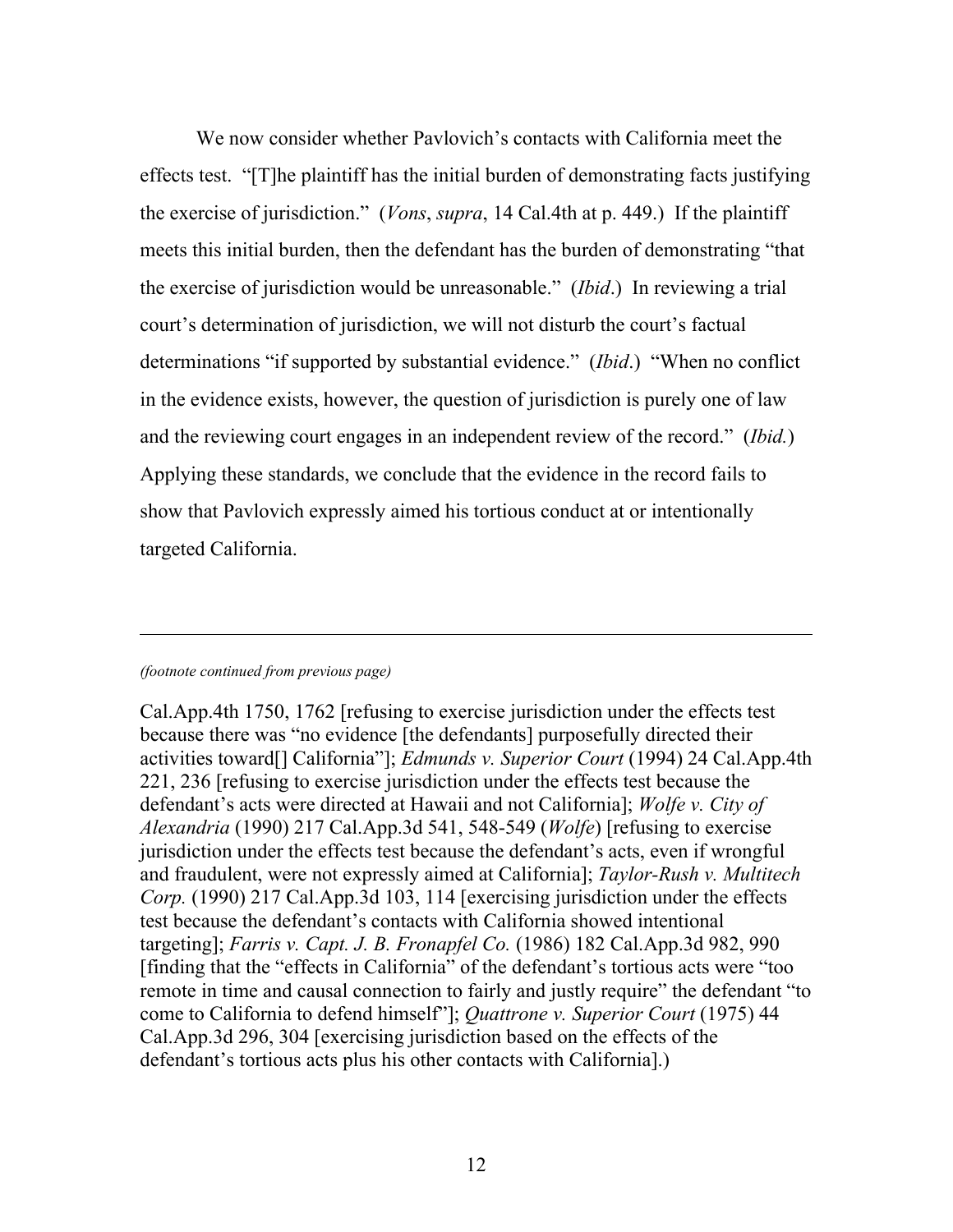We now consider whether Pavlovich's contacts with California meet the effects test. "[T]he plaintiff has the initial burden of demonstrating facts justifying the exercise of jurisdiction." (*Vons*, *supra*, 14 Cal.4th at p. 449.) If the plaintiff meets this initial burden, then the defendant has the burden of demonstrating "that the exercise of jurisdiction would be unreasonable." (*Ibid*.) In reviewing a trial court's determination of jurisdiction, we will not disturb the court's factual determinations "if supported by substantial evidence." (*Ibid*.) "When no conflict in the evidence exists, however, the question of jurisdiction is purely one of law and the reviewing court engages in an independent review of the record." (*Ibid.*) Applying these standards, we conclude that the evidence in the record fails to show that Pavlovich expressly aimed his tortious conduct at or intentionally targeted California.

---

*(footnote continued from previous page)*

Cal.App.4th 1750, 1762 [refusing to exercise jurisdiction under the effects test because there was "no evidence [the defendants] purposefully directed their activities toward[] California"]; *Edmunds v. Superior Court* (1994) 24 Cal.App.4th 221, 236 [refusing to exercise jurisdiction under the effects test because the defendant's acts were directed at Hawaii and not California]; *Wolfe v. City of Alexandria* (1990) 217 Cal.App.3d 541, 548-549 (*Wolfe*) [refusing to exercise jurisdiction under the effects test because the defendant's acts, even if wrongful and fraudulent, were not expressly aimed at California]; *Taylor-Rush v. Multitech Corp.* (1990) 217 Cal.App.3d 103, 114 [exercising jurisdiction under the effects test because the defendant's contacts with California showed intentional targeting]; *Farris v. Capt. J. B. Fronapfel Co.* (1986) 182 Cal.App.3d 982, 990 [finding that the "effects in California" of the defendant's tortious acts were "too remote in time and causal connection to fairly and justly require" the defendant "to come to California to defend himself"]; *Quattrone v. Superior Court* (1975) 44 Cal.App.3d 296, 304 [exercising jurisdiction based on the effects of the defendant's tortious acts plus his other contacts with California].)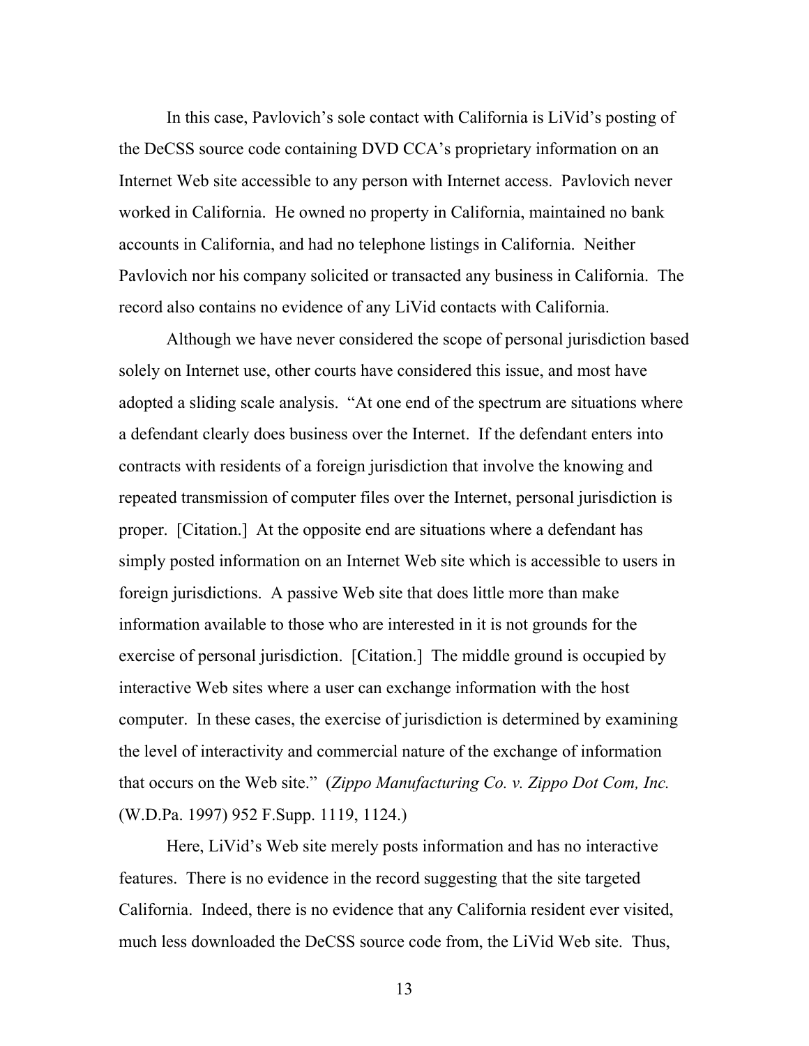In this case, Pavlovich's sole contact with California is LiVid's posting of the DeCSS source code containing DVD CCA's proprietary information on an Internet Web site accessible to any person with Internet access. Pavlovich never worked in California. He owned no property in California, maintained no bank accounts in California, and had no telephone listings in California. Neither Pavlovich nor his company solicited or transacted any business in California. The record also contains no evidence of any LiVid contacts with California.

Although we have never considered the scope of personal jurisdiction based solely on Internet use, other courts have considered this issue, and most have adopted a sliding scale analysis. "At one end of the spectrum are situations where a defendant clearly does business over the Internet. If the defendant enters into contracts with residents of a foreign jurisdiction that involve the knowing and repeated transmission of computer files over the Internet, personal jurisdiction is proper. [Citation.] At the opposite end are situations where a defendant has simply posted information on an Internet Web site which is accessible to users in foreign jurisdictions. A passive Web site that does little more than make information available to those who are interested in it is not grounds for the exercise of personal jurisdiction. [Citation.] The middle ground is occupied by interactive Web sites where a user can exchange information with the host computer. In these cases, the exercise of jurisdiction is determined by examining the level of interactivity and commercial nature of the exchange of information that occurs on the Web site." (*Zippo Manufacturing Co. v. Zippo Dot Com, Inc.* (W.D.Pa. 1997) 952 F.Supp. 1119, 1124.)

Here, LiVid's Web site merely posts information and has no interactive features. There is no evidence in the record suggesting that the site targeted California. Indeed, there is no evidence that any California resident ever visited, much less downloaded the DeCSS source code from, the LiVid Web site. Thus,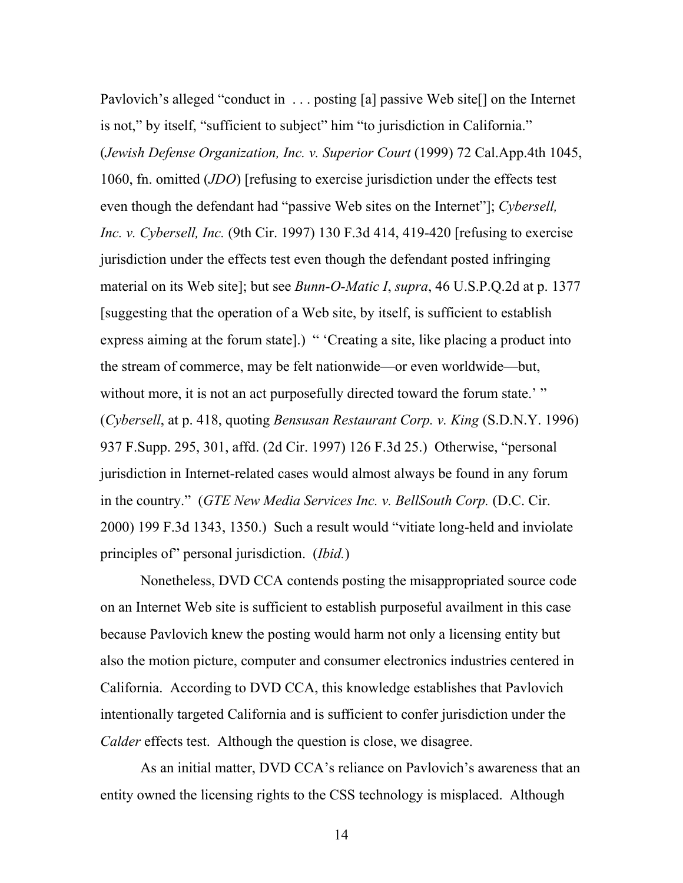Pavlovich's alleged "conduct in . . . posting [a] passive Web site[] on the Internet is not," by itself, "sufficient to subject" him "to jurisdiction in California." (*Jewish Defense Organization, Inc. v. Superior Court* (1999) 72 Cal.App.4th 1045, 1060, fn. omitted (*JDO*) [refusing to exercise jurisdiction under the effects test even though the defendant had "passive Web sites on the Internet"]; *Cybersell, Inc. v. Cybersell, Inc.* (9th Cir. 1997) 130 F.3d 414, 419-420 [refusing to exercise jurisdiction under the effects test even though the defendant posted infringing material on its Web site]; but see *Bunn-O-Matic I*, *supra*, 46 U.S.P.Q.2d at p. 1377 [suggesting that the operation of a Web site, by itself, is sufficient to establish express aiming at the forum state].) " 'Creating a site, like placing a product into the stream of commerce, may be felt nationwide—or even worldwide—but, without more, it is not an act purposefully directed toward the forum state.' " (*Cybersell*, at p. 418, quoting *Bensusan Restaurant Corp. v. King* (S.D.N.Y. 1996) 937 F.Supp. 295, 301, affd. (2d Cir. 1997) 126 F.3d 25.) Otherwise, "personal jurisdiction in Internet-related cases would almost always be found in any forum in the country." (*GTE New Media Services Inc. v. BellSouth Corp.* (D.C. Cir. 2000) 199 F.3d 1343, 1350.) Such a result would "vitiate long-held and inviolate principles of" personal jurisdiction. (*Ibid.*)

Nonetheless, DVD CCA contends posting the misappropriated source code on an Internet Web site is sufficient to establish purposeful availment in this case because Pavlovich knew the posting would harm not only a licensing entity but also the motion picture, computer and consumer electronics industries centered in California. According to DVD CCA, this knowledge establishes that Pavlovich intentionally targeted California and is sufficient to confer jurisdiction under the *Calder* effects test. Although the question is close, we disagree.

As an initial matter, DVD CCA's reliance on Pavlovich's awareness that an entity owned the licensing rights to the CSS technology is misplaced. Although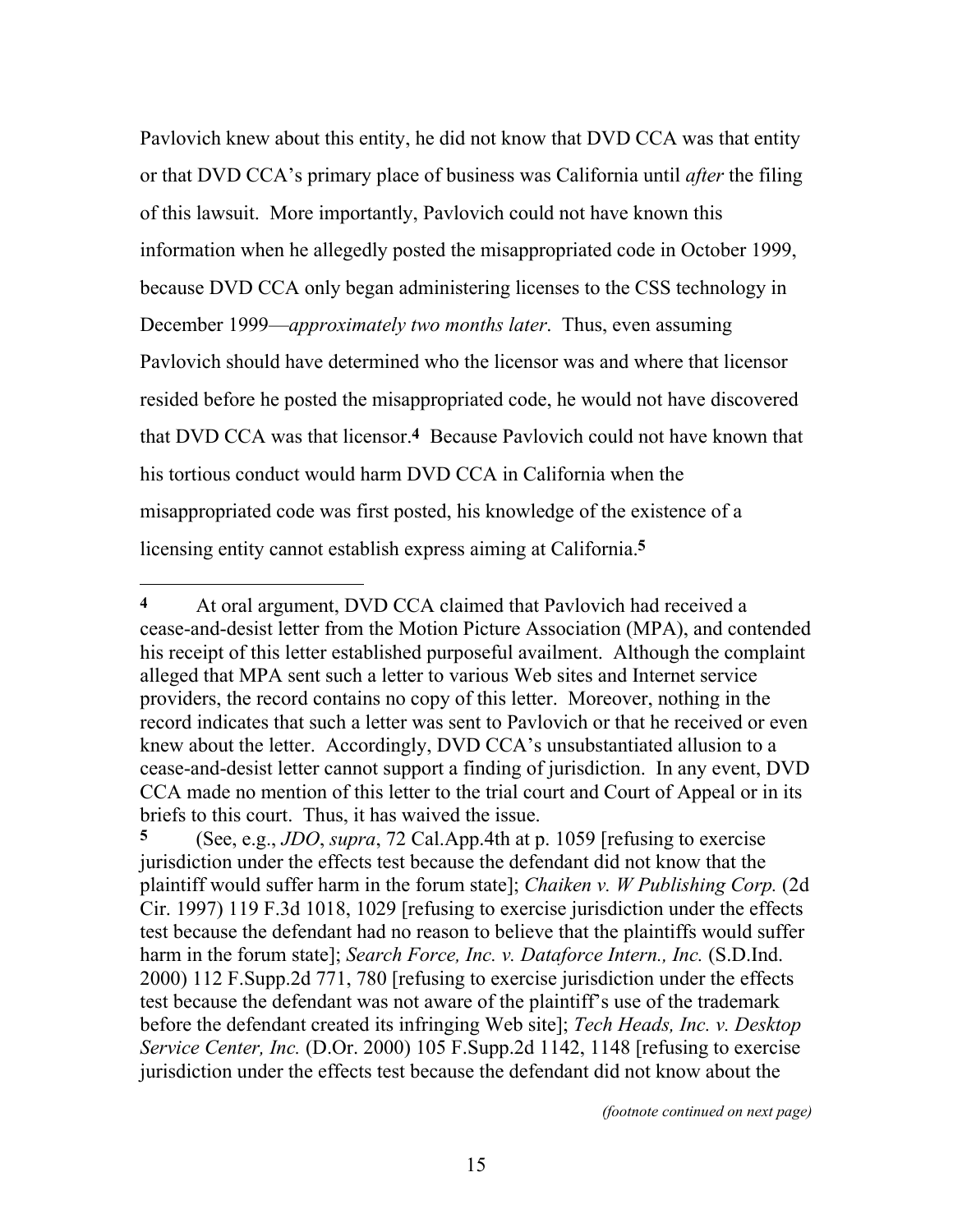Pavlovich knew about this entity, he did not know that DVD CCA was that entity or that DVD CCA's primary place of business was California until *after* the filing of this lawsuit. More importantly, Pavlovich could not have known this information when he allegedly posted the misappropriated code in October 1999, because DVD CCA only began administering licenses to the CSS technology in December 1999—*approximately two months later*. Thus, even assuming Pavlovich should have determined who the licensor was and where that licensor resided before he posted the misappropriated code, he would not have discovered that DVD CCA was that licensor.[4] Because Pavlovich could not have known that his tortious conduct would harm DVD CCA in California when the misappropriated code was first posted, his knowledge of the existence of a licensing entity cannot establish express aiming at California.[5]

---

**4** At oral argument, DVD CCA claimed that Pavlovich had received a cease-and-desist letter from the Motion Picture Association (MPA), and contended his receipt of this letter established purposeful availment. Although the complaint alleged that MPA sent such a letter to various Web sites and Internet service providers, the record contains no copy of this letter. Moreover, nothing in the record indicates that such a letter was sent to Pavlovich or that he received or even knew about the letter. Accordingly, DVD CCA's unsubstantiated allusion to a cease-and-desist letter cannot support a finding of jurisdiction. In any event, DVD CCA made no mention of this letter to the trial court and Court of Appeal or in its briefs to this court. Thus, it has waived the issue.

**5** (See, e.g., *JDO*, *supra*, 72 Cal.App.4th at p. 1059 [refusing to exercise jurisdiction under the effects test because the defendant did not know that the plaintiff would suffer harm in the forum state]; *Chaiken v. W Publishing Corp.* (2d Cir. 1997) 119 F.3d 1018, 1029 [refusing to exercise jurisdiction under the effects test because the defendant had no reason to believe that the plaintiffs would suffer harm in the forum state]; *Search Force, Inc. v. Dataforce Intern., Inc.* (S.D.Ind. 2000) 112 F.Supp.2d 771, 780 [refusing to exercise jurisdiction under the effects test because the defendant was not aware of the plaintiff's use of the trademark before the defendant created its infringing Web site]; *Tech Heads, Inc. v. Desktop Service Center, Inc.* (D.Or. 2000) 105 F.Supp.2d 1142, 1148 [refusing to exercise jurisdiction under the effects test because the defendant did not know about the

*(footnote continued on next page)*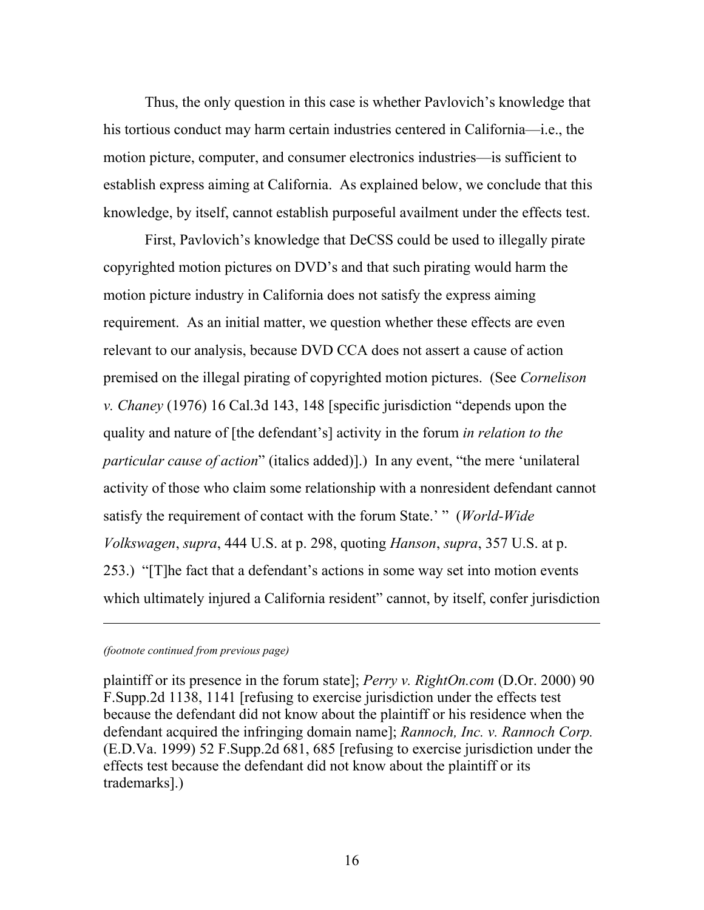Thus, the only question in this case is whether Pavlovich's knowledge that his tortious conduct may harm certain industries centered in California—i.e., the motion picture, computer, and consumer electronics industries—is sufficient to establish express aiming at California. As explained below, we conclude that this knowledge, by itself, cannot establish purposeful availment under the effects test.

First, Pavlovich's knowledge that DeCSS could be used to illegally pirate copyrighted motion pictures on DVD's and that such pirating would harm the motion picture industry in California does not satisfy the express aiming requirement. As an initial matter, we question whether these effects are even relevant to our analysis, because DVD CCA does not assert a cause of action premised on the illegal pirating of copyrighted motion pictures. (See *Cornelison v. Chaney* (1976) 16 Cal.3d 143, 148 [specific jurisdiction "depends upon the quality and nature of [the defendant's] activity in the forum *in relation to the particular cause of action*" (italics added)].) In any event, "the mere 'unilateral activity of those who claim some relationship with a nonresident defendant cannot satisfy the requirement of contact with the forum State.' " (*World-Wide Volkswagen*, *supra*, 444 U.S. at p. 298, quoting *Hanson*, *supra*, 357 U.S. at p. 253.) "[T]he fact that a defendant's actions in some way set into motion events which ultimately injured a California resident" cannot, by itself, confer jurisdiction

---

*(footnote continued from previous page)*

plaintiff or its presence in the forum state]; *Perry v. RightOn.com* (D.Or. 2000) 90 F.Supp.2d 1138, 1141 [refusing to exercise jurisdiction under the effects test because the defendant did not know about the plaintiff or his residence when the defendant acquired the infringing domain name]; *Rannoch, Inc. v. Rannoch Corp.* (E.D.Va. 1999) 52 F.Supp.2d 681, 685 [refusing to exercise jurisdiction under the effects test because the defendant did not know about the plaintiff or its trademarks].)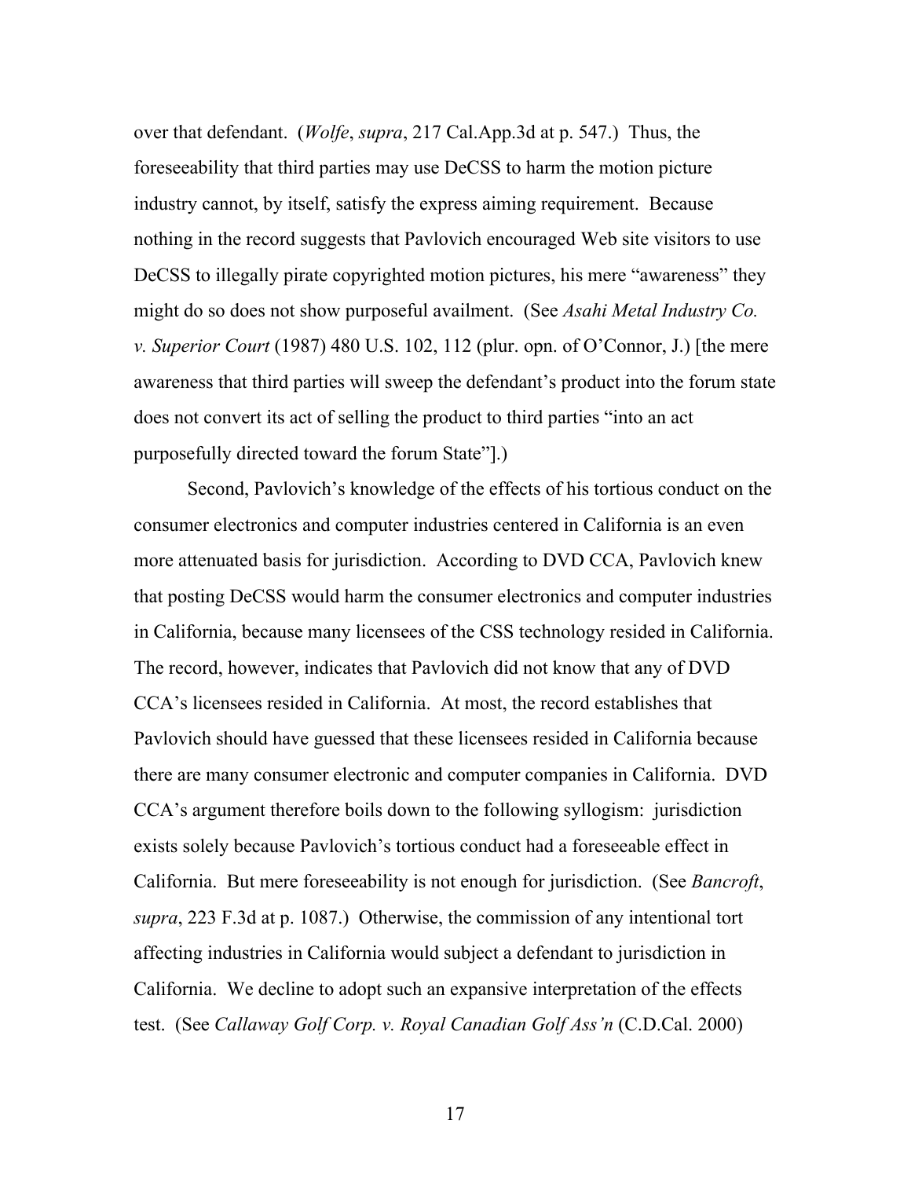over that defendant. (*Wolfe*, *supra*, 217 Cal.App.3d at p. 547.) Thus, the foreseeability that third parties may use DeCSS to harm the motion picture industry cannot, by itself, satisfy the express aiming requirement. Because nothing in the record suggests that Pavlovich encouraged Web site visitors to use DeCSS to illegally pirate copyrighted motion pictures, his mere "awareness" they might do so does not show purposeful availment. (See *Asahi Metal Industry Co. v. Superior Court* (1987) 480 U.S. 102, 112 (plur. opn. of O'Connor, J.) [the mere awareness that third parties will sweep the defendant's product into the forum state does not convert its act of selling the product to third parties "into an act purposefully directed toward the forum State"].)

Second, Pavlovich's knowledge of the effects of his tortious conduct on the consumer electronics and computer industries centered in California is an even more attenuated basis for jurisdiction. According to DVD CCA, Pavlovich knew that posting DeCSS would harm the consumer electronics and computer industries in California, because many licensees of the CSS technology resided in California. The record, however, indicates that Pavlovich did not know that any of DVD CCA's licensees resided in California. At most, the record establishes that Pavlovich should have guessed that these licensees resided in California because there are many consumer electronic and computer companies in California. DVD CCA's argument therefore boils down to the following syllogism: jurisdiction exists solely because Pavlovich's tortious conduct had a foreseeable effect in California. But mere foreseeability is not enough for jurisdiction. (See *Bancroft*, *supra*, 223 F.3d at p. 1087.) Otherwise, the commission of any intentional tort affecting industries in California would subject a defendant to jurisdiction in California. We decline to adopt such an expansive interpretation of the effects test. (See *Callaway Golf Corp. v. Royal Canadian Golf Ass'n* (C.D.Cal. 2000)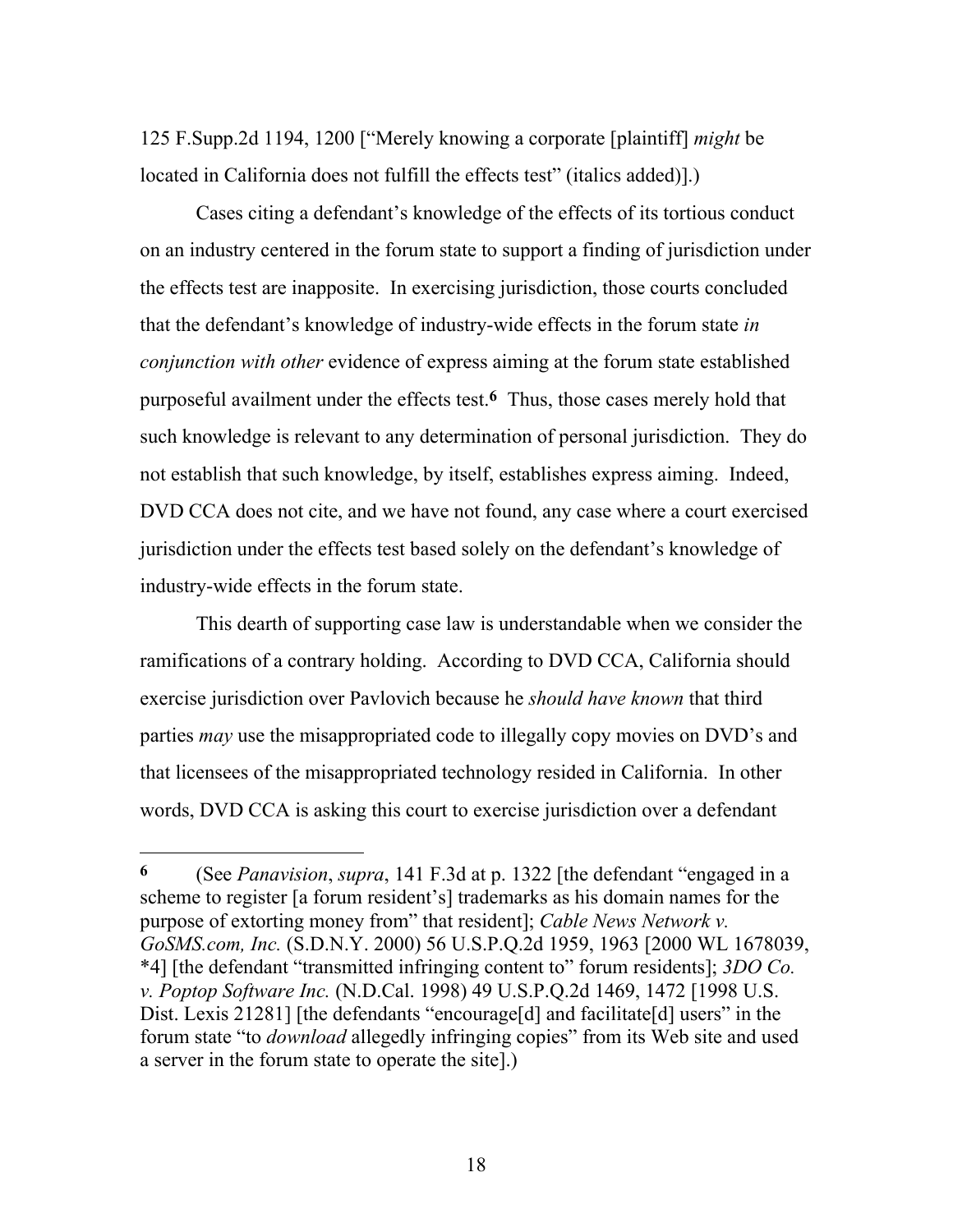125 F.Supp.2d 1194, 1200 ["Merely knowing a corporate [plaintiff] *might* be located in California does not fulfill the effects test" (italics added)].)

Cases citing a defendant's knowledge of the effects of its tortious conduct on an industry centered in the forum state to support a finding of jurisdiction under the effects test are inapposite. In exercising jurisdiction, those courts concluded that the defendant's knowledge of industry-wide effects in the forum state *in conjunction with other* evidence of express aiming at the forum state established purposeful availment under the effects test.[6] Thus, those cases merely hold that such knowledge is relevant to any determination of personal jurisdiction. They do not establish that such knowledge, by itself, establishes express aiming. Indeed, DVD CCA does not cite, and we have not found, any case where a court exercised jurisdiction under the effects test based solely on the defendant's knowledge of industry-wide effects in the forum state.

This dearth of supporting case law is understandable when we consider the ramifications of a contrary holding. According to DVD CCA, California should exercise jurisdiction over Pavlovich because he *should have known* that third parties *may* use the misappropriated code to illegally copy movies on DVD's and that licensees of the misappropriated technology resided in California. In other words, DVD CCA is asking this court to exercise jurisdiction over a defendant

---

**6** (See *Panavision*, *supra*, 141 F.3d at p. 1322 [the defendant "engaged in a scheme to register [a forum resident's] trademarks as his domain names for the purpose of extorting money from" that resident]; *Cable News Network v. GoSMS.com, Inc.* (S.D.N.Y. 2000) 56 U.S.P.Q.2d 1959, 1963 [2000 WL 1678039, *4] [the defendant "transmitted infringing content to" forum residents]; *3DO Co. v. Poptop Software Inc.* (N.D.Cal. 1998) 49 U.S.P.Q.2d 1469, 1472 [1998 U.S. Dist. Lexis 21281] [the defendants "encourage[d] and facilitate[d] users" in the forum state "to *download* allegedly infringing copies" from its Web site and used a server in the forum state to operate the site].)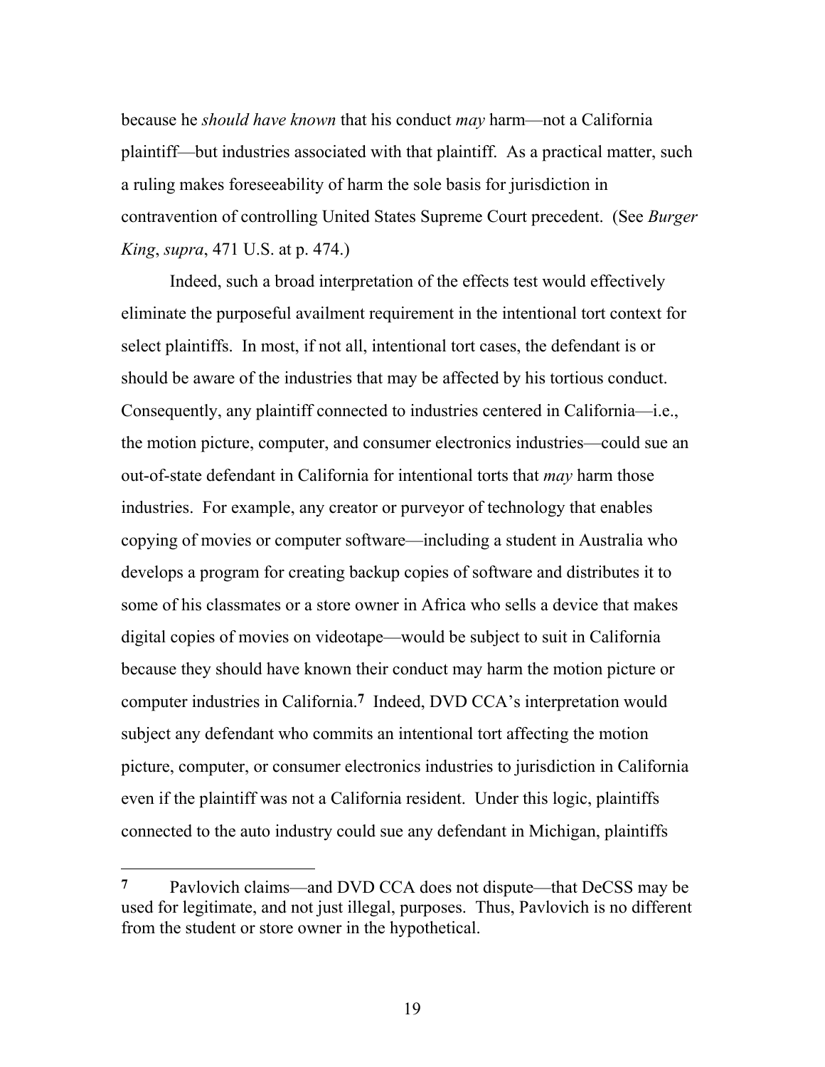because he *should have known* that his conduct *may* harm—not a California plaintiff—but industries associated with that plaintiff. As a practical matter, such a ruling makes foreseeability of harm the sole basis for jurisdiction in contravention of controlling United States Supreme Court precedent. (See *Burger King*, *supra*, 471 U.S. at p. 474.)

Indeed, such a broad interpretation of the effects test would effectively eliminate the purposeful availment requirement in the intentional tort context for select plaintiffs. In most, if not all, intentional tort cases, the defendant is or should be aware of the industries that may be affected by his tortious conduct. Consequently, any plaintiff connected to industries centered in California—i.e., the motion picture, computer, and consumer electronics industries—could sue an out-of-state defendant in California for intentional torts that *may* harm those industries. For example, any creator or purveyor of technology that enables copying of movies or computer software—including a student in Australia who develops a program for creating backup copies of software and distributes it to some of his classmates or a store owner in Africa who sells a device that makes digital copies of movies on videotape—would be subject to suit in California because they should have known their conduct may harm the motion picture or computer industries in California.[7] Indeed, DVD CCA's interpretation would subject any defendant who commits an intentional tort affecting the motion picture, computer, or consumer electronics industries to jurisdiction in California even if the plaintiff was not a California resident. Under this logic, plaintiffs connected to the auto industry could sue any defendant in Michigan, plaintiffs

---

[7] Pavlovich claims—and DVD CCA does not dispute—that DeCSS may be used for legitimate, and not just illegal, purposes. Thus, Pavlovich is no different from the student or store owner in the hypothetical.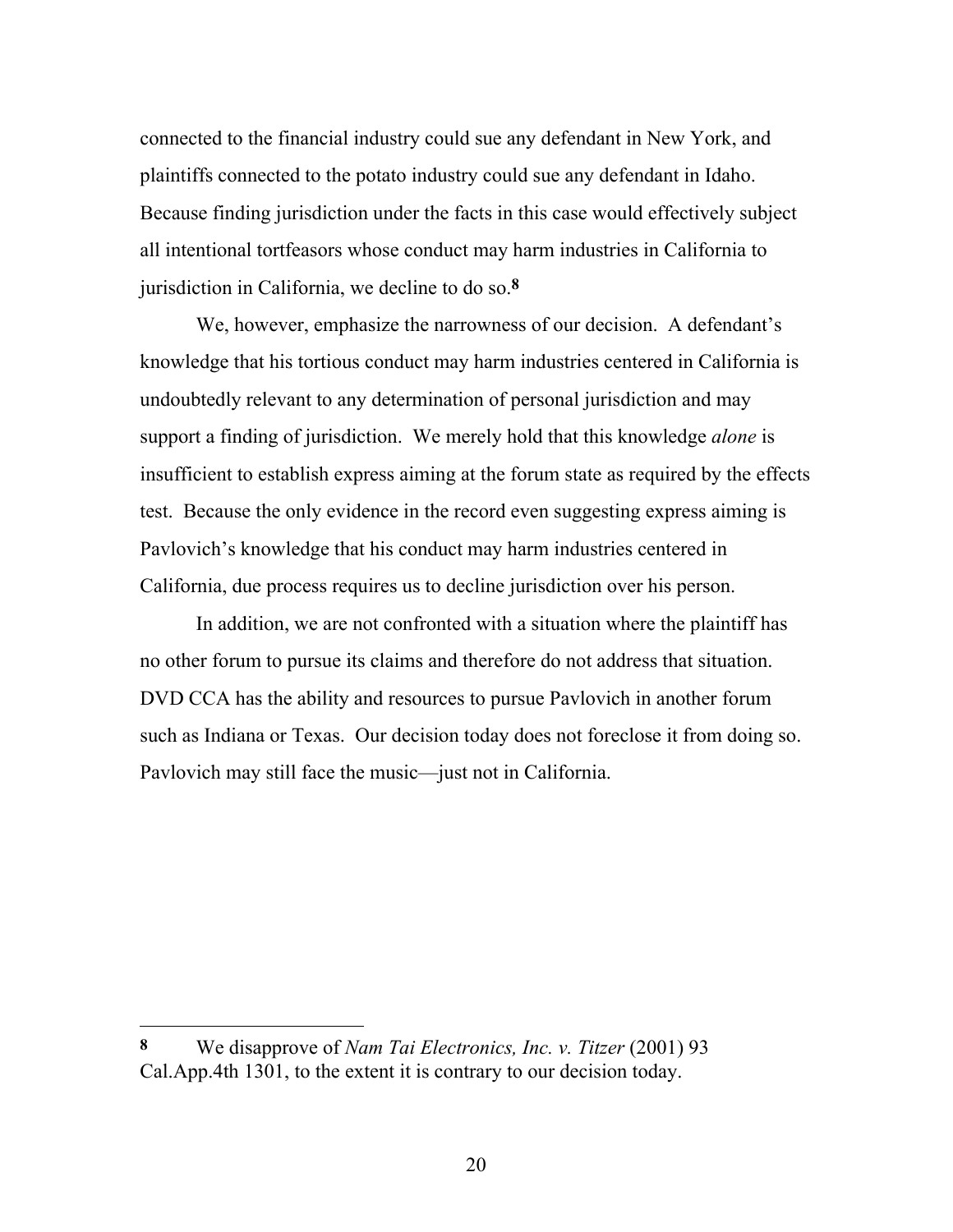connected to the financial industry could sue any defendant in New York, and plaintiffs connected to the potato industry could sue any defendant in Idaho. Because finding jurisdiction under the facts in this case would effectively subject all intentional tortfeasors whose conduct may harm industries in California to jurisdiction in California, we decline to do so.[8]

We, however, emphasize the narrowness of our decision. A defendant's knowledge that his tortious conduct may harm industries centered in California is undoubtedly relevant to any determination of personal jurisdiction and may support a finding of jurisdiction. We merely hold that this knowledge *alone* is insufficient to establish express aiming at the forum state as required by the effects test. Because the only evidence in the record even suggesting express aiming is Pavlovich's knowledge that his conduct may harm industries centered in California, due process requires us to decline jurisdiction over his person.

In addition, we are not confronted with a situation where the plaintiff has no other forum to pursue its claims and therefore do not address that situation. DVD CCA has the ability and resources to pursue Pavlovich in another forum such as Indiana or Texas. Our decision today does not foreclose it from doing so. Pavlovich may still face the music—just not in California.

---

[8] We disapprove of *Nam Tai Electronics, Inc. v. Titzer* (2001) 93 Cal.App.4th 1301, to the extent it is contrary to our decision today.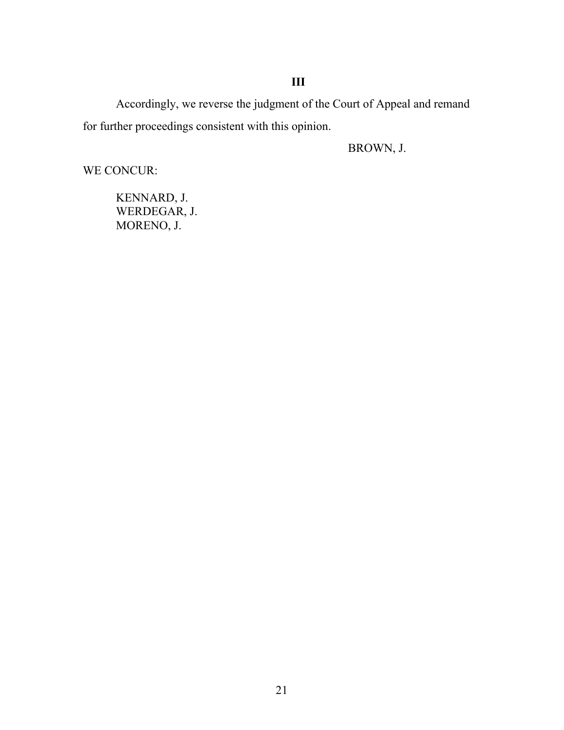## III

Accordingly, we reverse the judgment of the Court of Appeal and remand for further proceedings consistent with this opinion.

BROWN, J.

WE CONCUR:

KENNARD, J.
WERDEGAR, J.
MORENO, J.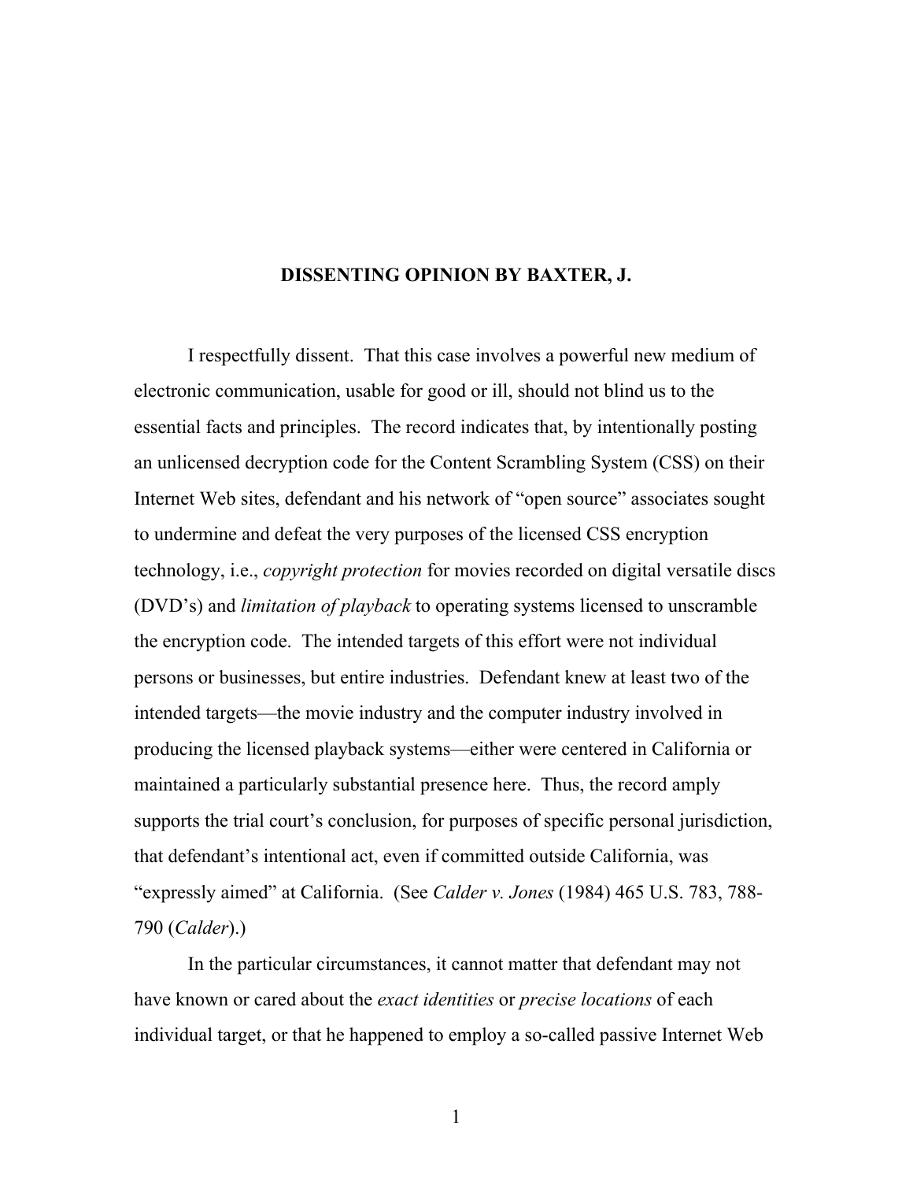**DISSENTING OPINION BY BAXTER, J.**

I respectfully dissent. That this case involves a powerful new medium of electronic communication, usable for good or ill, should not blind us to the essential facts and principles. The record indicates that, by intentionally posting an unlicensed decryption code for the Content Scrambling System (CSS) on their Internet Web sites, defendant and his network of "open source" associates sought to undermine and defeat the very purposes of the licensed CSS encryption technology, i.e., *copyright protection* for movies recorded on digital versatile discs (DVD's) and *limitation of playback* to operating systems licensed to unscramble the encryption code. The intended targets of this effort were not individual persons or businesses, but entire industries. Defendant knew at least two of the intended targets—the movie industry and the computer industry involved in producing the licensed playback systems—either were centered in California or maintained a particularly substantial presence here. Thus, the record amply supports the trial court's conclusion, for purposes of specific personal jurisdiction, that defendant's intentional act, even if committed outside California, was "expressly aimed" at California. (See *Calder v. Jones* (1984) 465 U.S. 783, 788-790 (*Calder*).)

In the particular circumstances, it cannot matter that defendant may not have known or cared about the *exact identities* or *precise locations* of each individual target, or that he happened to employ a so-called passive Internet Web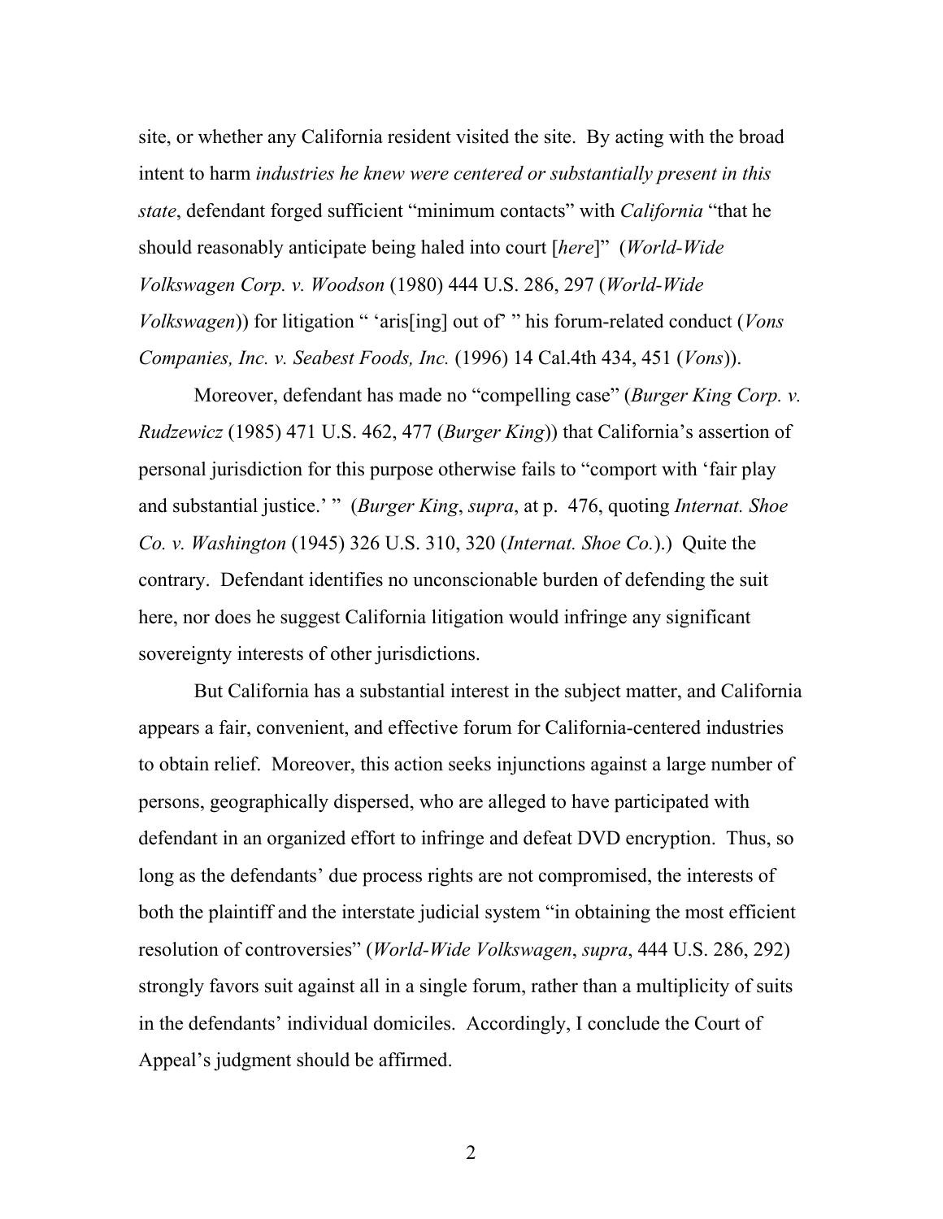site, or whether any California resident visited the site. By acting with the broad intent to harm *industries he knew were centered or substantially present in this state*, defendant forged sufficient "minimum contacts" with *California* "that he should reasonably anticipate being haled into court [*here*]" (*World-Wide Volkswagen Corp. v. Woodson* (1980) 444 U.S. 286, 297 (*World-Wide Volkswagen*)) for litigation " 'aris[ing] out of' " his forum-related conduct (*Vons Companies, Inc. v. Seabest Foods, Inc.* (1996) 14 Cal.4th 434, 451 (*Vons*)).

Moreover, defendant has made no "compelling case" (*Burger King Corp. v. Rudzewicz* (1985) 471 U.S. 462, 477 (*Burger King*)) that California's assertion of personal jurisdiction for this purpose otherwise fails to "comport with 'fair play and substantial justice.' " (*Burger King*, *supra*, at p. 476, quoting *Internat. Shoe Co. v. Washington* (1945) 326 U.S. 310, 320 (*Internat. Shoe Co.*).) Quite the contrary. Defendant identifies no unconscionable burden of defending the suit here, nor does he suggest California litigation would infringe any significant sovereignty interests of other jurisdictions.

But California has a substantial interest in the subject matter, and California appears a fair, convenient, and effective forum for California-centered industries to obtain relief. Moreover, this action seeks injunctions against a large number of persons, geographically dispersed, who are alleged to have participated with defendant in an organized effort to infringe and defeat DVD encryption. Thus, so long as the defendants' due process rights are not compromised, the interests of both the plaintiff and the interstate judicial system "in obtaining the most efficient resolution of controversies" (*World-Wide Volkswagen*, *supra*, 444 U.S. 286, 292) strongly favors suit against all in a single forum, rather than a multiplicity of suits in the defendants' individual domiciles. Accordingly, I conclude the Court of Appeal's judgment should be affirmed.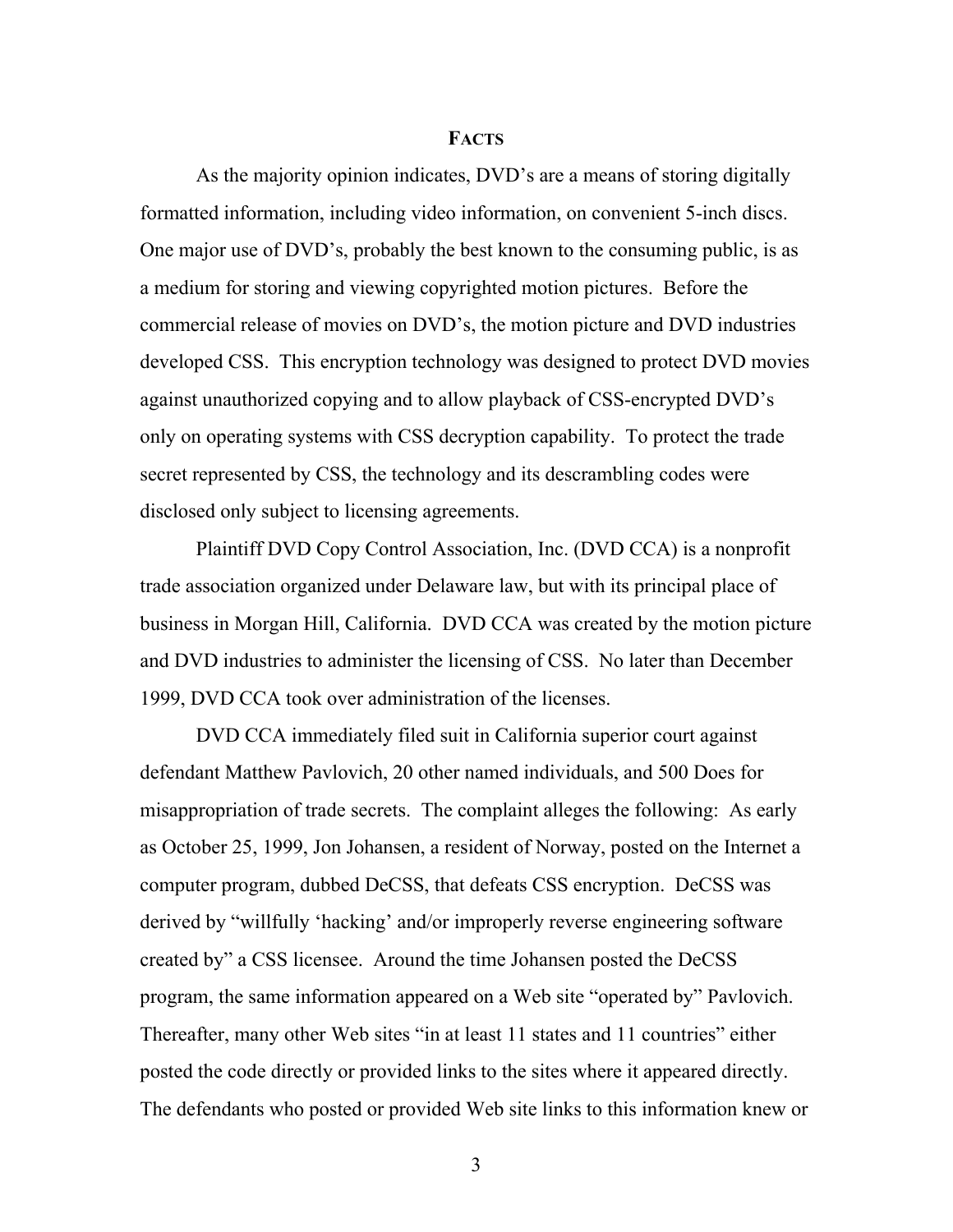## FACTS

As the majority opinion indicates, DVD's are a means of storing digitally formatted information, including video information, on convenient 5-inch discs. One major use of DVD's, probably the best known to the consuming public, is as a medium for storing and viewing copyrighted motion pictures. Before the commercial release of movies on DVD's, the motion picture and DVD industries developed CSS. This encryption technology was designed to protect DVD movies against unauthorized copying and to allow playback of CSS-encrypted DVD's only on operating systems with CSS decryption capability. To protect the trade secret represented by CSS, the technology and its descrambling codes were disclosed only subject to licensing agreements.

Plaintiff DVD Copy Control Association, Inc. (DVD CCA) is a nonprofit trade association organized under Delaware law, but with its principal place of business in Morgan Hill, California. DVD CCA was created by the motion picture and DVD industries to administer the licensing of CSS. No later than December 1999, DVD CCA took over administration of the licenses.

DVD CCA immediately filed suit in California superior court against defendant Matthew Pavlovich, 20 other named individuals, and 500 Does for misappropriation of trade secrets. The complaint alleges the following: As early as October 25, 1999, Jon Johansen, a resident of Norway, posted on the Internet a computer program, dubbed DeCSS, that defeats CSS encryption. DeCSS was derived by "willfully 'hacking' and/or improperly reverse engineering software created by" a CSS licensee. Around the time Johansen posted the DeCSS program, the same information appeared on a Web site "operated by" Pavlovich. Thereafter, many other Web sites "in at least 11 states and 11 countries" either posted the code directly or provided links to the sites where it appeared directly. The defendants who posted or provided Web site links to this information knew or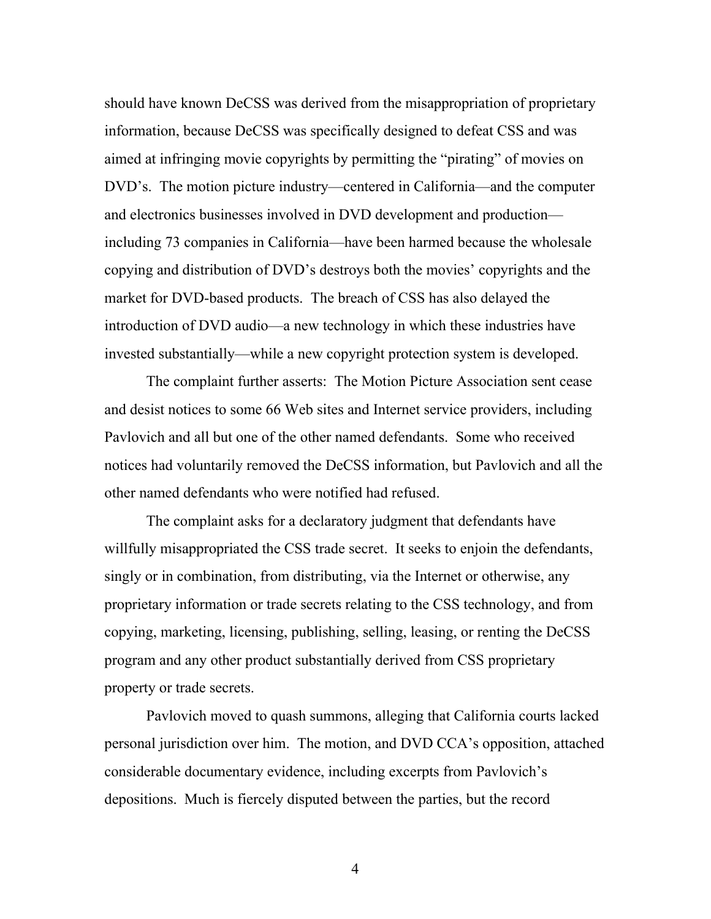should have known DeCSS was derived from the misappropriation of proprietary information, because DeCSS was specifically designed to defeat CSS and was aimed at infringing movie copyrights by permitting the "pirating" of movies on DVD's. The motion picture industry—centered in California—and the computer and electronics businesses involved in DVD development and production—including 73 companies in California—have been harmed because the wholesale copying and distribution of DVD's destroys both the movies' copyrights and the market for DVD-based products. The breach of CSS has also delayed the introduction of DVD audio—a new technology in which these industries have invested substantially—while a new copyright protection system is developed.

The complaint further asserts: The Motion Picture Association sent cease and desist notices to some 66 Web sites and Internet service providers, including Pavlovich and all but one of the other named defendants. Some who received notices had voluntarily removed the DeCSS information, but Pavlovich and all the other named defendants who were notified had refused.

The complaint asks for a declaratory judgment that defendants have willfully misappropriated the CSS trade secret. It seeks to enjoin the defendants, singly or in combination, from distributing, via the Internet or otherwise, any proprietary information or trade secrets relating to the CSS technology, and from copying, marketing, licensing, publishing, selling, leasing, or renting the DeCSS program and any other product substantially derived from CSS proprietary property or trade secrets.

Pavlovich moved to quash summons, alleging that California courts lacked personal jurisdiction over him. The motion, and DVD CCA's opposition, attached considerable documentary evidence, including excerpts from Pavlovich's depositions. Much is fiercely disputed between the parties, but the record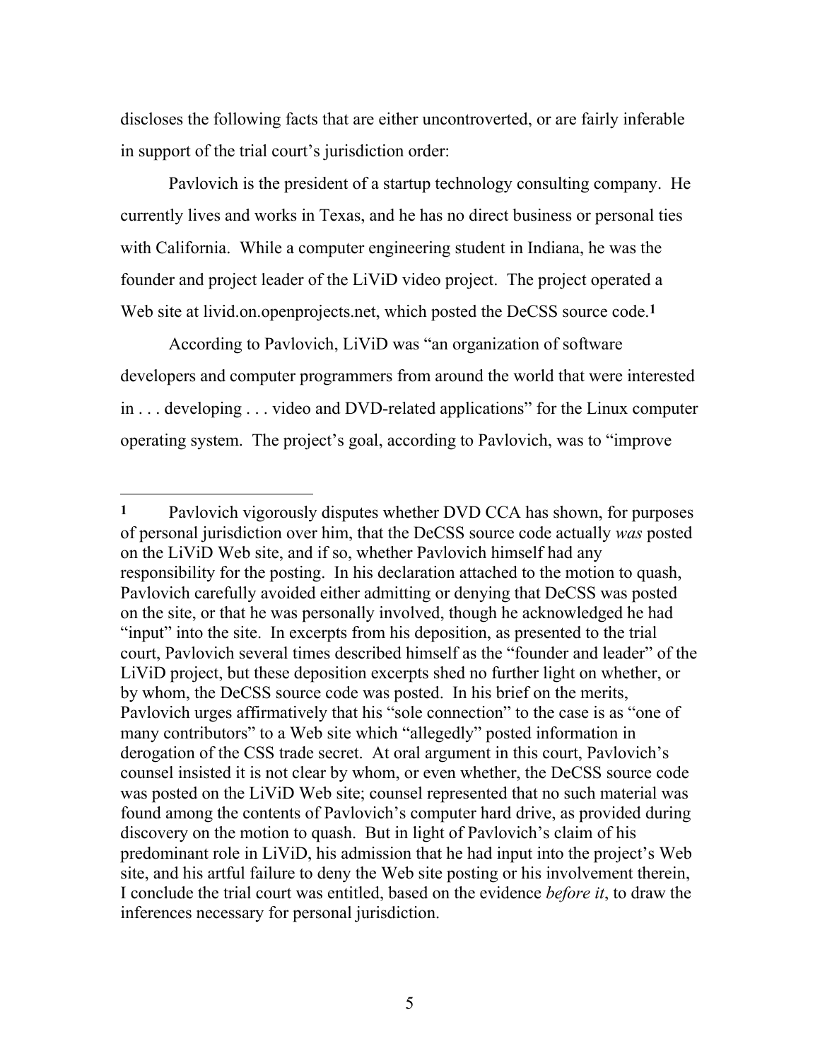discloses the following facts that are either uncontroverted, or are fairly inferable in support of the trial court's jurisdiction order:

Pavlovich is the president of a startup technology consulting company. He currently lives and works in Texas, and he has no direct business or personal ties with California. While a computer engineering student in Indiana, he was the founder and project leader of the LiViD video project. The project operated a Web site at livid.on.openprojects.net, which posted the DeCSS source code.[1]

According to Pavlovich, LiViD was "an organization of software developers and computer programmers from around the world that were interested in . . . developing . . . video and DVD-related applications" for the Linux computer operating system. The project's goal, according to Pavlovich, was to "improve

---

[1] Pavlovich vigorously disputes whether DVD CCA has shown, for purposes of personal jurisdiction over him, that the DeCSS source code actually *was* posted on the LiViD Web site, and if so, whether Pavlovich himself had any responsibility for the posting. In his declaration attached to the motion to quash, Pavlovich carefully avoided either admitting or denying that DeCSS was posted on the site, or that he was personally involved, though he acknowledged he had "input" into the site. In excerpts from his deposition, as presented to the trial court, Pavlovich several times described himself as the "founder and leader" of the LiViD project, but these deposition excerpts shed no further light on whether, or by whom, the DeCSS source code was posted. In his brief on the merits, Pavlovich urges affirmatively that his "sole connection" to the case is as "one of many contributors" to a Web site which "allegedly" posted information in derogation of the CSS trade secret. At oral argument in this court, Pavlovich's counsel insisted it is not clear by whom, or even whether, the DeCSS source code was posted on the LiViD Web site; counsel represented that no such material was found among the contents of Pavlovich's computer hard drive, as provided during discovery on the motion to quash. But in light of Pavlovich's claim of his predominant role in LiViD, his admission that he had input into the project's Web site, and his artful failure to deny the Web site posting or his involvement therein, I conclude the trial court was entitled, based on the evidence *before it*, to draw the inferences necessary for personal jurisdiction.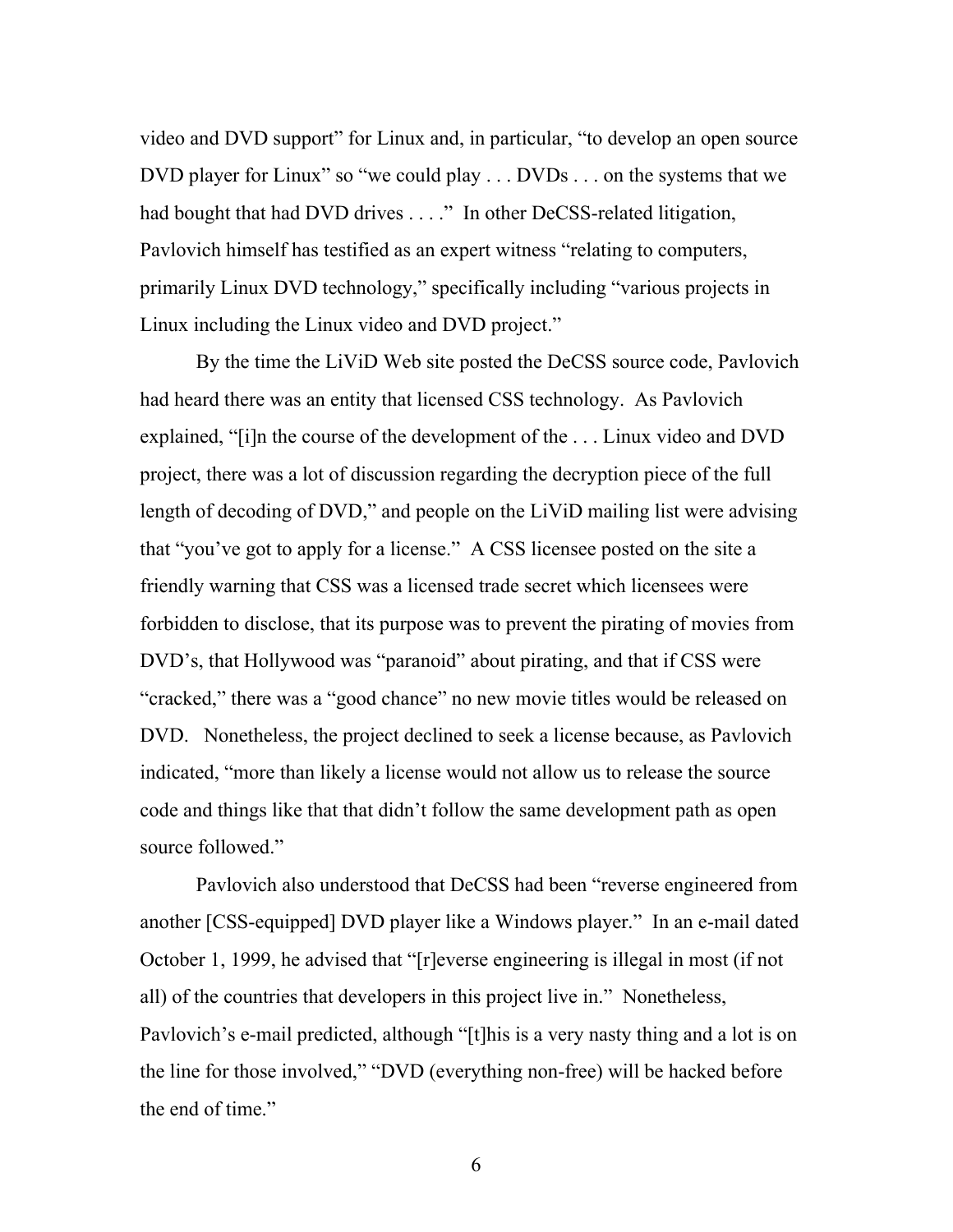video and DVD support" for Linux and, in particular, "to develop an open source DVD player for Linux" so "we could play . . . DVDs . . . on the systems that we had bought that had DVD drives . . . ." In other DeCSS-related litigation, Pavlovich himself has testified as an expert witness "relating to computers, primarily Linux DVD technology," specifically including "various projects in Linux including the Linux video and DVD project."

By the time the LiViD Web site posted the DeCSS source code, Pavlovich had heard there was an entity that licensed CSS technology. As Pavlovich explained, "[i]n the course of the development of the . . . Linux video and DVD project, there was a lot of discussion regarding the decryption piece of the full length of decoding of DVD," and people on the LiViD mailing list were advising that "you've got to apply for a license." A CSS licensee posted on the site a friendly warning that CSS was a licensed trade secret which licensees were forbidden to disclose, that its purpose was to prevent the pirating of movies from DVD's, that Hollywood was "paranoid" about pirating, and that if CSS were "cracked," there was a "good chance" no new movie titles would be released on DVD. Nonetheless, the project declined to seek a license because, as Pavlovich indicated, "more than likely a license would not allow us to release the source code and things like that that didn't follow the same development path as open source followed."

Pavlovich also understood that DeCSS had been "reverse engineered from another [CSS-equipped] DVD player like a Windows player." In an e-mail dated October 1, 1999, he advised that "[r]everse engineering is illegal in most (if not all) of the countries that developers in this project live in." Nonetheless, Pavlovich's e-mail predicted, although "[t]his is a very nasty thing and a lot is on the line for those involved," "DVD (everything non-free) will be hacked before the end of time."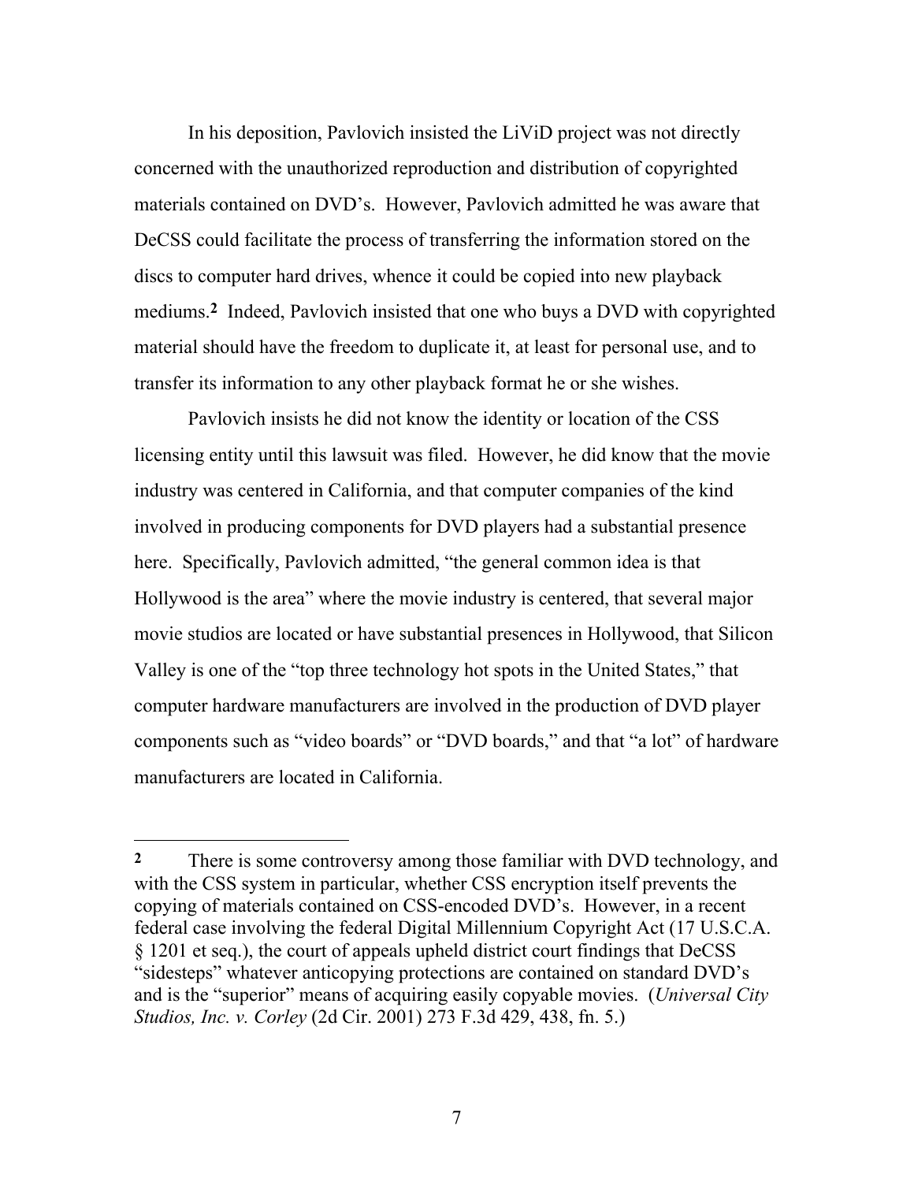In his deposition, Pavlovich insisted the LiViD project was not directly concerned with the unauthorized reproduction and distribution of copyrighted materials contained on DVD's. However, Pavlovich admitted he was aware that DeCSS could facilitate the process of transferring the information stored on the discs to computer hard drives, whence it could be copied into new playback mediums.[2] Indeed, Pavlovich insisted that one who buys a DVD with copyrighted material should have the freedom to duplicate it, at least for personal use, and to transfer its information to any other playback format he or she wishes.

Pavlovich insists he did not know the identity or location of the CSS licensing entity until this lawsuit was filed. However, he did know that the movie industry was centered in California, and that computer companies of the kind involved in producing components for DVD players had a substantial presence here. Specifically, Pavlovich admitted, "the general common idea is that Hollywood is the area" where the movie industry is centered, that several major movie studios are located or have substantial presences in Hollywood, that Silicon Valley is one of the "top three technology hot spots in the United States," that computer hardware manufacturers are involved in the production of DVD player components such as "video boards" or "DVD boards," and that "a lot" of hardware manufacturers are located in California.

---

**2** There is some controversy among those familiar with DVD technology, and with the CSS system in particular, whether CSS encryption itself prevents the copying of materials contained on CSS-encoded DVD's. However, in a recent federal case involving the federal Digital Millennium Copyright Act (17 U.S.C.A. § 1201 et seq.), the court of appeals upheld district court findings that DeCSS "sidesteps" whatever anticopying protections are contained on standard DVD's and is the "superior" means of acquiring easily copyable movies. (*Universal City Studios, Inc. v. Corley* (2d Cir. 2001) 273 F.3d 429, 438, fn. 5.)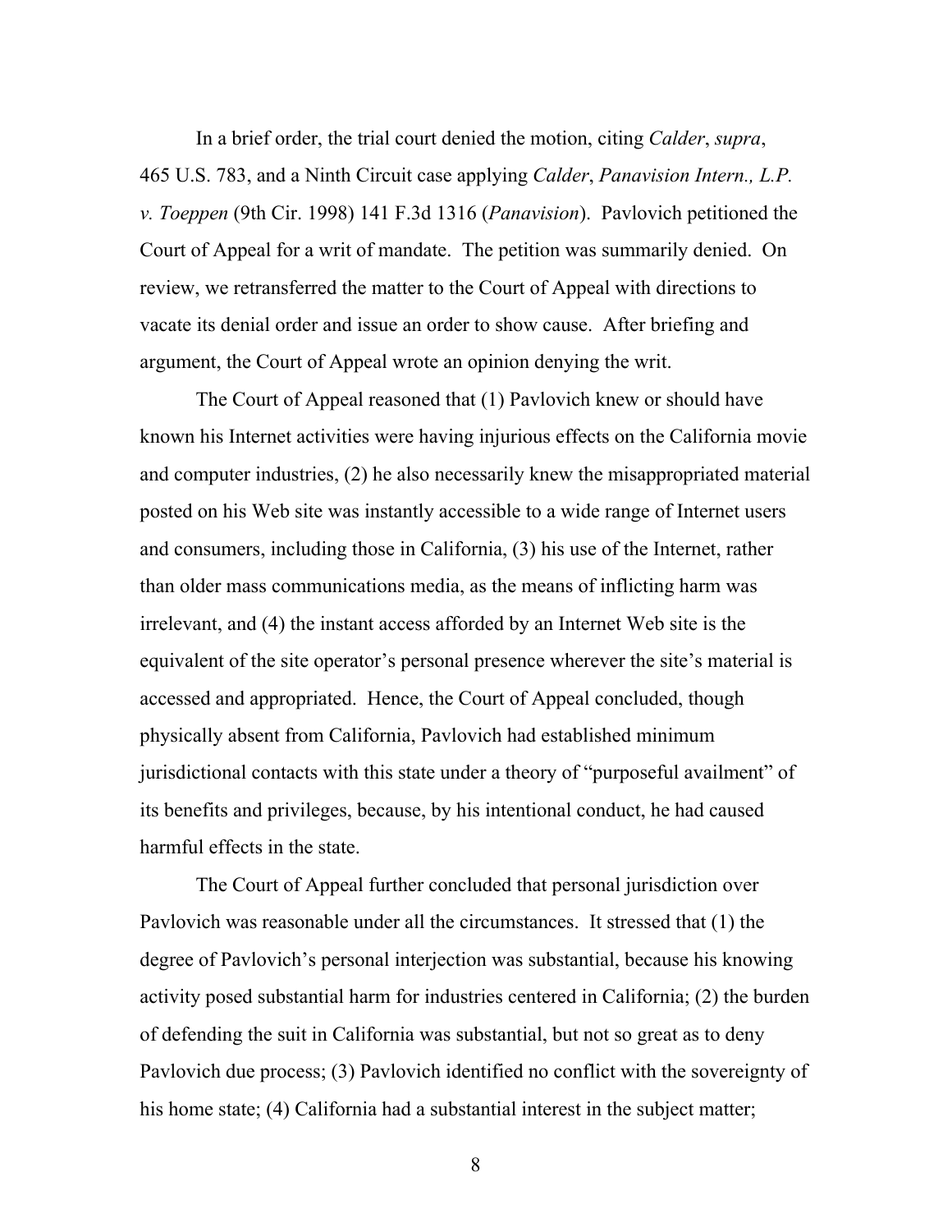In a brief order, the trial court denied the motion, citing *Calder*, *supra*, 465 U.S. 783, and a Ninth Circuit case applying *Calder*, *Panavision Intern., L.P. v. Toeppen* (9th Cir. 1998) 141 F.3d 1316 (*Panavision*). Pavlovich petitioned the Court of Appeal for a writ of mandate. The petition was summarily denied. On review, we retransferred the matter to the Court of Appeal with directions to vacate its denial order and issue an order to show cause. After briefing and argument, the Court of Appeal wrote an opinion denying the writ.

The Court of Appeal reasoned that (1) Pavlovich knew or should have known his Internet activities were having injurious effects on the California movie and computer industries, (2) he also necessarily knew the misappropriated material posted on his Web site was instantly accessible to a wide range of Internet users and consumers, including those in California, (3) his use of the Internet, rather than older mass communications media, as the means of inflicting harm was irrelevant, and (4) the instant access afforded by an Internet Web site is the equivalent of the site operator's personal presence wherever the site's material is accessed and appropriated. Hence, the Court of Appeal concluded, though physically absent from California, Pavlovich had established minimum jurisdictional contacts with this state under a theory of "purposeful availment" of its benefits and privileges, because, by his intentional conduct, he had caused harmful effects in the state.

The Court of Appeal further concluded that personal jurisdiction over Pavlovich was reasonable under all the circumstances. It stressed that (1) the degree of Pavlovich's personal interjection was substantial, because his knowing activity posed substantial harm for industries centered in California; (2) the burden of defending the suit in California was substantial, but not so great as to deny Pavlovich due process; (3) Pavlovich identified no conflict with the sovereignty of his home state; (4) California had a substantial interest in the subject matter;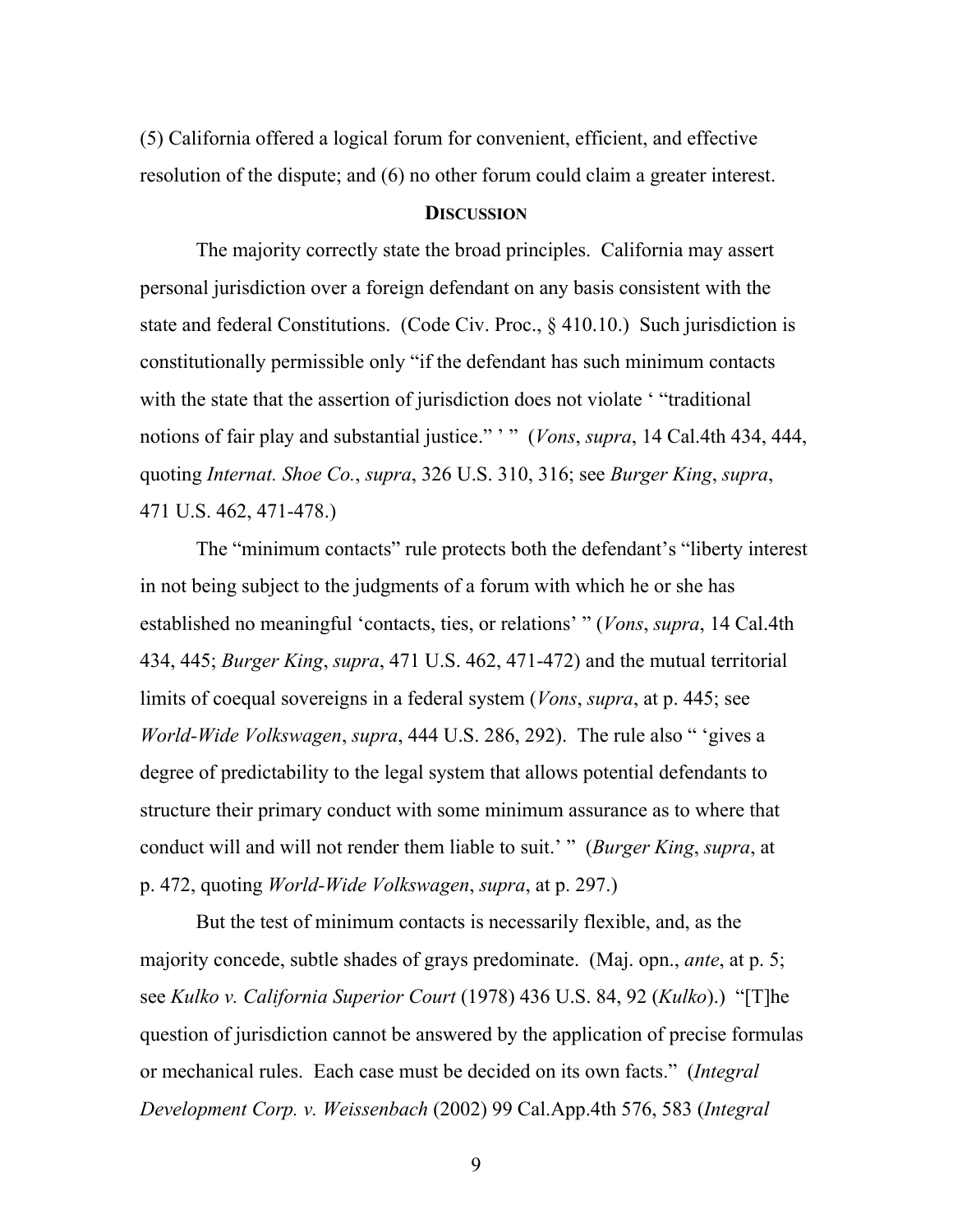(5) California offered a logical forum for convenient, efficient, and effective resolution of the dispute; and (6) no other forum could claim a greater interest.

## DISCUSSION

The majority correctly state the broad principles. California may assert personal jurisdiction over a foreign defendant on any basis consistent with the state and federal Constitutions. (Code Civ. Proc., § 410.10.) Such jurisdiction is constitutionally permissible only "if the defendant has such minimum contacts with the state that the assertion of jurisdiction does not violate ' "traditional notions of fair play and substantial justice." ' " (*Vons*, *supra*, 14 Cal.4th 434, 444, quoting *Internat. Shoe Co.*, *supra*, 326 U.S. 310, 316; see *Burger King*, *supra*, 471 U.S. 462, 471-478.)

The "minimum contacts" rule protects both the defendant's "liberty interest in not being subject to the judgments of a forum with which he or she has established no meaningful 'contacts, ties, or relations' " (*Vons*, *supra*, 14 Cal.4th 434, 445; *Burger King*, *supra*, 471 U.S. 462, 471-472) and the mutual territorial limits of coequal sovereigns in a federal system (*Vons*, *supra*, at p. 445; see *World-Wide Volkswagen*, *supra*, 444 U.S. 286, 292). The rule also " 'gives a degree of predictability to the legal system that allows potential defendants to structure their primary conduct with some minimum assurance as to where that conduct will and will not render them liable to suit.' " (*Burger King*, *supra*, at p. 472, quoting *World-Wide Volkswagen*, *supra*, at p. 297.)

But the test of minimum contacts is necessarily flexible, and, as the majority concede, subtle shades of grays predominate. (Maj. opn., *ante*, at p. 5; see *Kulko v. California Superior Court* (1978) 436 U.S. 84, 92 (*Kulko*).) "[T]he question of jurisdiction cannot be answered by the application of precise formulas or mechanical rules. Each case must be decided on its own facts." (*Integral Development Corp. v. Weissenbach* (2002) 99 Cal.App.4th 576, 583 (*Integral*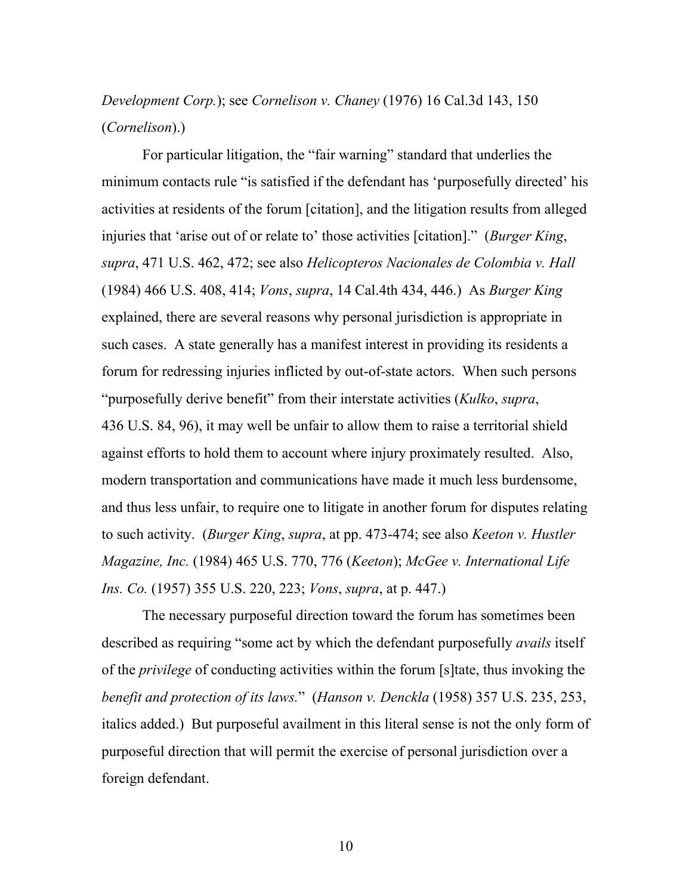*Development Corp.*); see *Cornelison v. Chaney* (1976) 16 Cal.3d 143, 150 (*Cornelison*).)

For particular litigation, the "fair warning" standard that underlies the minimum contacts rule "is satisfied if the defendant has 'purposefully directed' his activities at residents of the forum [citation], and the litigation results from alleged injuries that 'arise out of or relate to' those activities [citation]." (*Burger King*, *supra*, 471 U.S. 462, 472; see also *Helicopteros Nacionales de Colombia v. Hall* (1984) 466 U.S. 408, 414; *Vons*, *supra*, 14 Cal.4th 434, 446.) As *Burger King* explained, there are several reasons why personal jurisdiction is appropriate in such cases. A state generally has a manifest interest in providing its residents a forum for redressing injuries inflicted by out-of-state actors. When such persons "purposefully derive benefit" from their interstate activities (*Kulko*, *supra*, 436 U.S. 84, 96), it may well be unfair to allow them to raise a territorial shield against efforts to hold them to account where injury proximately resulted. Also, modern transportation and communications have made it much less burdensome, and thus less unfair, to require one to litigate in another forum for disputes relating to such activity. (*Burger King*, *supra*, at pp. 473-474; see also *Keeton v. Hustler Magazine, Inc.* (1984) 465 U.S. 770, 776 (*Keeton*); *McGee v. International Life Ins. Co.* (1957) 355 U.S. 220, 223; *Vons*, *supra*, at p. 447.)

The necessary purposeful direction toward the forum has sometimes been described as requiring "some act by which the defendant purposefully *avails* itself of the *privilege* of conducting activities within the forum [s]tate, thus invoking the *benefit and protection of its laws.*" (*Hanson v. Denckla* (1958) 357 U.S. 235, 253, italics added.) But purposeful availment in this literal sense is not the only form of purposeful direction that will permit the exercise of personal jurisdiction over a foreign defendant.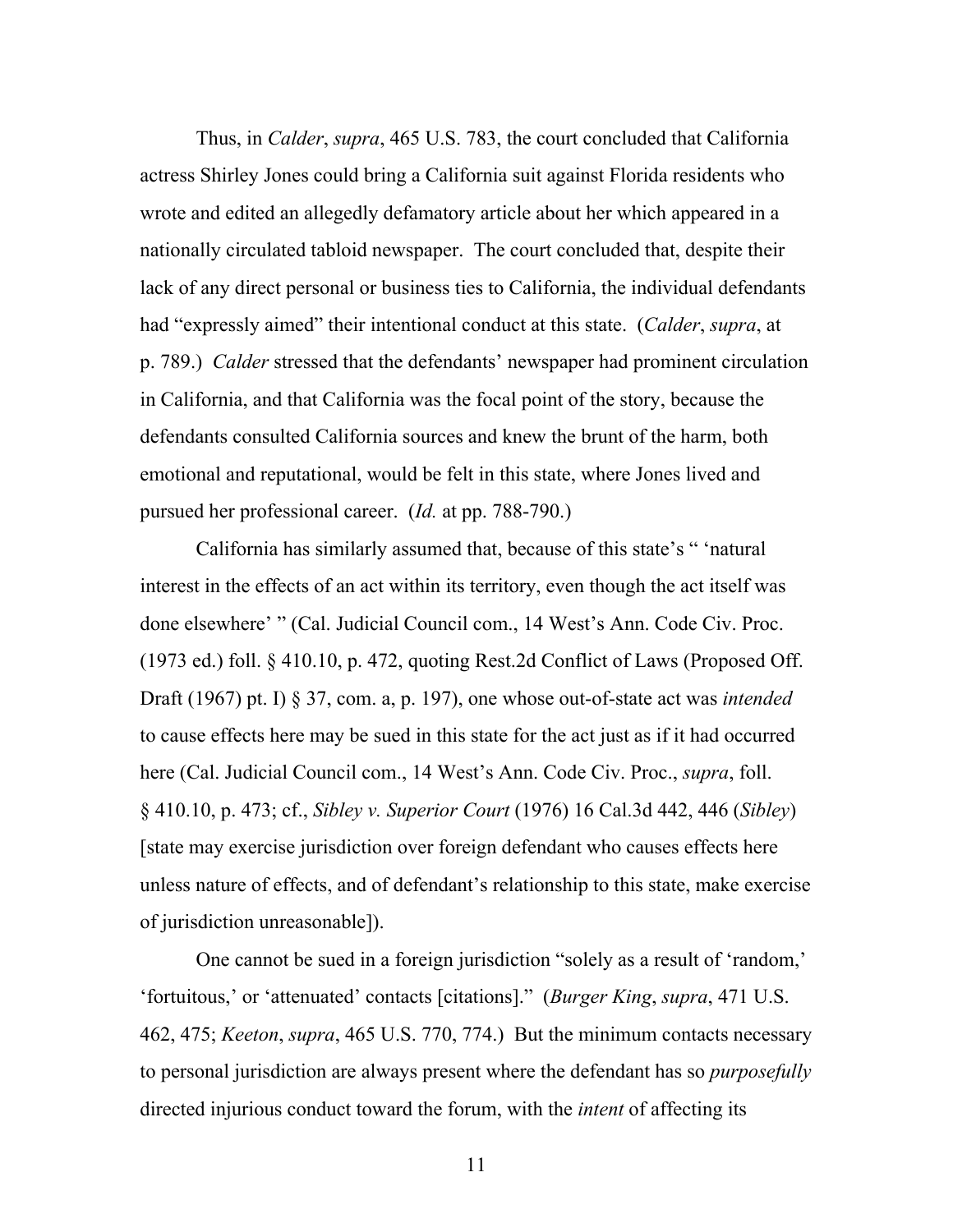Thus, in *Calder*, *supra*, 465 U.S. 783, the court concluded that California actress Shirley Jones could bring a California suit against Florida residents who wrote and edited an allegedly defamatory article about her which appeared in a nationally circulated tabloid newspaper. The court concluded that, despite their lack of any direct personal or business ties to California, the individual defendants had "expressly aimed" their intentional conduct at this state. (*Calder*, *supra*, at p. 789.) *Calder* stressed that the defendants' newspaper had prominent circulation in California, and that California was the focal point of the story, because the defendants consulted California sources and knew the brunt of the harm, both emotional and reputational, would be felt in this state, where Jones lived and pursued her professional career. (*Id.* at pp. 788-790.)

California has similarly assumed that, because of this state's " 'natural interest in the effects of an act within its territory, even though the act itself was done elsewhere' " (Cal. Judicial Council com., 14 West's Ann. Code Civ. Proc. (1973 ed.) foll. § 410.10, p. 472, quoting Rest.2d Conflict of Laws (Proposed Off. Draft (1967) pt. I) § 37, com. a, p. 197), one whose out-of-state act was *intended* to cause effects here may be sued in this state for the act just as if it had occurred here (Cal. Judicial Council com., 14 West's Ann. Code Civ. Proc., *supra*, foll. § 410.10, p. 473; cf., *Sibley v. Superior Court* (1976) 16 Cal.3d 442, 446 (*Sibley*) [state may exercise jurisdiction over foreign defendant who causes effects here unless nature of effects, and of defendant's relationship to this state, make exercise of jurisdiction unreasonable]).

One cannot be sued in a foreign jurisdiction "solely as a result of 'random,' 'fortuitous,' or 'attenuated' contacts [citations]." (*Burger King*, *supra*, 471 U.S. 462, 475; *Keeton*, *supra*, 465 U.S. 770, 774.) But the minimum contacts necessary to personal jurisdiction are always present where the defendant has so *purposefully* directed injurious conduct toward the forum, with the *intent* of affecting its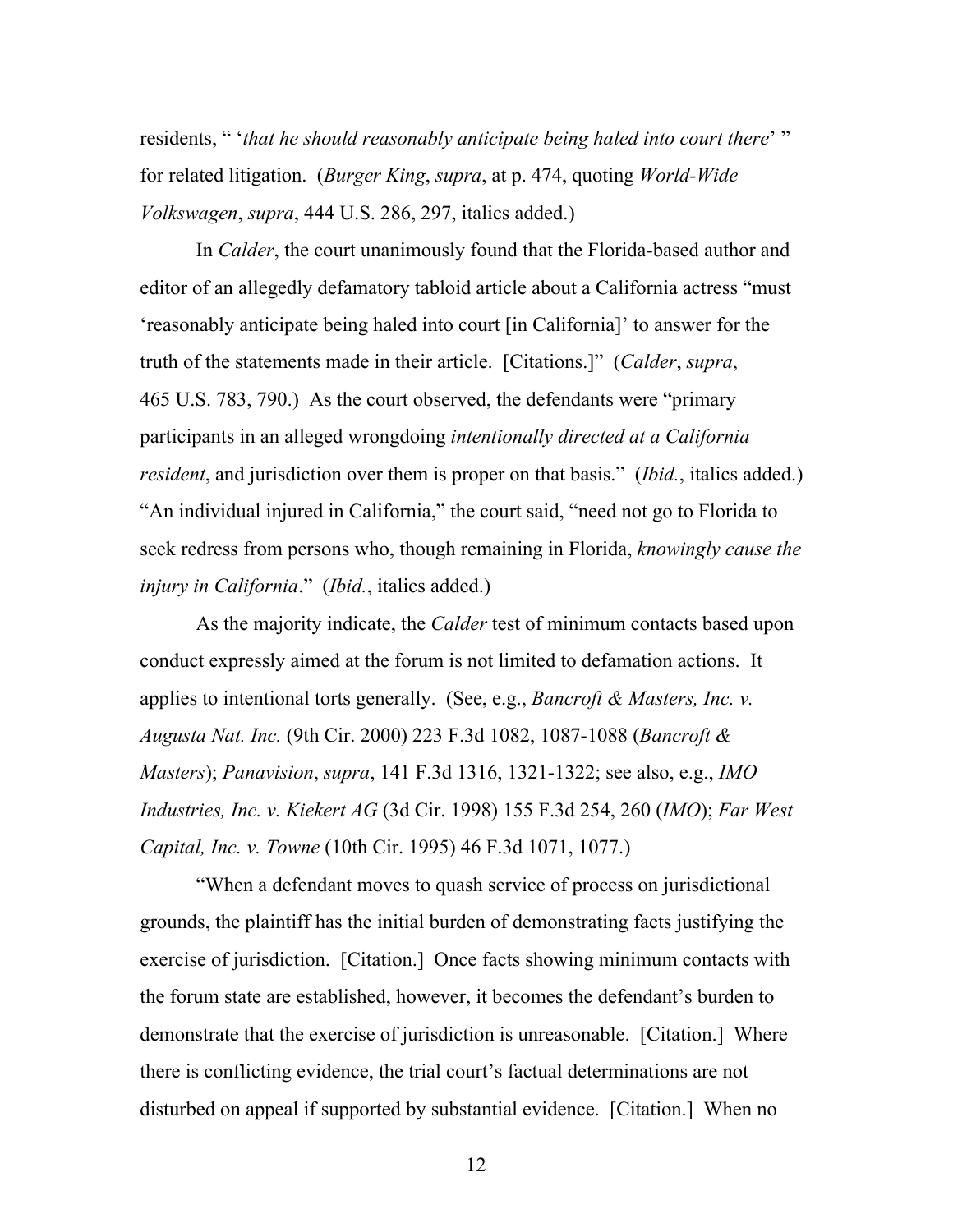residents, " '*that he should reasonably anticipate being haled into court there*' " for related litigation. (*Burger King*, *supra*, at p. 474, quoting *World-Wide Volkswagen*, *supra*, 444 U.S. 286, 297, italics added.)

In *Calder*, the court unanimously found that the Florida-based author and editor of an allegedly defamatory tabloid article about a California actress "must 'reasonably anticipate being haled into court [in California]' to answer for the truth of the statements made in their article. [Citations.]" (*Calder*, *supra*, 465 U.S. 783, 790.) As the court observed, the defendants were "primary participants in an alleged wrongdoing *intentionally directed at a California resident*, and jurisdiction over them is proper on that basis." (*Ibid.*, italics added.) "An individual injured in California," the court said, "need not go to Florida to seek redress from persons who, though remaining in Florida, *knowingly cause the injury in California*." (*Ibid.*, italics added.)

As the majority indicate, the *Calder* test of minimum contacts based upon conduct expressly aimed at the forum is not limited to defamation actions. It applies to intentional torts generally. (See, e.g., *Bancroft & Masters, Inc. v. Augusta Nat. Inc.* (9th Cir. 2000) 223 F.3d 1082, 1087-1088 (*Bancroft & Masters*); *Panavision*, *supra*, 141 F.3d 1316, 1321-1322; see also, e.g., *IMO Industries, Inc. v. Kiekert AG* (3d Cir. 1998) 155 F.3d 254, 260 (*IMO*); *Far West Capital, Inc. v. Towne* (10th Cir. 1995) 46 F.3d 1071, 1077.)

"When a defendant moves to quash service of process on jurisdictional grounds, the plaintiff has the initial burden of demonstrating facts justifying the exercise of jurisdiction. [Citation.] Once facts showing minimum contacts with the forum state are established, however, it becomes the defendant's burden to demonstrate that the exercise of jurisdiction is unreasonable. [Citation.] Where there is conflicting evidence, the trial court's factual determinations are not disturbed on appeal if supported by substantial evidence. [Citation.] When no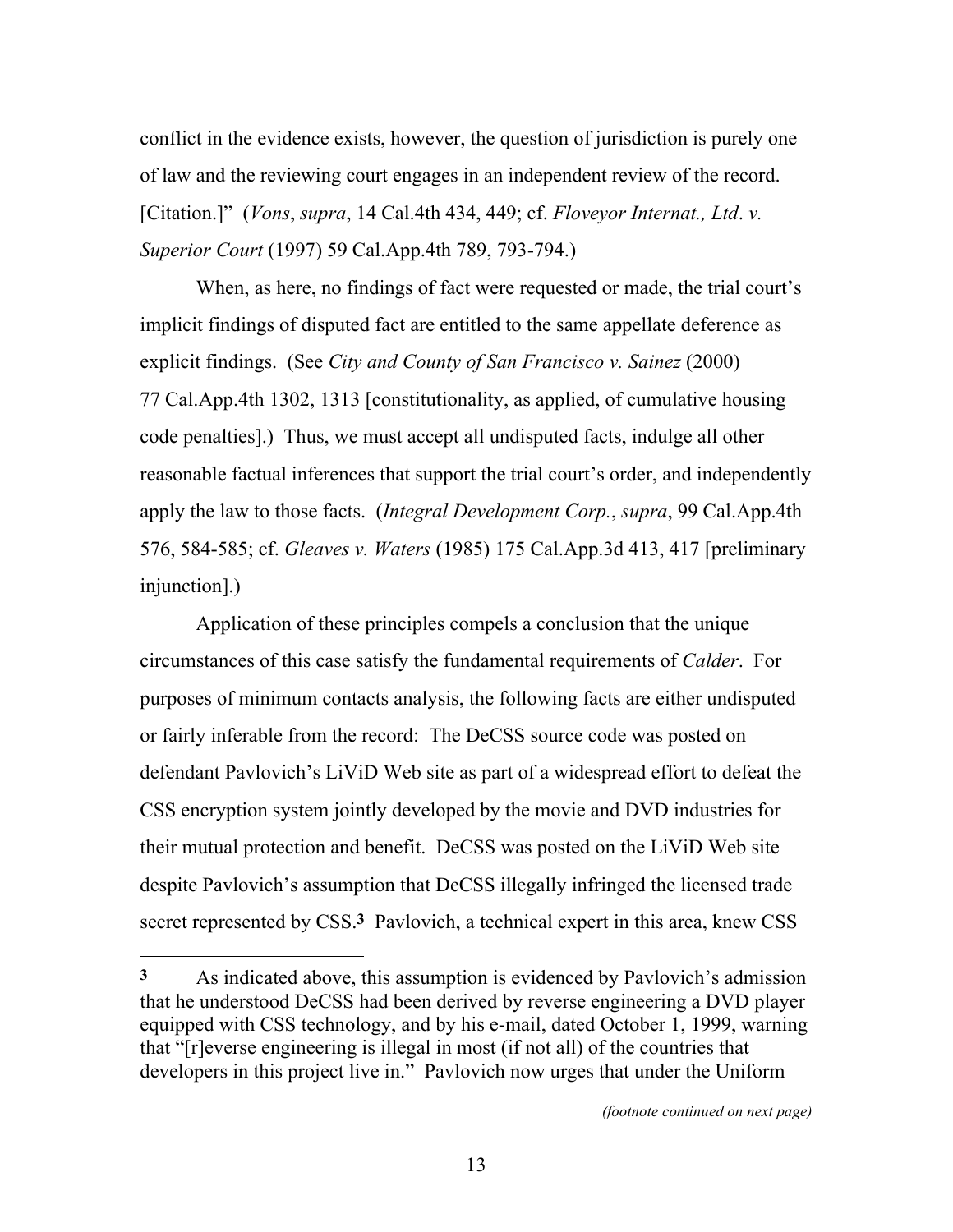conflict in the evidence exists, however, the question of jurisdiction is purely one of law and the reviewing court engages in an independent review of the record. [Citation.]" (*Vons*, *supra*, 14 Cal.4th 434, 449; cf. *Floveyor Internat., Ltd*. *v. Superior Court* (1997) 59 Cal.App.4th 789, 793-794.)

When, as here, no findings of fact were requested or made, the trial court's implicit findings of disputed fact are entitled to the same appellate deference as explicit findings. (See *City and County of San Francisco v. Sainez* (2000) 77 Cal.App.4th 1302, 1313 [constitutionality, as applied, of cumulative housing code penalties].) Thus, we must accept all undisputed facts, indulge all other reasonable factual inferences that support the trial court's order, and independently apply the law to those facts. (*Integral Development Corp.*, *supra*, 99 Cal.App.4th 576, 584-585; cf. *Gleaves v. Waters* (1985) 175 Cal.App.3d 413, 417 [preliminary injunction].)

Application of these principles compels a conclusion that the unique circumstances of this case satisfy the fundamental requirements of *Calder*. For purposes of minimum contacts analysis, the following facts are either undisputed or fairly inferable from the record: The DeCSS source code was posted on defendant Pavlovich's LiViD Web site as part of a widespread effort to defeat the CSS encryption system jointly developed by the movie and DVD industries for their mutual protection and benefit. DeCSS was posted on the LiViD Web site despite Pavlovich's assumption that DeCSS illegally infringed the licensed trade secret represented by CSS.[3] Pavlovich, a technical expert in this area, knew CSS

---

[3] As indicated above, this assumption is evidenced by Pavlovich's admission that he understood DeCSS had been derived by reverse engineering a DVD player equipped with CSS technology, and by his e-mail, dated October 1, 1999, warning that "[r]everse engineering is illegal in most (if not all) of the countries that developers in this project live in." Pavlovich now urges that under the Uniform

*(footnote continued on next page)*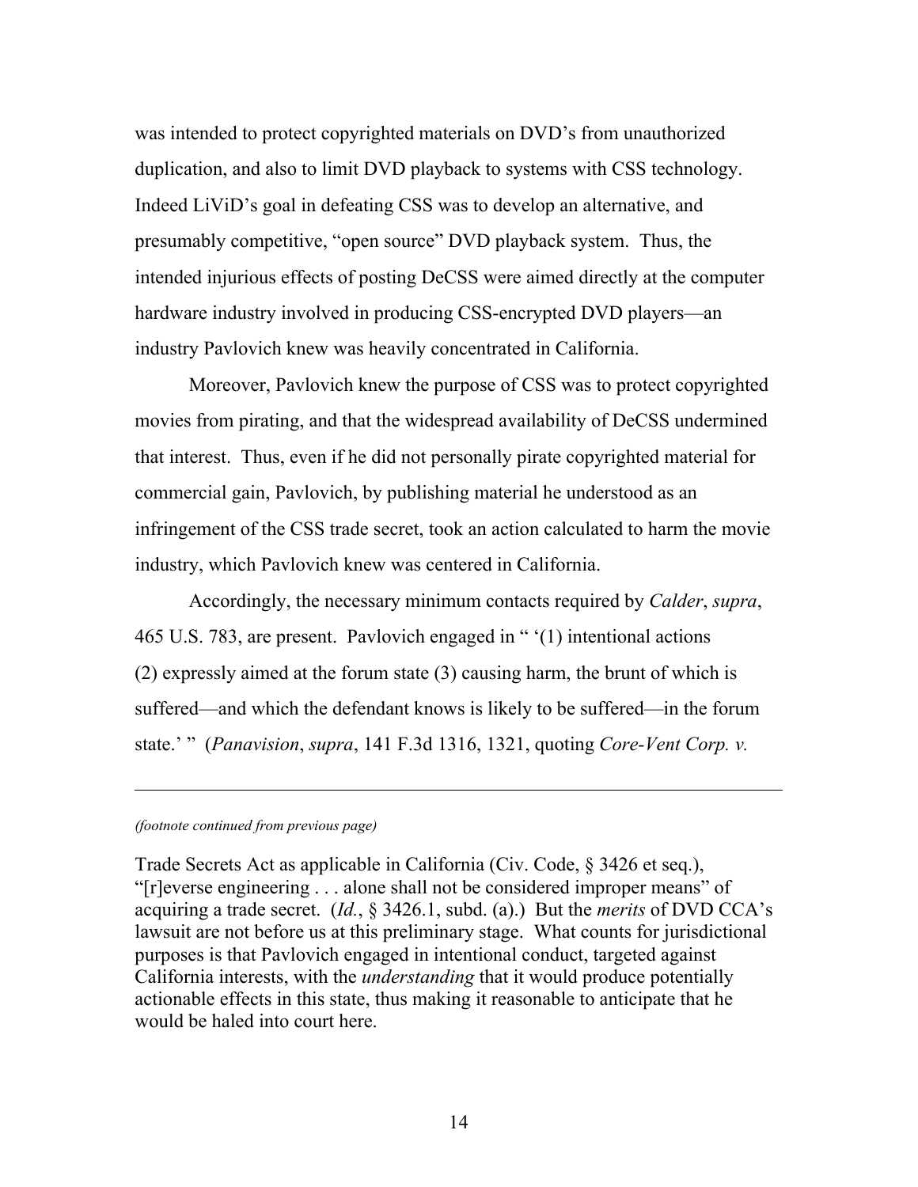was intended to protect copyrighted materials on DVD's from unauthorized duplication, and also to limit DVD playback to systems with CSS technology. Indeed LiViD's goal in defeating CSS was to develop an alternative, and presumably competitive, "open source" DVD playback system. Thus, the intended injurious effects of posting DeCSS were aimed directly at the computer hardware industry involved in producing CSS-encrypted DVD players—an industry Pavlovich knew was heavily concentrated in California.

Moreover, Pavlovich knew the purpose of CSS was to protect copyrighted movies from pirating, and that the widespread availability of DeCSS undermined that interest. Thus, even if he did not personally pirate copyrighted material for commercial gain, Pavlovich, by publishing material he understood as an infringement of the CSS trade secret, took an action calculated to harm the movie industry, which Pavlovich knew was centered in California.

Accordingly, the necessary minimum contacts required by *Calder*, *supra*, 465 U.S. 783, are present. Pavlovich engaged in " '(1) intentional actions (2) expressly aimed at the forum state (3) causing harm, the brunt of which is suffered—and which the defendant knows is likely to be suffered—in the forum state.' " (*Panavision*, *supra*, 141 F.3d 1316, 1321, quoting *Core-Vent Corp. v.*

---

*(footnote continued from previous page)*

Trade Secrets Act as applicable in California (Civ. Code, § 3426 et seq.), "[r]everse engineering . . . alone shall not be considered improper means" of acquiring a trade secret. (*Id.*, § 3426.1, subd. (a).) But the *merits* of DVD CCA's lawsuit are not before us at this preliminary stage. What counts for jurisdictional purposes is that Pavlovich engaged in intentional conduct, targeted against California interests, with the *understanding* that it would produce potentially actionable effects in this state, thus making it reasonable to anticipate that he would be haled into court here.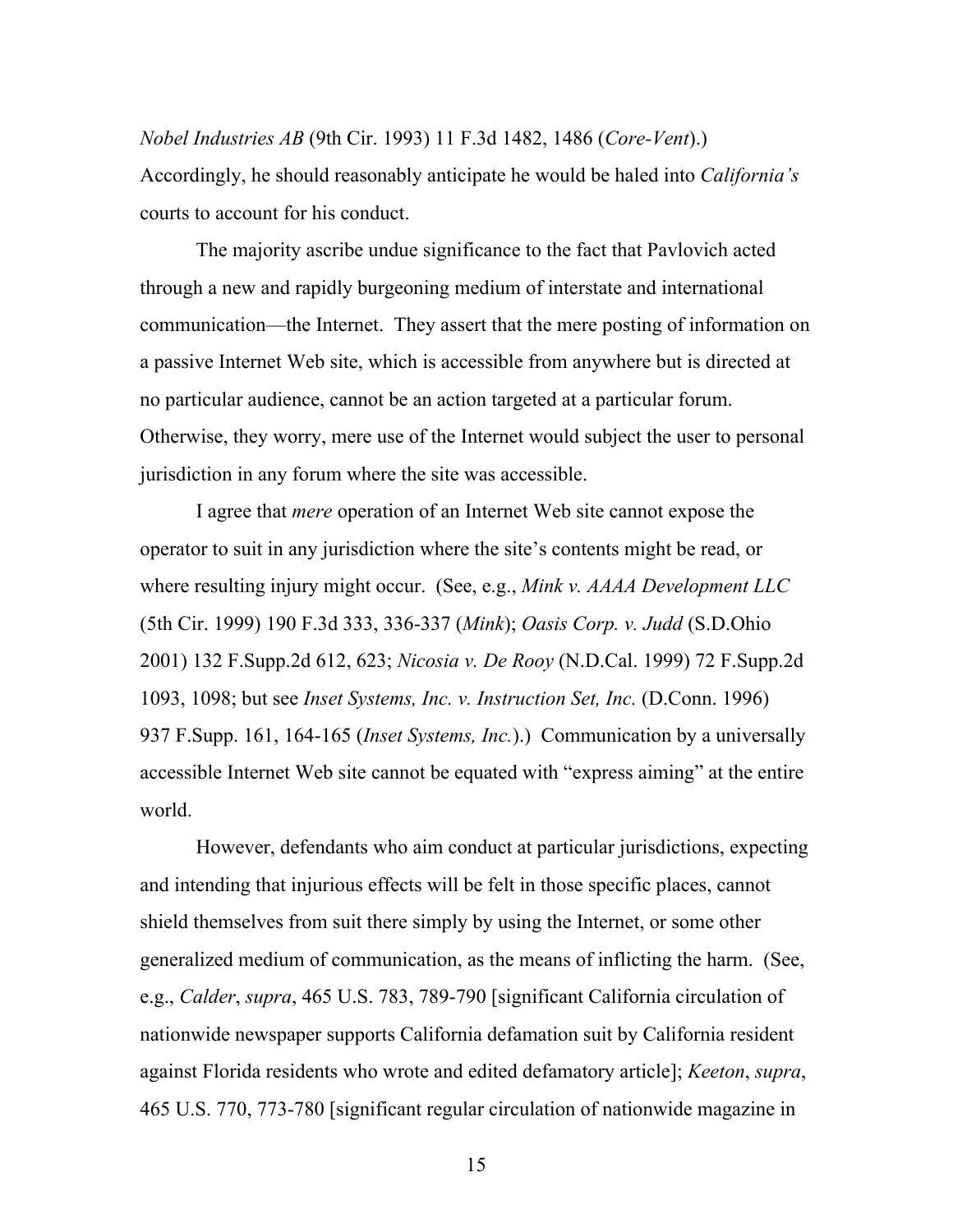*Nobel Industries AB* (9th Cir. 1993) 11 F.3d 1482, 1486 (*Core-Vent*).) Accordingly, he should reasonably anticipate he would be haled into *California's* courts to account for his conduct.

The majority ascribe undue significance to the fact that Pavlovich acted through a new and rapidly burgeoning medium of interstate and international communication—the Internet. They assert that the mere posting of information on a passive Internet Web site, which is accessible from anywhere but is directed at no particular audience, cannot be an action targeted at a particular forum. Otherwise, they worry, mere use of the Internet would subject the user to personal jurisdiction in any forum where the site was accessible.

I agree that *mere* operation of an Internet Web site cannot expose the operator to suit in any jurisdiction where the site's contents might be read, or where resulting injury might occur. (See, e.g., *Mink v. AAAA Development LLC* (5th Cir. 1999) 190 F.3d 333, 336-337 (*Mink*); *Oasis Corp. v. Judd* (S.D.Ohio 2001) 132 F.Supp.2d 612, 623; *Nicosia v. De Rooy* (N.D.Cal. 1999) 72 F.Supp.2d 1093, 1098; but see *Inset Systems, Inc. v. Instruction Set, Inc.* (D.Conn. 1996) 937 F.Supp. 161, 164-165 (*Inset Systems, Inc.*).) Communication by a universally accessible Internet Web site cannot be equated with "express aiming" at the entire world.

However, defendants who aim conduct at particular jurisdictions, expecting and intending that injurious effects will be felt in those specific places, cannot shield themselves from suit there simply by using the Internet, or some other generalized medium of communication, as the means of inflicting the harm. (See, e.g., *Calder*, *supra*, 465 U.S. 783, 789-790 [significant California circulation of nationwide newspaper supports California defamation suit by California resident against Florida residents who wrote and edited defamatory article]; *Keeton*, *supra*, 465 U.S. 770, 773-780 [significant regular circulation of nationwide magazine in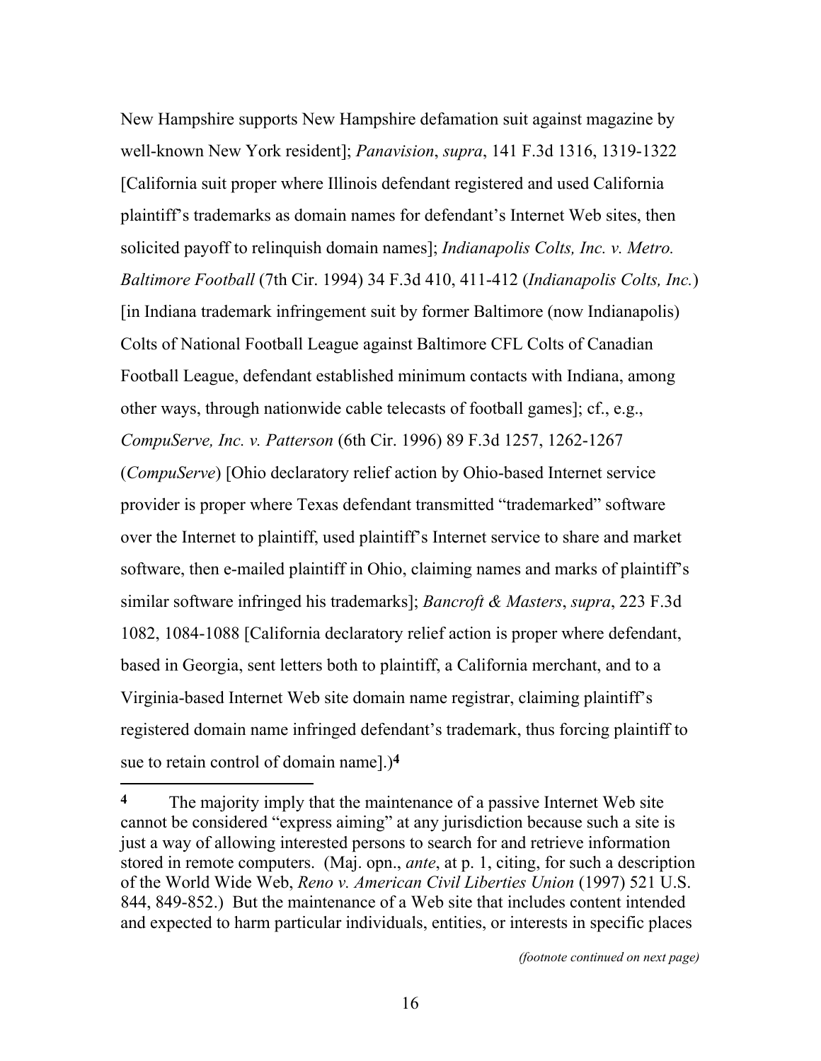New Hampshire supports New Hampshire defamation suit against magazine by well-known New York resident]; *Panavision*, *supra*, 141 F.3d 1316, 1319-1322 [California suit proper where Illinois defendant registered and used California plaintiff's trademarks as domain names for defendant's Internet Web sites, then solicited payoff to relinquish domain names]; *Indianapolis Colts, Inc. v. Metro. Baltimore Football* (7th Cir. 1994) 34 F.3d 410, 411-412 (*Indianapolis Colts, Inc.*) [in Indiana trademark infringement suit by former Baltimore (now Indianapolis) Colts of National Football League against Baltimore CFL Colts of Canadian Football League, defendant established minimum contacts with Indiana, among other ways, through nationwide cable telecasts of football games]; cf., e.g., *CompuServe, Inc. v. Patterson* (6th Cir. 1996) 89 F.3d 1257, 1262-1267 (*CompuServe*) [Ohio declaratory relief action by Ohio-based Internet service provider is proper where Texas defendant transmitted "trademarked" software over the Internet to plaintiff, used plaintiff's Internet service to share and market software, then e-mailed plaintiff in Ohio, claiming names and marks of plaintiff's similar software infringed his trademarks]; *Bancroft & Masters*, *supra*, 223 F.3d 1082, 1084-1088 [California declaratory relief action is proper where defendant, based in Georgia, sent letters both to plaintiff, a California merchant, and to a Virginia-based Internet Web site domain name registrar, claiming plaintiff's registered domain name infringed defendant's trademark, thus forcing plaintiff to sue to retain control of domain name].)[4]

---

[4] The majority imply that the maintenance of a passive Internet Web site cannot be considered "express aiming" at any jurisdiction because such a site is just a way of allowing interested persons to search for and retrieve information stored in remote computers. (Maj. opn., *ante*, at p. 1, citing, for such a description of the World Wide Web, *Reno v. American Civil Liberties Union* (1997) 521 U.S. 844, 849-852.) But the maintenance of a Web site that includes content intended and expected to harm particular individuals, entities, or interests in specific places

*(footnote continued on next page)*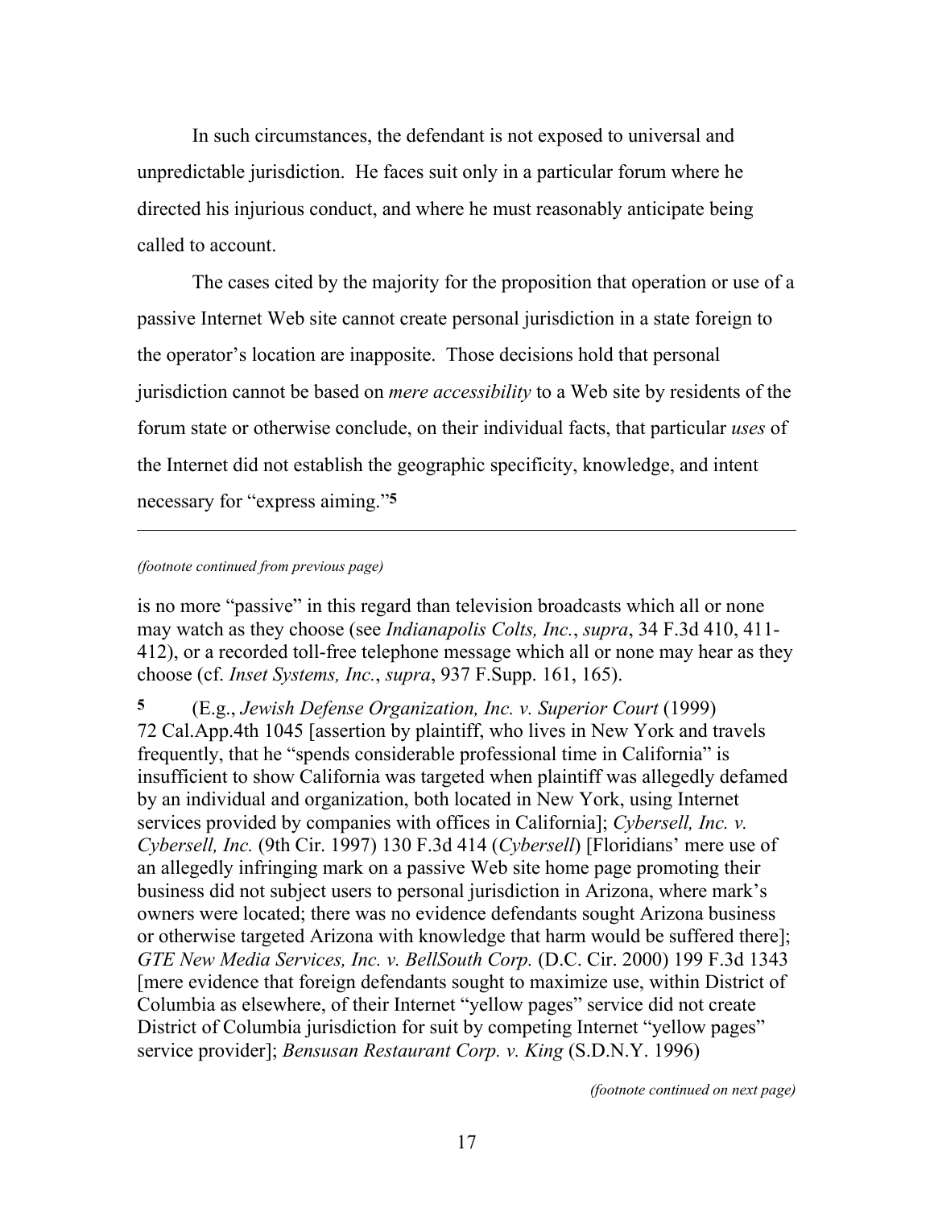In such circumstances, the defendant is not exposed to universal and unpredictable jurisdiction. He faces suit only in a particular forum where he directed his injurious conduct, and where he must reasonably anticipate being called to account.

The cases cited by the majority for the proposition that operation or use of a passive Internet Web site cannot create personal jurisdiction in a state foreign to the operator's location are inapposite. Those decisions hold that personal jurisdiction cannot be based on *mere accessibility* to a Web site by residents of the forum state or otherwise conclude, on their individual facts, that particular *uses* of the Internet did not establish the geographic specificity, knowledge, and intent necessary for "express aiming."[5]

---

*(footnote continued from previous page)*

is no more "passive" in this regard than television broadcasts which all or none may watch as they choose (see *Indianapolis Colts, Inc.*, *supra*, 34 F.3d 410, 411-412), or a recorded toll-free telephone message which all or none may hear as they choose (cf. *Inset Systems, Inc.*, *supra*, 937 F.Supp. 161, 165).

**5** (E.g., *Jewish Defense Organization, Inc. v. Superior Court* (1999) 72 Cal.App.4th 1045 [assertion by plaintiff, who lives in New York and travels frequently, that he "spends considerable professional time in California" is insufficient to show California was targeted when plaintiff was allegedly defamed by an individual and organization, both located in New York, using Internet services provided by companies with offices in California]; *Cybersell, Inc. v. Cybersell, Inc.* (9th Cir. 1997) 130 F.3d 414 (*Cybersell*) [Floridians' mere use of an allegedly infringing mark on a passive Web site home page promoting their business did not subject users to personal jurisdiction in Arizona, where mark's owners were located; there was no evidence defendants sought Arizona business or otherwise targeted Arizona with knowledge that harm would be suffered there]; *GTE New Media Services, Inc. v. BellSouth Corp.* (D.C. Cir. 2000) 199 F.3d 1343 [mere evidence that foreign defendants sought to maximize use, within District of Columbia as elsewhere, of their Internet "yellow pages" service did not create District of Columbia jurisdiction for suit by competing Internet "yellow pages" service provider]; *Bensusan Restaurant Corp. v. King* (S.D.N.Y. 1996)

*(footnote continued on next page)*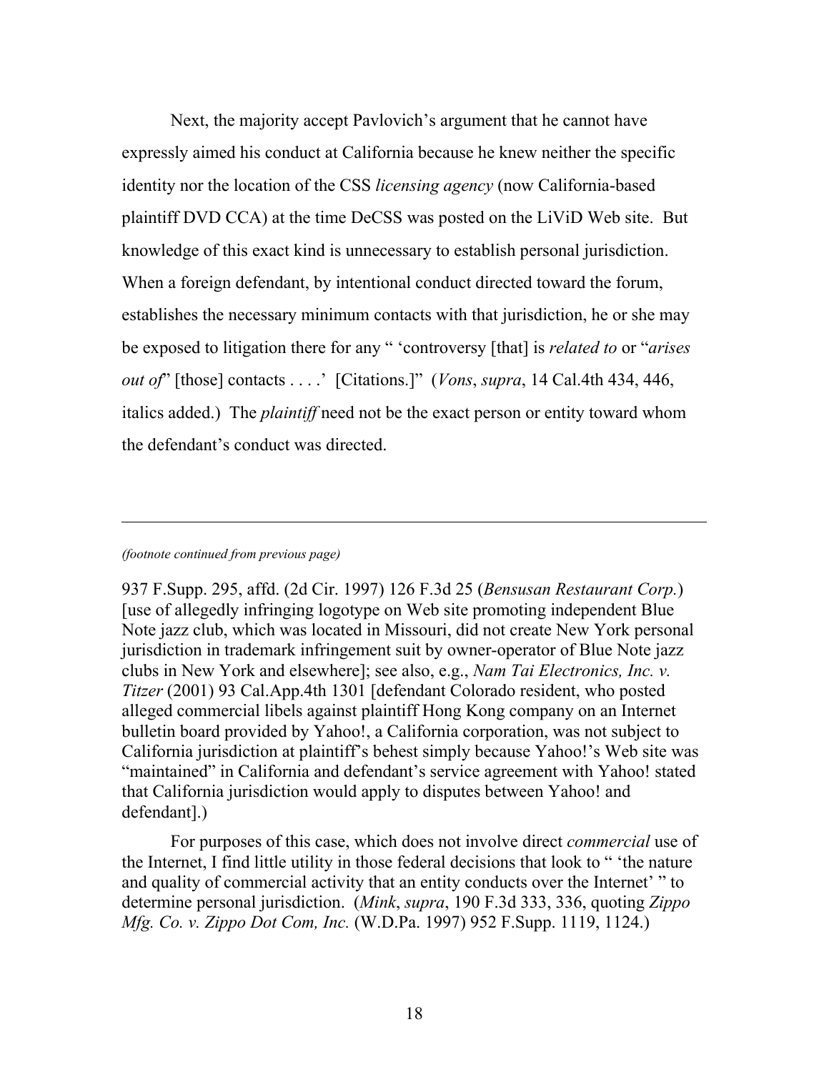Next, the majority accept Pavlovich's argument that he cannot have expressly aimed his conduct at California because he knew neither the specific identity nor the location of the CSS *licensing agency* (now California-based plaintiff DVD CCA) at the time DeCSS was posted on the LiViD Web site. But knowledge of this exact kind is unnecessary to establish personal jurisdiction. When a foreign defendant, by intentional conduct directed toward the forum, establishes the necessary minimum contacts with that jurisdiction, he or she may be exposed to litigation there for any " 'controversy [that] is *related to* or "*arises out of*" [those] contacts . . . .' [Citations.]" (*Vons*, *supra*, 14 Cal.4th 434, 446, italics added.) The *plaintiff* need not be the exact person or entity toward whom the defendant's conduct was directed.

---

*(footnote continued from previous page)*

937 F.Supp. 295, affd. (2d Cir. 1997) 126 F.3d 25 (*Bensusan Restaurant Corp.*) [use of allegedly infringing logotype on Web site promoting independent Blue Note jazz club, which was located in Missouri, did not create New York personal jurisdiction in trademark infringement suit by owner-operator of Blue Note jazz clubs in New York and elsewhere]; see also, e.g., *Nam Tai Electronics, Inc. v. Titzer* (2001) 93 Cal.App.4th 1301 [defendant Colorado resident, who posted alleged commercial libels against plaintiff Hong Kong company on an Internet bulletin board provided by Yahoo!, a California corporation, was not subject to California jurisdiction at plaintiff's behest simply because Yahoo!'s Web site was "maintained" in California and defendant's service agreement with Yahoo! stated that California jurisdiction would apply to disputes between Yahoo! and defendant].)

For purposes of this case, which does not involve direct *commercial* use of the Internet, I find little utility in those federal decisions that look to " 'the nature and quality of commercial activity that an entity conducts over the Internet' " to determine personal jurisdiction. (*Mink*, *supra*, 190 F.3d 333, 336, quoting *Zippo Mfg. Co. v. Zippo Dot Com, Inc.* (W.D.Pa. 1997) 952 F.Supp. 1119, 1124.)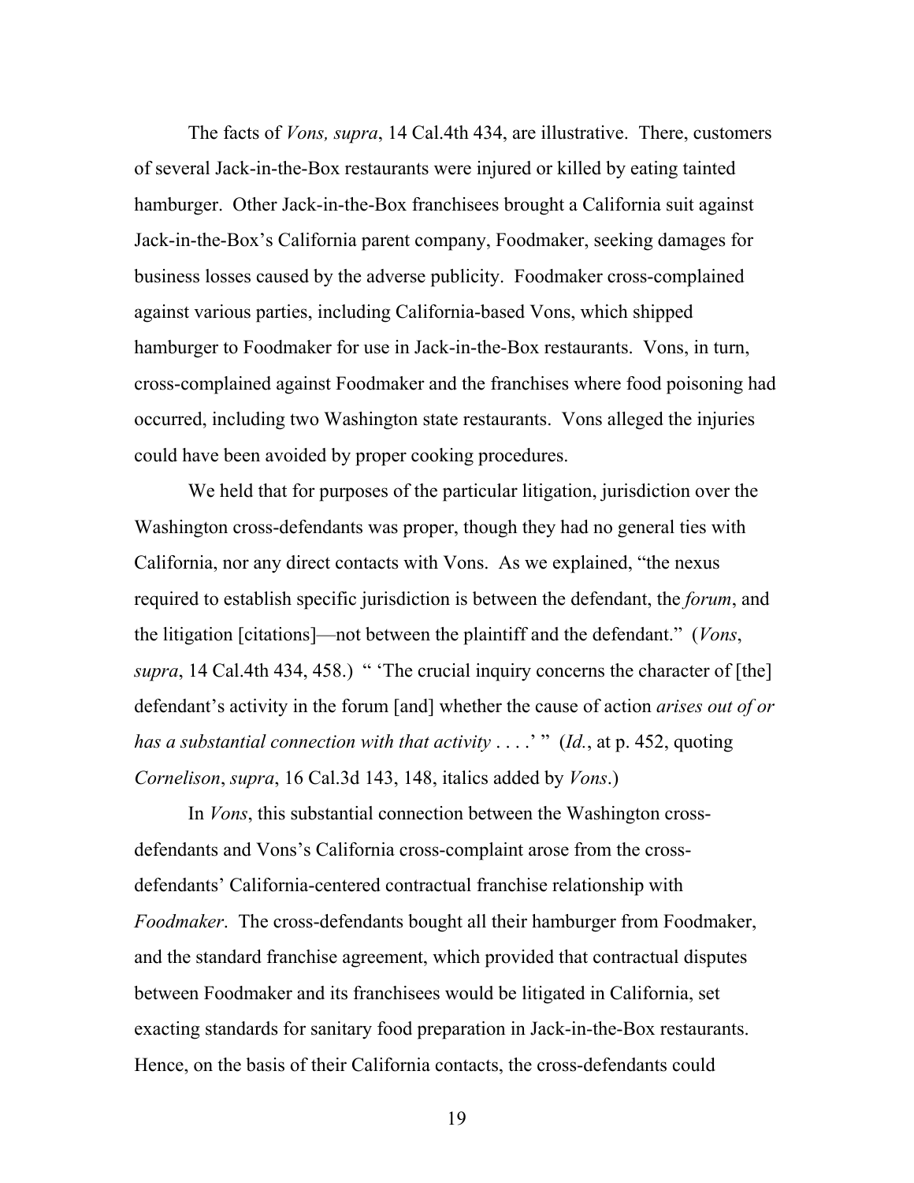The facts of *Vons, supra*, 14 Cal.4th 434, are illustrative. There, customers of several Jack-in-the-Box restaurants were injured or killed by eating tainted hamburger. Other Jack-in-the-Box franchisees brought a California suit against Jack-in-the-Box's California parent company, Foodmaker, seeking damages for business losses caused by the adverse publicity. Foodmaker cross-complained against various parties, including California-based Vons, which shipped hamburger to Foodmaker for use in Jack-in-the-Box restaurants. Vons, in turn, cross-complained against Foodmaker and the franchises where food poisoning had occurred, including two Washington state restaurants. Vons alleged the injuries could have been avoided by proper cooking procedures.

We held that for purposes of the particular litigation, jurisdiction over the Washington cross-defendants was proper, though they had no general ties with California, nor any direct contacts with Vons. As we explained, "the nexus required to establish specific jurisdiction is between the defendant, the *forum*, and the litigation [citations]—not between the plaintiff and the defendant." (*Vons*, *supra*, 14 Cal.4th 434, 458.) " 'The crucial inquiry concerns the character of [the] defendant's activity in the forum [and] whether the cause of action *arises out of or has a substantial connection with that activity* . . . .' " (*Id.*, at p. 452, quoting *Cornelison*, *supra*, 16 Cal.3d 143, 148, italics added by *Vons*.)

In *Vons*, this substantial connection between the Washington cross-defendants and Vons's California cross-complaint arose from the cross-defendants' California-centered contractual franchise relationship with *Foodmaker*. The cross-defendants bought all their hamburger from Foodmaker, and the standard franchise agreement, which provided that contractual disputes between Foodmaker and its franchisees would be litigated in California, set exacting standards for sanitary food preparation in Jack-in-the-Box restaurants. Hence, on the basis of their California contacts, the cross-defendants could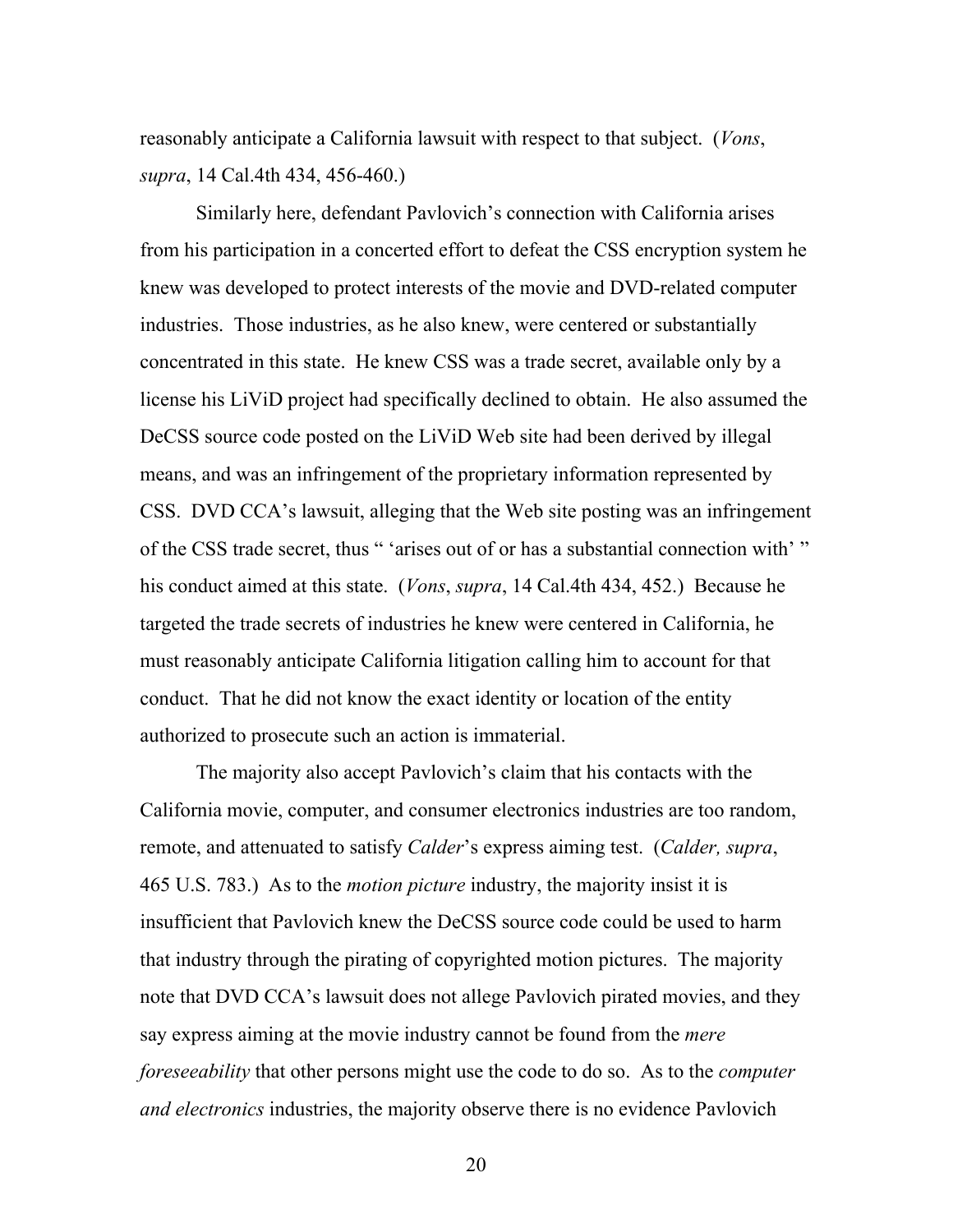reasonably anticipate a California lawsuit with respect to that subject. (*Vons*, *supra*, 14 Cal.4th 434, 456-460.)

Similarly here, defendant Pavlovich's connection with California arises from his participation in a concerted effort to defeat the CSS encryption system he knew was developed to protect interests of the movie and DVD-related computer industries. Those industries, as he also knew, were centered or substantially concentrated in this state. He knew CSS was a trade secret, available only by a license his LiViD project had specifically declined to obtain. He also assumed the DeCSS source code posted on the LiViD Web site had been derived by illegal means, and was an infringement of the proprietary information represented by CSS. DVD CCA's lawsuit, alleging that the Web site posting was an infringement of the CSS trade secret, thus " 'arises out of or has a substantial connection with' " his conduct aimed at this state. (*Vons*, *supra*, 14 Cal.4th 434, 452.) Because he targeted the trade secrets of industries he knew were centered in California, he must reasonably anticipate California litigation calling him to account for that conduct. That he did not know the exact identity or location of the entity authorized to prosecute such an action is immaterial.

The majority also accept Pavlovich's claim that his contacts with the California movie, computer, and consumer electronics industries are too random, remote, and attenuated to satisfy *Calder*'s express aiming test. (*Calder, supra*, 465 U.S. 783.) As to the *motion picture* industry, the majority insist it is insufficient that Pavlovich knew the DeCSS source code could be used to harm that industry through the pirating of copyrighted motion pictures. The majority note that DVD CCA's lawsuit does not allege Pavlovich pirated movies, and they say express aiming at the movie industry cannot be found from the *mere foreseeability* that other persons might use the code to do so. As to the *computer and electronics* industries, the majority observe there is no evidence Pavlovich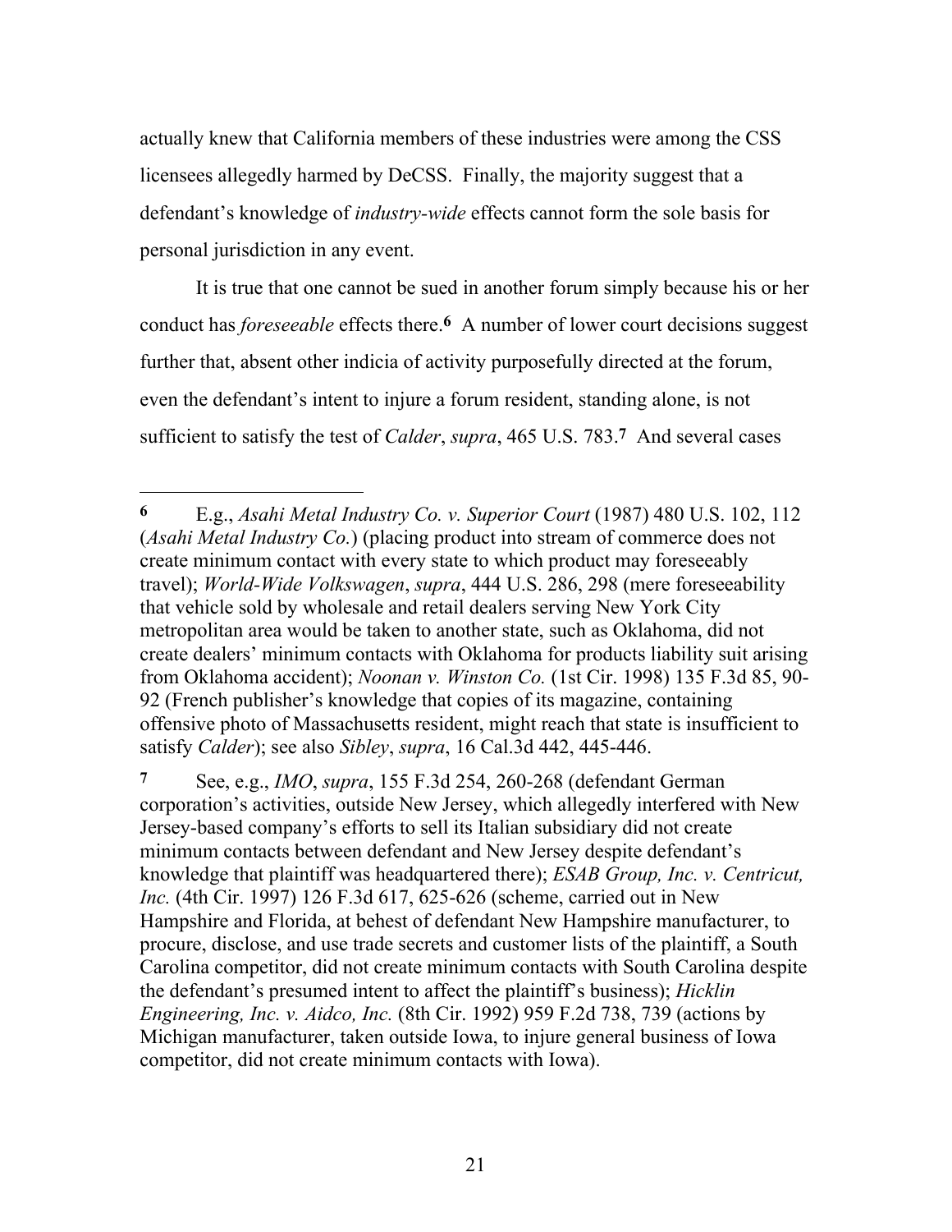actually knew that California members of these industries were among the CSS licensees allegedly harmed by DeCSS. Finally, the majority suggest that a defendant's knowledge of *industry-wide* effects cannot form the sole basis for personal jurisdiction in any event.

It is true that one cannot be sued in another forum simply because his or her conduct has *foreseeable* effects there.[6] A number of lower court decisions suggest further that, absent other indicia of activity purposefully directed at the forum, even the defendant's intent to injure a forum resident, standing alone, is not sufficient to satisfy the test of *Calder*, *supra*, 465 U.S. 783.[7] And several cases

---

**6** E.g., *Asahi Metal Industry Co. v. Superior Court* (1987) 480 U.S. 102, 112 (*Asahi Metal Industry Co.*) (placing product into stream of commerce does not create minimum contact with every state to which product may foreseeably travel); *World-Wide Volkswagen*, *supra*, 444 U.S. 286, 298 (mere foreseeability that vehicle sold by wholesale and retail dealers serving New York City metropolitan area would be taken to another state, such as Oklahoma, did not create dealers' minimum contacts with Oklahoma for products liability suit arising from Oklahoma accident); *Noonan v. Winston Co.* (1st Cir. 1998) 135 F.3d 85, 90-92 (French publisher's knowledge that copies of its magazine, containing offensive photo of Massachusetts resident, might reach that state is insufficient to satisfy *Calder*); see also *Sibley*, *supra*, 16 Cal.3d 442, 445-446.

**7** See, e.g., *IMO*, *supra*, 155 F.3d 254, 260-268 (defendant German corporation's activities, outside New Jersey, which allegedly interfered with New Jersey-based company's efforts to sell its Italian subsidiary did not create minimum contacts between defendant and New Jersey despite defendant's knowledge that plaintiff was headquartered there); *ESAB Group, Inc. v. Centricut, Inc.* (4th Cir. 1997) 126 F.3d 617, 625-626 (scheme, carried out in New Hampshire and Florida, at behest of defendant New Hampshire manufacturer, to procure, disclose, and use trade secrets and customer lists of the plaintiff, a South Carolina competitor, did not create minimum contacts with South Carolina despite the defendant's presumed intent to affect the plaintiff's business); *Hicklin Engineering, Inc. v. Aidco, Inc.* (8th Cir. 1992) 959 F.2d 738, 739 (actions by Michigan manufacturer, taken outside Iowa, to injure general business of Iowa competitor, did not create minimum contacts with Iowa).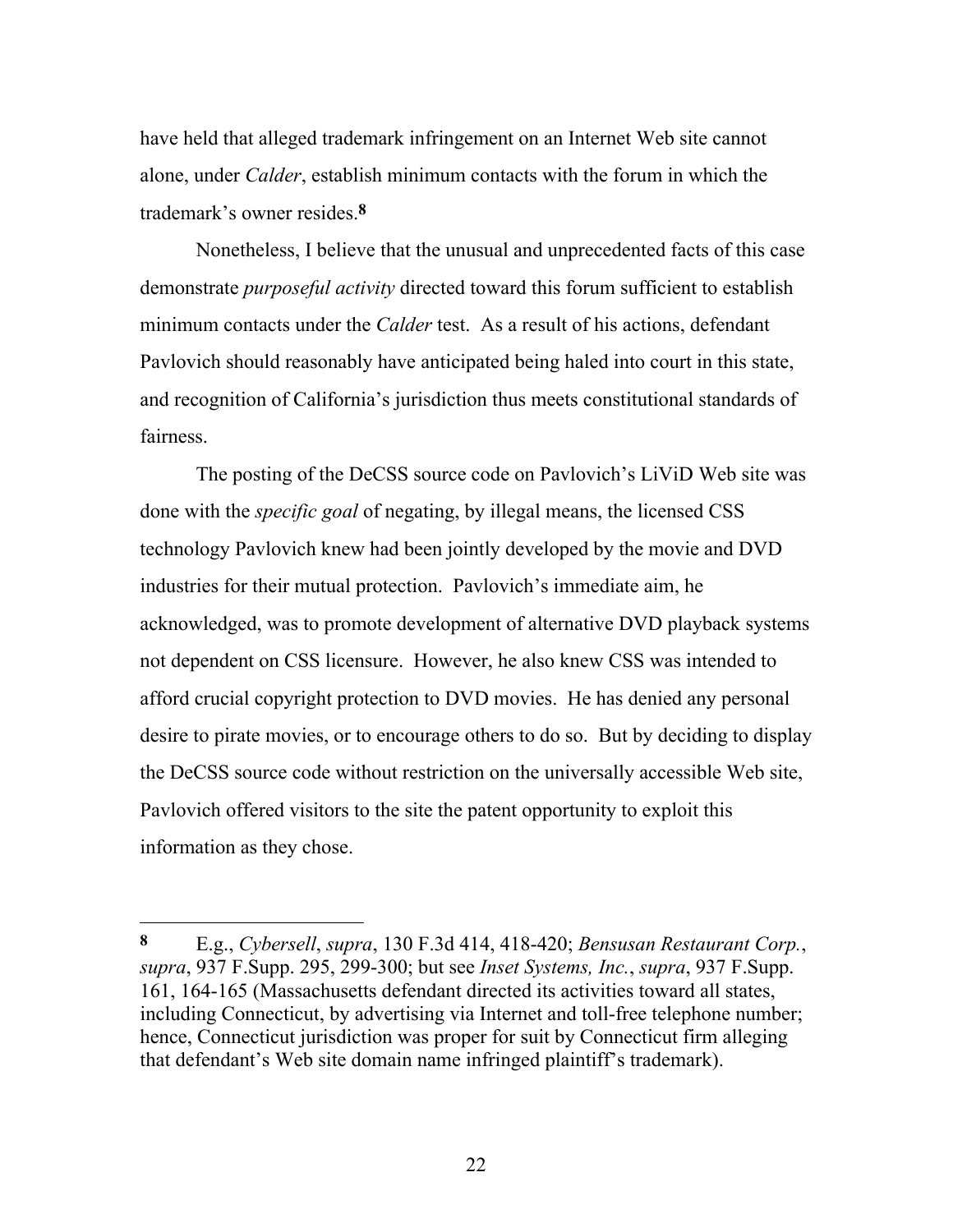have held that alleged trademark infringement on an Internet Web site cannot alone, under *Calder*, establish minimum contacts with the forum in which the trademark's owner resides.[8]

Nonetheless, I believe that the unusual and unprecedented facts of this case demonstrate *purposeful activity* directed toward this forum sufficient to establish minimum contacts under the *Calder* test. As a result of his actions, defendant Pavlovich should reasonably have anticipated being haled into court in this state, and recognition of California's jurisdiction thus meets constitutional standards of fairness.

The posting of the DeCSS source code on Pavlovich's LiViD Web site was done with the *specific goal* of negating, by illegal means, the licensed CSS technology Pavlovich knew had been jointly developed by the movie and DVD industries for their mutual protection. Pavlovich's immediate aim, he acknowledged, was to promote development of alternative DVD playback systems not dependent on CSS licensure. However, he also knew CSS was intended to afford crucial copyright protection to DVD movies. He has denied any personal desire to pirate movies, or to encourage others to do so. But by deciding to display the DeCSS source code without restriction on the universally accessible Web site, Pavlovich offered visitors to the site the patent opportunity to exploit this information as they chose.

---

**8** E.g., *Cybersell*, *supra*, 130 F.3d 414, 418-420; *Bensusan Restaurant Corp.*, *supra*, 937 F.Supp. 295, 299-300; but see *Inset Systems, Inc.*, *supra*, 937 F.Supp. 161, 164-165 (Massachusetts defendant directed its activities toward all states, including Connecticut, by advertising via Internet and toll-free telephone number; hence, Connecticut jurisdiction was proper for suit by Connecticut firm alleging that defendant's Web site domain name infringed plaintiff's trademark).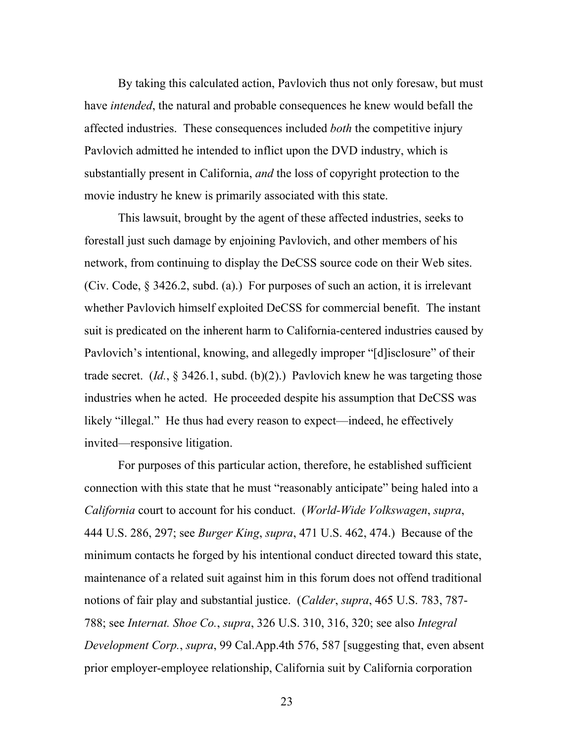By taking this calculated action, Pavlovich thus not only foresaw, but must have *intended*, the natural and probable consequences he knew would befall the affected industries. These consequences included *both* the competitive injury Pavlovich admitted he intended to inflict upon the DVD industry, which is substantially present in California, *and* the loss of copyright protection to the movie industry he knew is primarily associated with this state.

This lawsuit, brought by the agent of these affected industries, seeks to forestall just such damage by enjoining Pavlovich, and other members of his network, from continuing to display the DeCSS source code on their Web sites. (Civ. Code, § 3426.2, subd. (a).) For purposes of such an action, it is irrelevant whether Pavlovich himself exploited DeCSS for commercial benefit. The instant suit is predicated on the inherent harm to California-centered industries caused by Pavlovich's intentional, knowing, and allegedly improper "[d]isclosure" of their trade secret. (*Id.*, § 3426.1, subd. (b)(2).) Pavlovich knew he was targeting those industries when he acted. He proceeded despite his assumption that DeCSS was likely "illegal." He thus had every reason to expect—indeed, he effectively invited—responsive litigation.

For purposes of this particular action, therefore, he established sufficient connection with this state that he must "reasonably anticipate" being haled into a *California* court to account for his conduct. (*World-Wide Volkswagen*, *supra*, 444 U.S. 286, 297; see *Burger King*, *supra*, 471 U.S. 462, 474.) Because of the minimum contacts he forged by his intentional conduct directed toward this state, maintenance of a related suit against him in this forum does not offend traditional notions of fair play and substantial justice. (*Calder*, *supra*, 465 U.S. 783, 787-788; see *Internat. Shoe Co.*, *supra*, 326 U.S. 310, 316, 320; see also *Integral Development Corp.*, *supra*, 99 Cal.App.4th 576, 587 [suggesting that, even absent prior employer-employee relationship, California suit by California corporation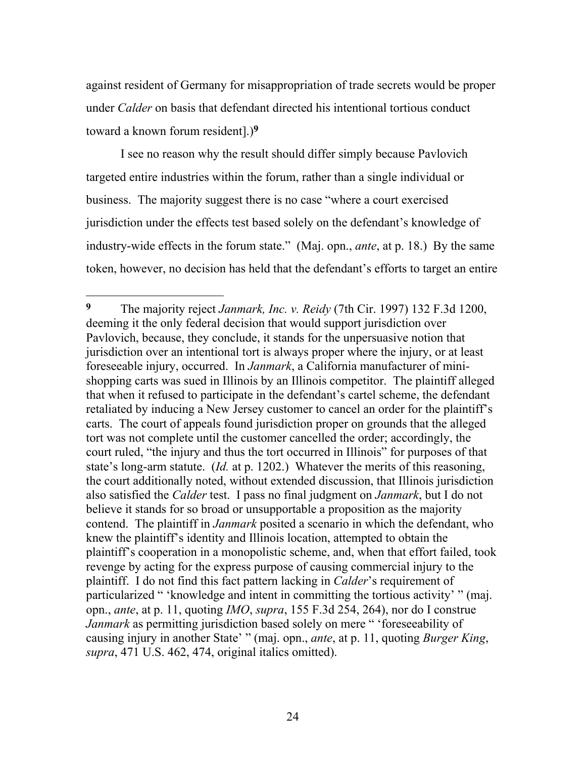against resident of Germany for misappropriation of trade secrets would be proper under *Calder* on basis that defendant directed his intentional tortious conduct toward a known forum resident].)[9]

I see no reason why the result should differ simply because Pavlovich targeted entire industries within the forum, rather than a single individual or business. The majority suggest there is no case "where a court exercised jurisdiction under the effects test based solely on the defendant's knowledge of industry-wide effects in the forum state." (Maj. opn., *ante*, at p. 18.) By the same token, however, no decision has held that the defendant's efforts to target an entire

---

[9] The majority reject *Janmark, Inc. v. Reidy* (7th Cir. 1997) 132 F.3d 1200, deeming it the only federal decision that would support jurisdiction over Pavlovich, because, they conclude, it stands for the unpersuasive notion that jurisdiction over an intentional tort is always proper where the injury, or at least foreseeable injury, occurred. In *Janmark*, a California manufacturer of mini-shopping carts was sued in Illinois by an Illinois competitor. The plaintiff alleged that when it refused to participate in the defendant's cartel scheme, the defendant retaliated by inducing a New Jersey customer to cancel an order for the plaintiff's carts. The court of appeals found jurisdiction proper on grounds that the alleged tort was not complete until the customer cancelled the order; accordingly, the court ruled, "the injury and thus the tort occurred in Illinois" for purposes of that state's long-arm statute. (*Id.* at p. 1202.) Whatever the merits of this reasoning, the court additionally noted, without extended discussion, that Illinois jurisdiction also satisfied the *Calder* test. I pass no final judgment on *Janmark*, but I do not believe it stands for so broad or unsupportable a proposition as the majority contend. The plaintiff in *Janmark* posited a scenario in which the defendant, who knew the plaintiff's identity and Illinois location, attempted to obtain the plaintiff's cooperation in a monopolistic scheme, and, when that effort failed, took revenge by acting for the express purpose of causing commercial injury to the plaintiff. I do not find this fact pattern lacking in *Calder*'s requirement of particularized " 'knowledge and intent in committing the tortious activity' " (maj. opn., *ante*, at p. 11, quoting *IMO*, *supra*, 155 F.3d 254, 264), nor do I construe *Janmark* as permitting jurisdiction based solely on mere " 'foreseeability of causing injury in another State' " (maj. opn., *ante*, at p. 11, quoting *Burger King*, *supra*, 471 U.S. 462, 474, original italics omitted).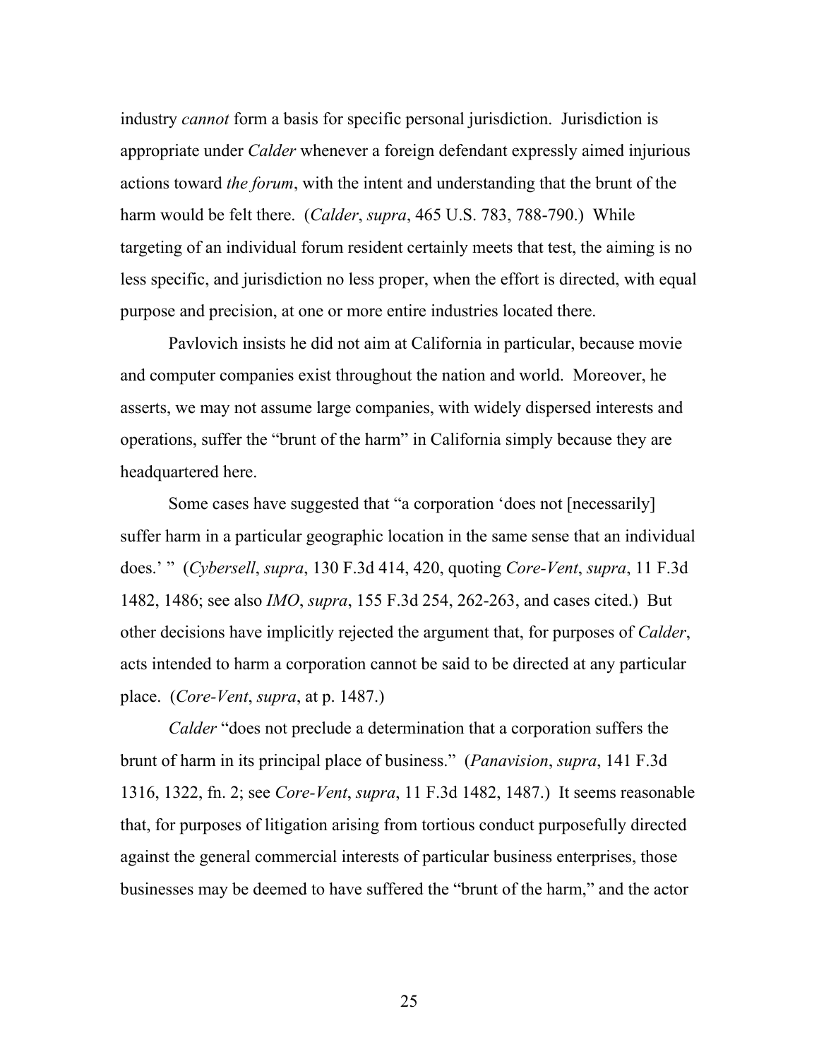industry *cannot* form a basis for specific personal jurisdiction. Jurisdiction is appropriate under *Calder* whenever a foreign defendant expressly aimed injurious actions toward *the forum*, with the intent and understanding that the brunt of the harm would be felt there. (*Calder*, *supra*, 465 U.S. 783, 788-790.) While targeting of an individual forum resident certainly meets that test, the aiming is no less specific, and jurisdiction no less proper, when the effort is directed, with equal purpose and precision, at one or more entire industries located there.

Pavlovich insists he did not aim at California in particular, because movie and computer companies exist throughout the nation and world. Moreover, he asserts, we may not assume large companies, with widely dispersed interests and operations, suffer the "brunt of the harm" in California simply because they are headquartered here.

Some cases have suggested that "a corporation 'does not [necessarily] suffer harm in a particular geographic location in the same sense that an individual does.' " (*Cybersell*, *supra*, 130 F.3d 414, 420, quoting *Core-Vent*, *supra*, 11 F.3d 1482, 1486; see also *IMO*, *supra*, 155 F.3d 254, 262-263, and cases cited.) But other decisions have implicitly rejected the argument that, for purposes of *Calder*, acts intended to harm a corporation cannot be said to be directed at any particular place. (*Core-Vent*, *supra*, at p. 1487.)

*Calder* "does not preclude a determination that a corporation suffers the brunt of harm in its principal place of business." (*Panavision*, *supra*, 141 F.3d 1316, 1322, fn. 2; see *Core-Vent*, *supra*, 11 F.3d 1482, 1487.) It seems reasonable that, for purposes of litigation arising from tortious conduct purposefully directed against the general commercial interests of particular business enterprises, those businesses may be deemed to have suffered the "brunt of the harm," and the actor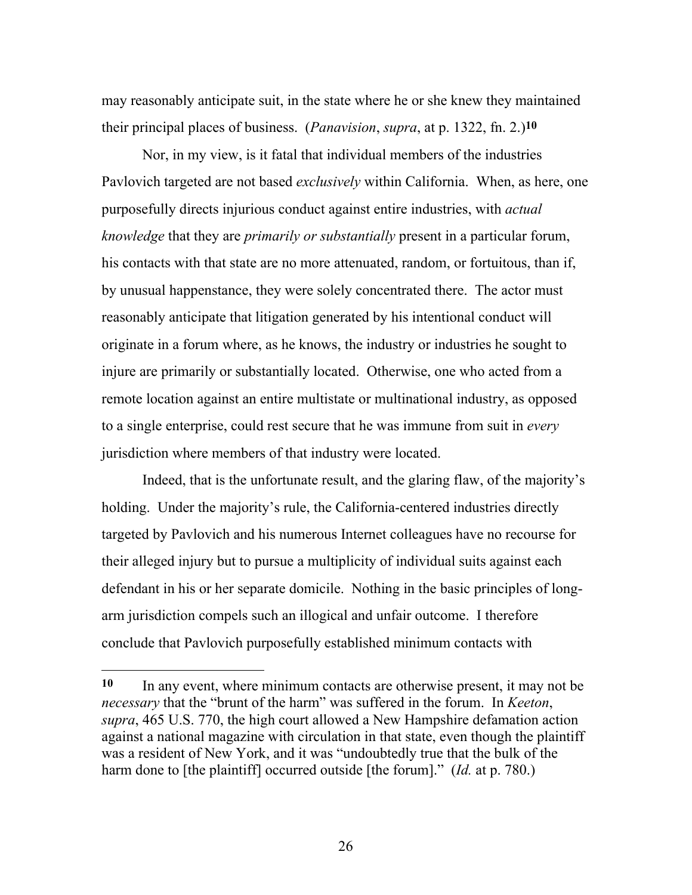may reasonably anticipate suit, in the state where he or she knew they maintained their principal places of business. (*Panavision*, *supra*, at p. 1322, fn. 2.)[10]

Nor, in my view, is it fatal that individual members of the industries Pavlovich targeted are not based *exclusively* within California. When, as here, one purposefully directs injurious conduct against entire industries, with *actual knowledge* that they are *primarily or substantially* present in a particular forum, his contacts with that state are no more attenuated, random, or fortuitous, than if, by unusual happenstance, they were solely concentrated there. The actor must reasonably anticipate that litigation generated by his intentional conduct will originate in a forum where, as he knows, the industry or industries he sought to injure are primarily or substantially located. Otherwise, one who acted from a remote location against an entire multistate or multinational industry, as opposed to a single enterprise, could rest secure that he was immune from suit in *every* jurisdiction where members of that industry were located.

Indeed, that is the unfortunate result, and the glaring flaw, of the majority's holding. Under the majority's rule, the California-centered industries directly targeted by Pavlovich and his numerous Internet colleagues have no recourse for their alleged injury but to pursue a multiplicity of individual suits against each defendant in his or her separate domicile. Nothing in the basic principles of long-arm jurisdiction compels such an illogical and unfair outcome. I therefore conclude that Pavlovich purposefully established minimum contacts with

---

**10** In any event, where minimum contacts are otherwise present, it may not be *necessary* that the "brunt of the harm" was suffered in the forum. In *Keeton*, *supra*, 465 U.S. 770, the high court allowed a New Hampshire defamation action against a national magazine with circulation in that state, even though the plaintiff was a resident of New York, and it was "undoubtedly true that the bulk of the harm done to [the plaintiff] occurred outside [the forum]." (*Id.* at p. 780.)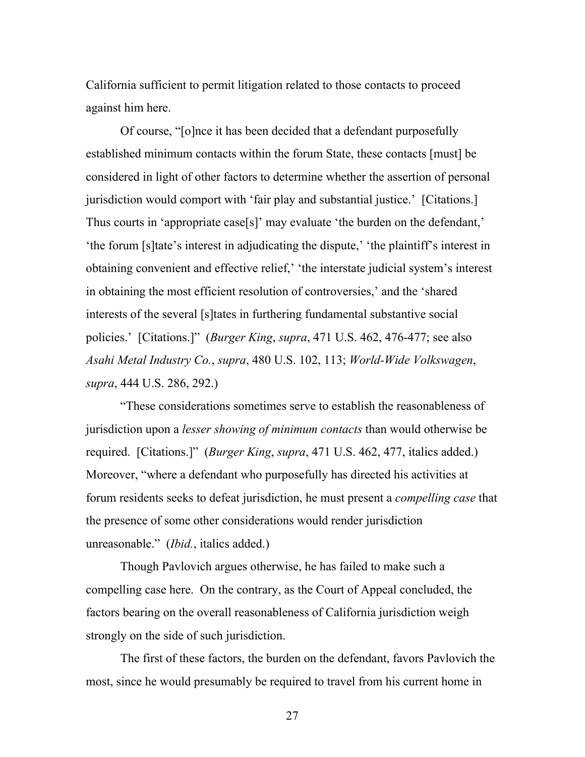California sufficient to permit litigation related to those contacts to proceed against him here.

Of course, "[o]nce it has been decided that a defendant purposefully established minimum contacts within the forum State, these contacts [must] be considered in light of other factors to determine whether the assertion of personal jurisdiction would comport with 'fair play and substantial justice.' [Citations.] Thus courts in 'appropriate case[s]' may evaluate 'the burden on the defendant,' 'the forum [s]tate's interest in adjudicating the dispute,' 'the plaintiff's interest in obtaining convenient and effective relief,' 'the interstate judicial system's interest in obtaining the most efficient resolution of controversies,' and the 'shared interests of the several [s]tates in furthering fundamental substantive social policies.' [Citations.]" (*Burger King*, *supra*, 471 U.S. 462, 476-477; see also *Asahi Metal Industry Co.*, *supra*, 480 U.S. 102, 113; *World-Wide Volkswagen*, *supra*, 444 U.S. 286, 292.)

"These considerations sometimes serve to establish the reasonableness of jurisdiction upon a *lesser showing of minimum contacts* than would otherwise be required. [Citations.]" (*Burger King*, *supra*, 471 U.S. 462, 477, italics added.) Moreover, "where a defendant who purposefully has directed his activities at forum residents seeks to defeat jurisdiction, he must present a *compelling case* that the presence of some other considerations would render jurisdiction unreasonable." (*Ibid.*, italics added.)

Though Pavlovich argues otherwise, he has failed to make such a compelling case here. On the contrary, as the Court of Appeal concluded, the factors bearing on the overall reasonableness of California jurisdiction weigh strongly on the side of such jurisdiction.

The first of these factors, the burden on the defendant, favors Pavlovich the most, since he would presumably be required to travel from his current home in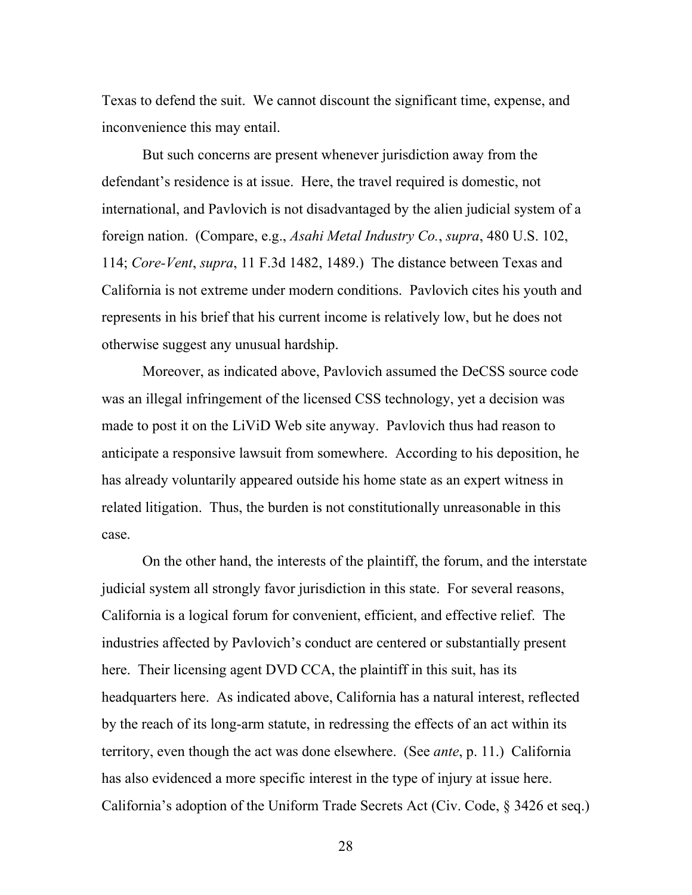Texas to defend the suit. We cannot discount the significant time, expense, and inconvenience this may entail.

But such concerns are present whenever jurisdiction away from the defendant's residence is at issue. Here, the travel required is domestic, not international, and Pavlovich is not disadvantaged by the alien judicial system of a foreign nation. (Compare, e.g., *Asahi Metal Industry Co.*, *supra*, 480 U.S. 102, 114; *Core-Vent*, *supra*, 11 F.3d 1482, 1489.) The distance between Texas and California is not extreme under modern conditions. Pavlovich cites his youth and represents in his brief that his current income is relatively low, but he does not otherwise suggest any unusual hardship.

Moreover, as indicated above, Pavlovich assumed the DeCSS source code was an illegal infringement of the licensed CSS technology, yet a decision was made to post it on the LiViD Web site anyway. Pavlovich thus had reason to anticipate a responsive lawsuit from somewhere. According to his deposition, he has already voluntarily appeared outside his home state as an expert witness in related litigation. Thus, the burden is not constitutionally unreasonable in this case.

On the other hand, the interests of the plaintiff, the forum, and the interstate judicial system all strongly favor jurisdiction in this state. For several reasons, California is a logical forum for convenient, efficient, and effective relief. The industries affected by Pavlovich's conduct are centered or substantially present here. Their licensing agent DVD CCA, the plaintiff in this suit, has its headquarters here. As indicated above, California has a natural interest, reflected by the reach of its long-arm statute, in redressing the effects of an act within its territory, even though the act was done elsewhere. (See *ante*, p. 11.) California has also evidenced a more specific interest in the type of injury at issue here. California's adoption of the Uniform Trade Secrets Act (Civ. Code, § 3426 et seq.)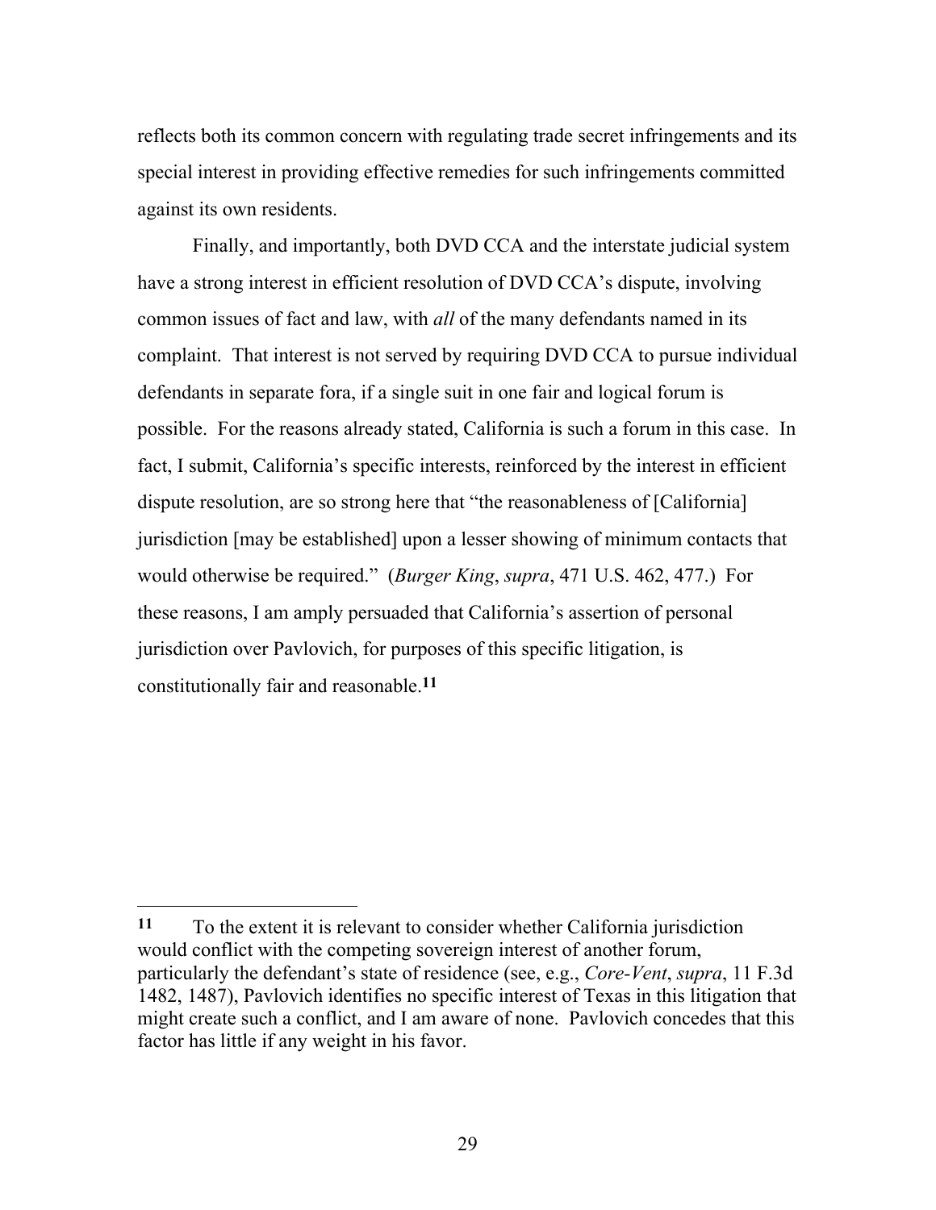reflects both its common concern with regulating trade secret infringements and its special interest in providing effective remedies for such infringements committed against its own residents.

Finally, and importantly, both DVD CCA and the interstate judicial system have a strong interest in efficient resolution of DVD CCA's dispute, involving common issues of fact and law, with *all* of the many defendants named in its complaint. That interest is not served by requiring DVD CCA to pursue individual defendants in separate fora, if a single suit in one fair and logical forum is possible. For the reasons already stated, California is such a forum in this case. In fact, I submit, California's specific interests, reinforced by the interest in efficient dispute resolution, are so strong here that "the reasonableness of [California] jurisdiction [may be established] upon a lesser showing of minimum contacts that would otherwise be required." (*Burger King*, *supra*, 471 U.S. 462, 477.) For these reasons, I am amply persuaded that California's assertion of personal jurisdiction over Pavlovich, for purposes of this specific litigation, is constitutionally fair and reasonable.[11]

---

**11** To the extent it is relevant to consider whether California jurisdiction would conflict with the competing sovereign interest of another forum, particularly the defendant's state of residence (see, e.g., *Core-Vent*, *supra*, 11 F.3d 1482, 1487), Pavlovich identifies no specific interest of Texas in this litigation that might create such a conflict, and I am aware of none. Pavlovich concedes that this factor has little if any weight in his favor.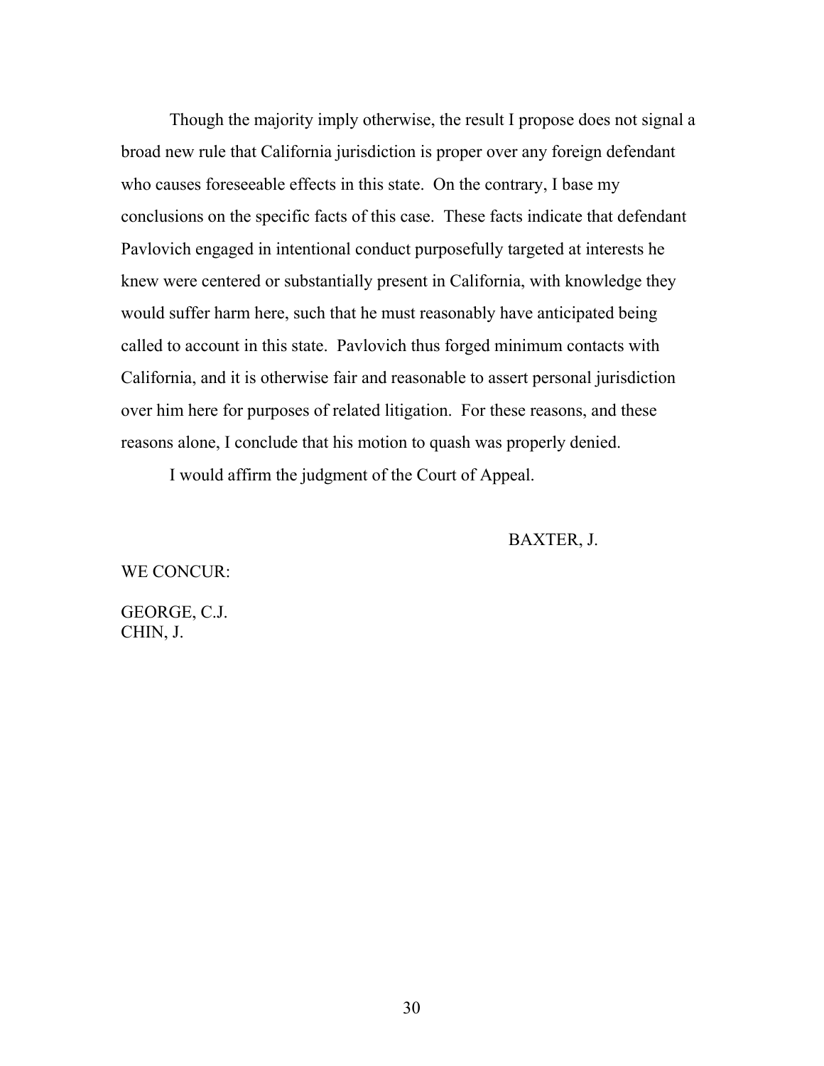Though the majority imply otherwise, the result I propose does not signal a broad new rule that California jurisdiction is proper over any foreign defendant who causes foreseeable effects in this state. On the contrary, I base my conclusions on the specific facts of this case. These facts indicate that defendant Pavlovich engaged in intentional conduct purposefully targeted at interests he knew were centered or substantially present in California, with knowledge they would suffer harm here, such that he must reasonably have anticipated being called to account in this state. Pavlovich thus forged minimum contacts with California, and it is otherwise fair and reasonable to assert personal jurisdiction over him here for purposes of related litigation. For these reasons, and these reasons alone, I conclude that his motion to quash was properly denied.

I would affirm the judgment of the Court of Appeal.

BAXTER, J.

WE CONCUR:

GEORGE, C.J.
CHIN, J.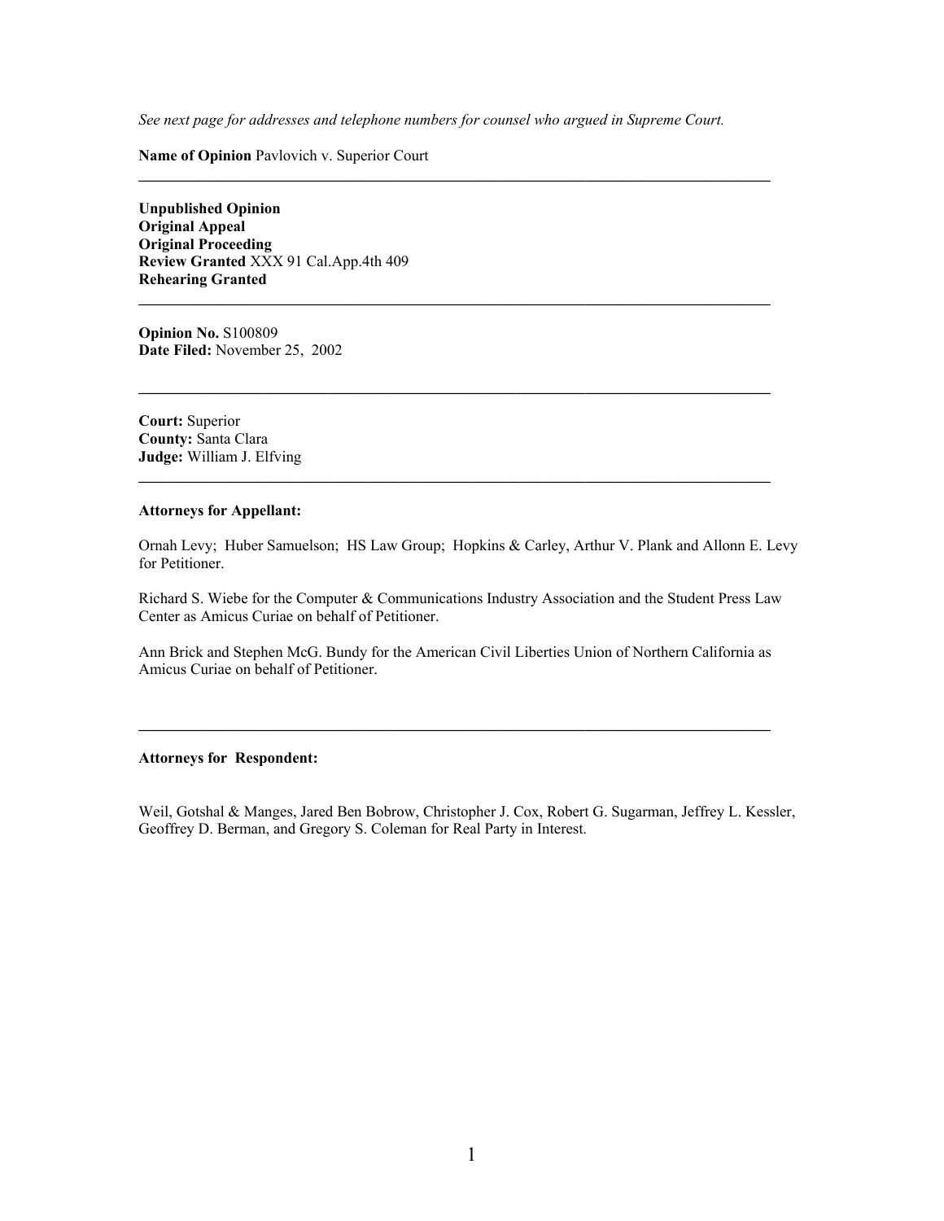*See next page for addresses and telephone numbers for counsel who argued in Supreme Court.*

**Name of Opinion** Pavlovich v. Superior Court

---

**Unpublished Opinion**
**Original Appeal**
**Original Proceeding**
**Review Granted** XXX 91 Cal.App.4th 409
**Rehearing Granted**

---

**Opinion No.** S100809
**Date Filed:** November 25, 2002

---

**Court:** Superior
**County:** Santa Clara
**Judge:** William J. Elfving

---

**Attorneys for Appellant:**

Ornah Levy; Huber Samuelson; HS Law Group; Hopkins & Carley, Arthur V. Plank and Allonn E. Levy for Petitioner.

Richard S. Wiebe for the Computer & Communications Industry Association and the Student Press Law Center as Amicus Curiae on behalf of Petitioner.

Ann Brick and Stephen McG. Bundy for the American Civil Liberties Union of Northern California as Amicus Curiae on behalf of Petitioner.

---

**Attorneys for Respondent:**

Weil, Gotshal & Manges, Jared Ben Bobrow, Christopher J. Cox, Robert G. Sugarman, Jeffrey L. Kessler, Geoffrey D. Berman, and Gregory S. Coleman for Real Party in Interest.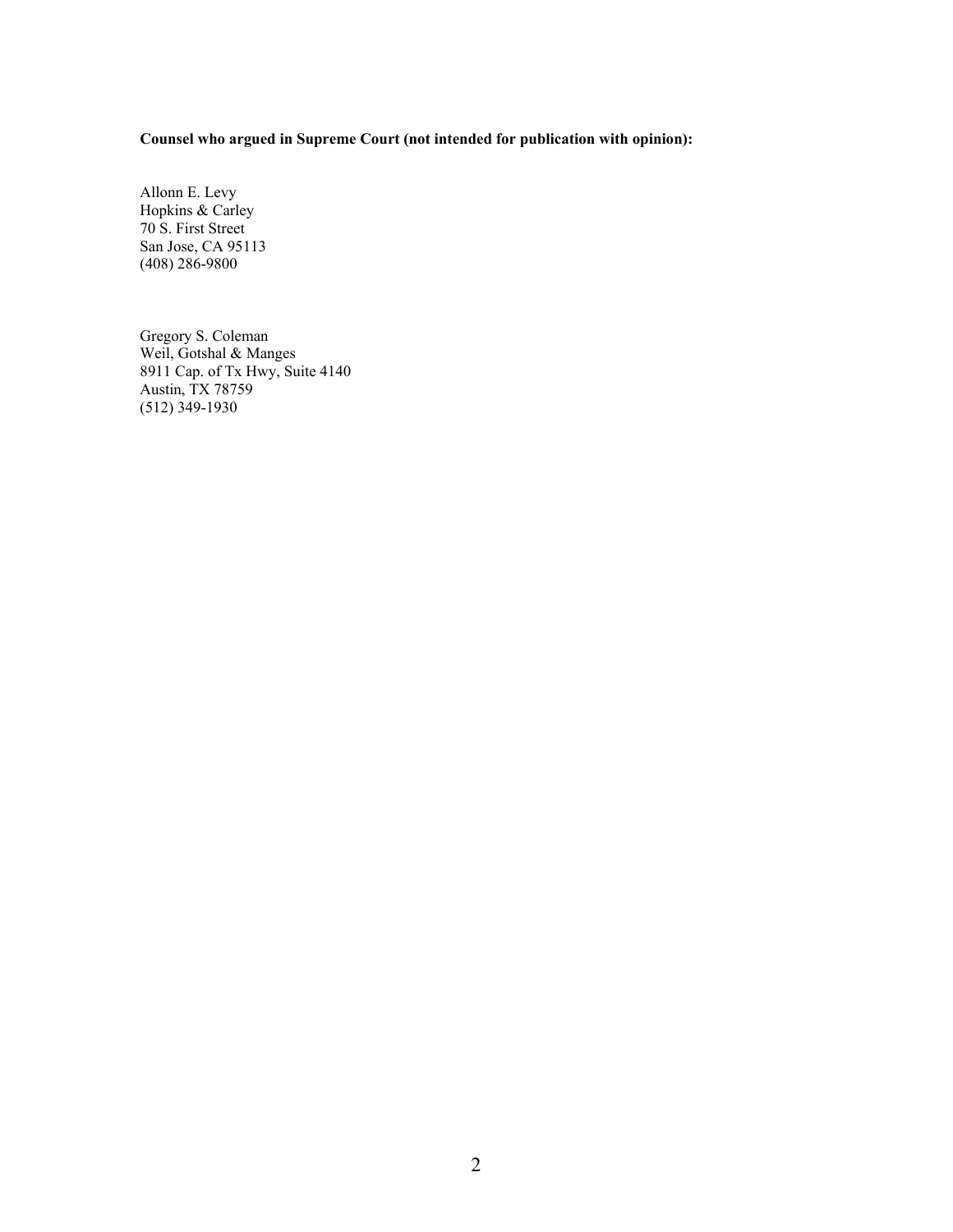**Counsel who argued in Supreme Court (not intended for publication with opinion):**

Allonn E. Levy
Hopkins & Carley
70 S. First Street
San Jose, CA 95113
(408) 286-9800

Gregory S. Coleman
Weil, Gotshal & Manges
8911 Cap. of Tx Hwy, Suite 4140
Austin, TX 78759
(512) 349-1930